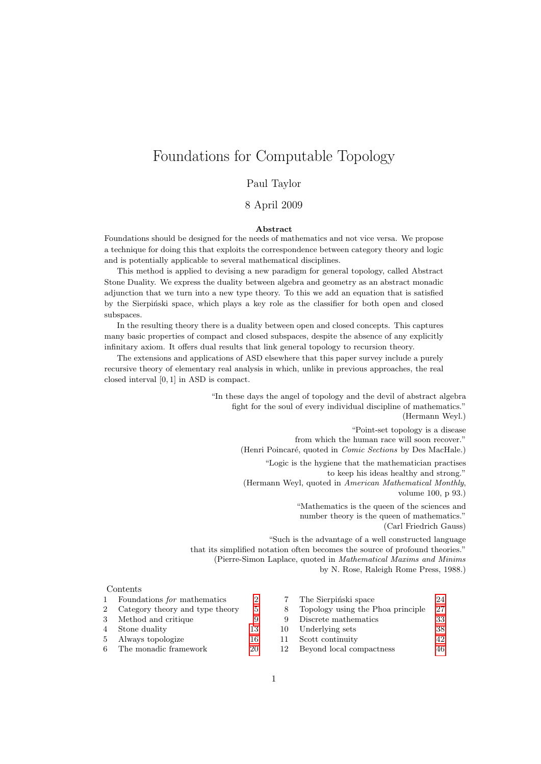# Foundations for Computable Topology

Paul Taylor

8 April 2009

**Abstract**

Foundations should be designed for the needs of mathematics and not vice versa. We propose a technique for doing this that exploits the correspondence between category theory and logic and is potentially applicable to several mathematical disciplines.

This method is applied to devising a new paradigm for general topology, called Abstract Stone Duality. We express the duality between algebra and geometry as an abstract monadic adjunction that we turn into a new type theory. To this we add an equation that is satisfied by the Sierpiński space, which plays a key role as the classifier for both open and closed subspaces.

In the resulting theory there is a duality between open and closed concepts. This captures many basic properties of compact and closed subspaces, despite the absence of any explicitly infinitary axiom. It offers dual results that link general topology to recursion theory.

The extensions and applications of ASD elsewhere that this paper survey include a purely recursive theory of elementary real analysis in which, unlike in previous approaches, the real closed interval $[0, 1]$ in ASD is compact.

> "In these days the angel of topology and the devil of abstract algebra fight for the soul of every individual discipline of mathematics."
> (Hermann Weyl.)

> "Point-set topology is a disease from which the human race will soon recover."
> (Henri Poincaré, quoted in *Comic Sections* by Des MacHale.)

> "Logic is the hygiene that the mathematician practises to keep his ideas healthy and strong."
> (Hermann Weyl, quoted in *American Mathematical Monthly*, volume 100, p 93.)

> "Mathematics is the queen of the sciences and number theory is the queen of mathematics."
> (Carl Friedrich Gauss)

> "Such is the advantage of a well constructed language that its simplified notation often becomes the source of profound theories."
> (Pierre-Simon Laplace, quoted in *Mathematical Maxims and Minims* by N. Rose, Raleigh Rome Press, 1988.)

Contents

| | | |
|---|---|---|
| 1 | Foundations *for* mathematics | 2 |
| 2 | Category theory and type theory | 5 |
| 3 | Method and critique | 9 |
| 4 | Stone duality | 13 |
| 5 | Always topologize | 16 |
| 6 | The monadic framework | 20 |
| 7 | The Sierpiński space | 24 |
| 8 | Topology using the Phoa principle | 27 |
| 9 | Discrete mathematics | 33 |
| 10 | Underlying sets | 38 |
| 11 | Scott continuity | 42 |
| 12 | Beyond local compactness | 46 |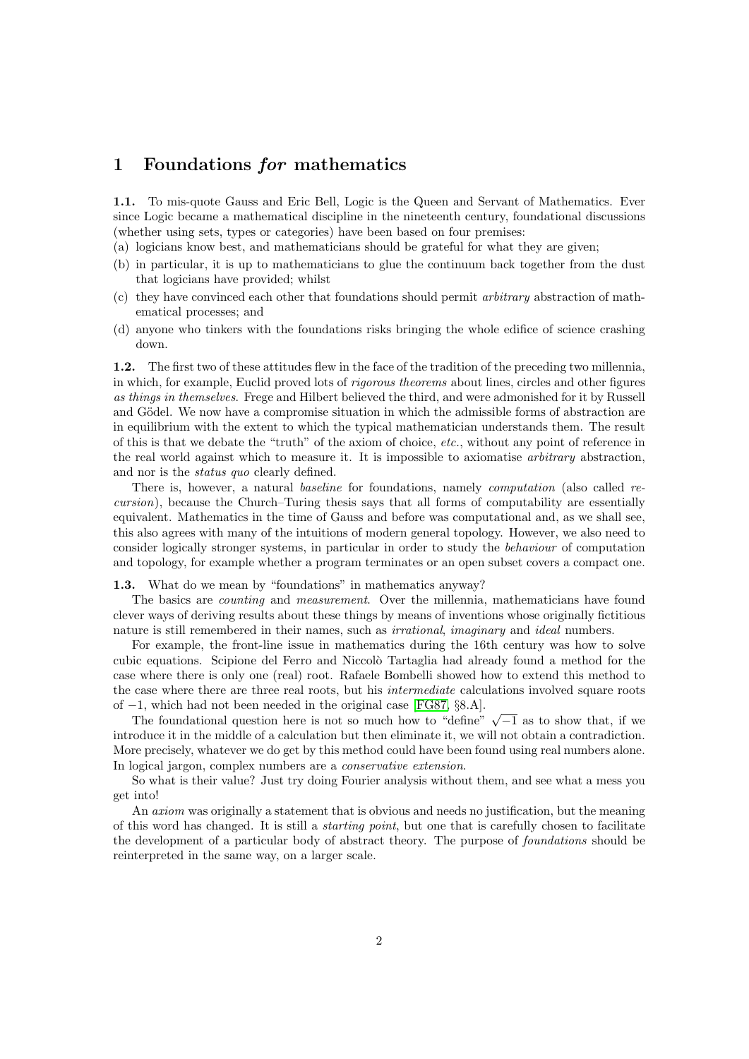# 1 Foundations *for* mathematics

**1.1.** To mis-quote Gauss and Eric Bell, Logic is the Queen and Servant of Mathematics. Ever since Logic became a mathematical discipline in the nineteenth century, foundational discussions (whether using sets, types or categories) have been based on four premises:

(a) logicians know best, and mathematicians should be grateful for what they are given;

(b) in particular, it is up to mathematicians to glue the continuum back together from the dust that logicians have provided; whilst

(c) they have convinced each other that foundations should permit *arbitrary* abstraction of mathematical processes; and

(d) anyone who tinkers with the foundations risks bringing the whole edifice of science crashing down.

**1.2.** The first two of these attitudes flew in the face of the tradition of the preceding two millennia, in which, for example, Euclid proved lots of *rigorous theorems* about lines, circles and other figures *as things in themselves*. Frege and Hilbert believed the third, and were admonished for it by Russell and Gödel. We now have a compromise situation in which the admissible forms of abstraction are in equilibrium with the extent to which the typical mathematician understands them. The result of this is that we debate the "truth" of the axiom of choice, *etc.*, without any point of reference in the real world against which to measure it. It is impossible to axiomatise *arbitrary* abstraction, and nor is the *status quo* clearly defined.

There is, however, a natural *baseline* for foundations, namely *computation* (also called *recursion*), because the Church–Turing thesis says that all forms of computability are essentially equivalent. Mathematics in the time of Gauss and before was computational and, as we shall see, this also agrees with many of the intuitions of modern general topology. However, we also need to consider logically stronger systems, in particular in order to study the *behaviour* of computation and topology, for example whether a program terminates or an open subset covers a compact one.

**1.3.** What do we mean by "foundations" in mathematics anyway?

The basics are *counting* and *measurement*. Over the millennia, mathematicians have found clever ways of deriving results about these things by means of inventions whose originally fictitious nature is still remembered in their names, such as *irrational*, *imaginary* and *ideal* numbers.

For example, the front-line issue in mathematics during the 16th century was how to solve cubic equations. Scipione del Ferro and Niccolò Tartaglia had already found a method for the case where there is only one (real) root. Rafaele Bombelli showed how to extend this method to the case where there are three real roots, but his *intermediate* calculations involved square roots of $-1$, which had not been needed in the original case [FG87, §8.A].

The foundational question here is not so much how to "define" $\sqrt{-1}$ as to show that, if we introduce it in the middle of a calculation but then eliminate it, we will not obtain a contradiction. More precisely, whatever we do get by this method could have been found using real numbers alone. In logical jargon, complex numbers are a *conservative extension*.

So what is their value? Just try doing Fourier analysis without them, and see what a mess you get into!

An *axiom* was originally a statement that is obvious and needs no justification, but the meaning of this word has changed. It is still a *starting point*, but one that is carefully chosen to facilitate the development of a particular body of abstract theory. The purpose of *foundations* should be reinterpreted in the same way, on a larger scale.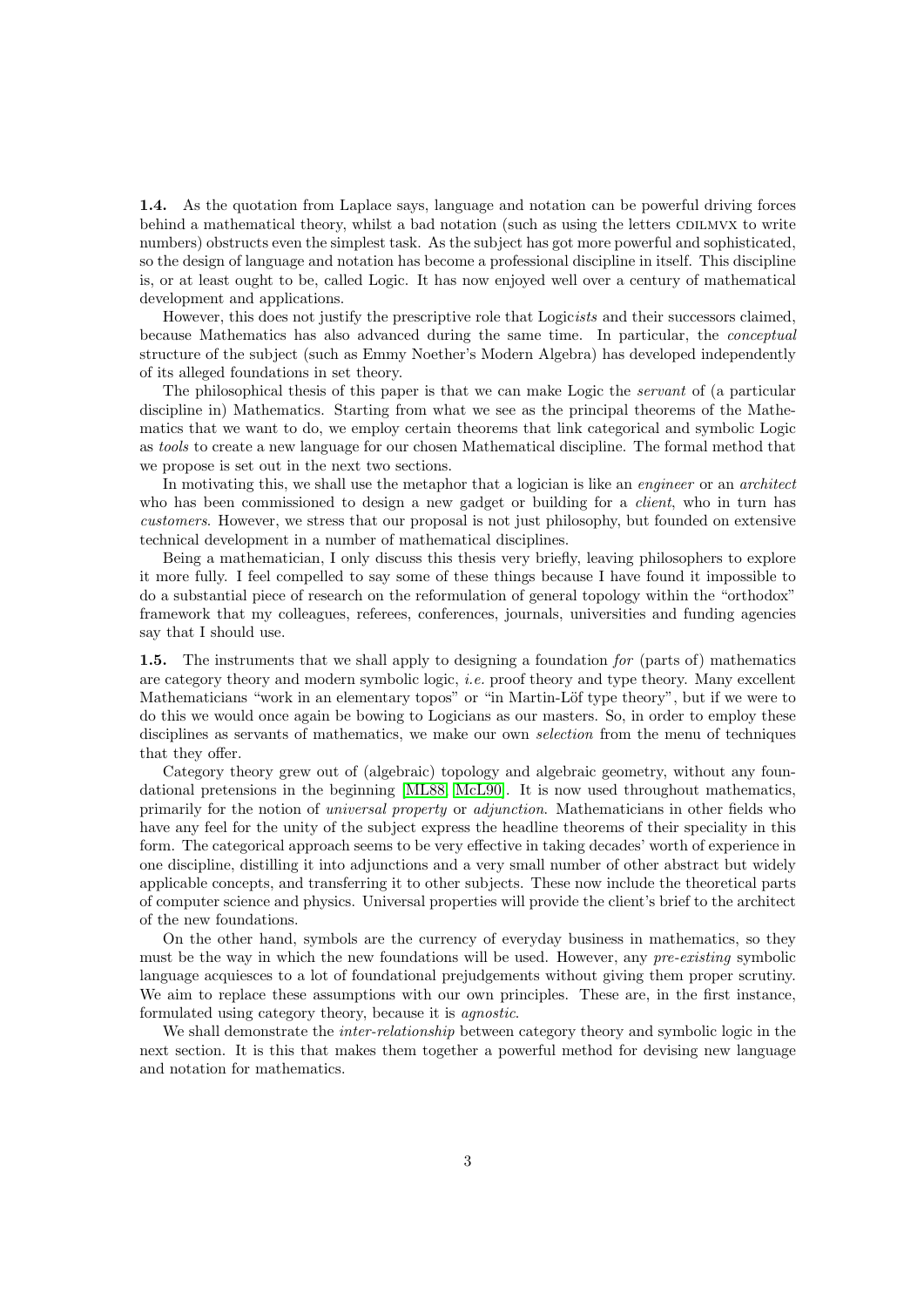**1.4.** As the quotation from Laplace says, language and notation can be powerful driving forces behind a mathematical theory, whilst a bad notation (such as using the letters CDILMVX to write numbers) obstructs even the simplest task. As the subject has got more powerful and sophisticated, so the design of language and notation has become a professional discipline in itself. This discipline is, or at least ought to be, called Logic. It has now enjoyed well over a century of mathematical development and applications.

However, this does not justify the prescriptive role that Logic*ists* and their successors claimed, because Mathematics has also advanced during the same time. In particular, the *conceptual* structure of the subject (such as Emmy Noether's Modern Algebra) has developed independently of its alleged foundations in set theory.

The philosophical thesis of this paper is that we can make Logic the *servant* of (a particular discipline in) Mathematics. Starting from what we see as the principal theorems of the Mathematics that we want to do, we employ certain theorems that link categorical and symbolic Logic as *tools* to create a new language for our chosen Mathematical discipline. The formal method that we propose is set out in the next two sections.

In motivating this, we shall use the metaphor that a logician is like an *engineer* or an *architect* who has been commissioned to design a new gadget or building for a *client*, who in turn has *customers*. However, we stress that our proposal is not just philosophy, but founded on extensive technical development in a number of mathematical disciplines.

Being a mathematician, I only discuss this thesis very briefly, leaving philosophers to explore it more fully. I feel compelled to say some of these things because I have found it impossible to do a substantial piece of research on the reformulation of general topology within the "orthodox" framework that my colleagues, referees, conferences, journals, universities and funding agencies say that I should use.

**1.5.** The instruments that we shall apply to designing a foundation *for* (parts of) mathematics are category theory and modern symbolic logic, *i.e.* proof theory and type theory. Many excellent Mathematicians "work in an elementary topos" or "in Martin-Löf type theory", but if we were to do this we would once again be bowing to Logicians as our masters. So, in order to employ these disciplines as servants of mathematics, we make our own *selection* from the menu of techniques that they offer.

Category theory grew out of (algebraic) topology and algebraic geometry, without any foundational pretensions in the beginning [ML88, McL90]. It is now used throughout mathematics, primarily for the notion of *universal property* or *adjunction*. Mathematicians in other fields who have any feel for the unity of the subject express the headline theorems of their speciality in this form. The categorical approach seems to be very effective in taking decades' worth of experience in one discipline, distilling it into adjunctions and a very small number of other abstract but widely applicable concepts, and transferring it to other subjects. These now include the theoretical parts of computer science and physics. Universal properties will provide the client's brief to the architect of the new foundations.

On the other hand, symbols are the currency of everyday business in mathematics, so they must be the way in which the new foundations will be used. However, any *pre-existing* symbolic language acquiesces to a lot of foundational prejudgements without giving them proper scrutiny. We aim to replace these assumptions with our own principles. These are, in the first instance, formulated using category theory, because it is *agnostic*.

We shall demonstrate the *inter-relationship* between category theory and symbolic logic in the next section. It is this that makes them together a powerful method for devising new language and notation for mathematics.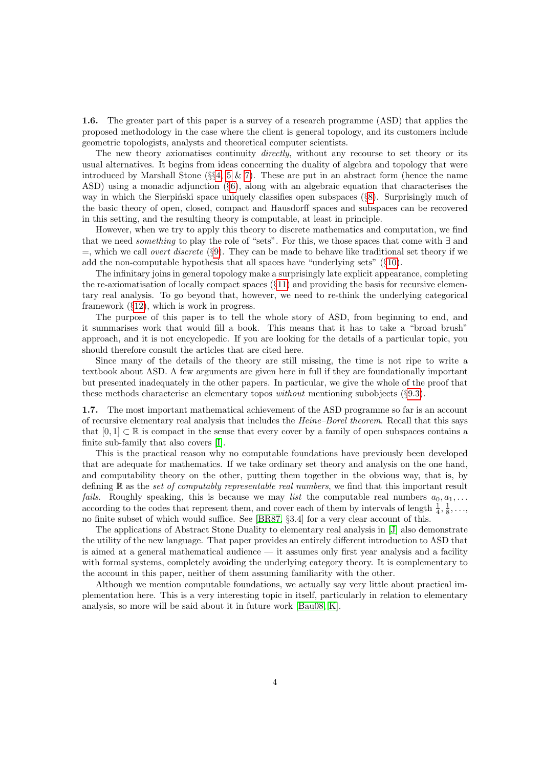**1.6.** The greater part of this paper is a survey of a research programme (ASD) that applies the proposed methodology in the case where the client is general topology, and its customers include geometric topologists, analysts and theoretical computer scientists.

The new theory axiomatises continuity *directly*, without any recourse to set theory or its usual alternatives. It begins from ideas concerning the duality of algebra and topology that were introduced by Marshall Stone (§§4, 5 & 7). These are put in an abstract form (hence the name ASD) using a monadic adjunction (§6), along with an algebraic equation that characterises the way in which the Sierpiński space uniquely classifies open subspaces (§8). Surprisingly much of the basic theory of open, closed, compact and Hausdorff spaces and subspaces can be recovered in this setting, and the resulting theory is computable, at least in principle.

However, when we try to apply this theory to discrete mathematics and computation, we find that we need *something* to play the role of "sets". For this, we those spaces that come with $\exists$ and $=$, which we call *overt discrete* (§9). They can be made to behave like traditional set theory if we add the non-computable hypothesis that all spaces have "underlying sets" (§10).

The infinitary joins in general topology make a surprisingly late explicit appearance, completing the re-axiomatisation of locally compact spaces (§11) and providing the basis for recursive elementary real analysis. To go beyond that, however, we need to re-think the underlying categorical framework (§12), which is work in progress.

The purpose of this paper is to tell the whole story of ASD, from beginning to end, and it summarises work that would fill a book. This means that it has to take a "broad brush" approach, and it is not encyclopedic. If you are looking for the details of a particular topic, you should therefore consult the articles that are cited here.

Since many of the details of the theory are still missing, the time is not ripe to write a textbook about ASD. A few arguments are given here in full if they are foundationally important but presented inadequately in the other papers. In particular, we give the whole of the proof that these methods characterise an elementary topos *without* mentioning subobjects (§9.3).

**1.7.** The most important mathematical achievement of the ASD programme so far is an account of recursive elementary real analysis that includes the *Heine–Borel theorem*. Recall that this says that $[0,1] \subset \mathbb{R}$ is compact in the sense that every cover by a family of open subspaces contains a finite sub-family that also covers [I].

This is the practical reason why no computable foundations have previously been developed that are adequate for mathematics. If we take ordinary set theory and analysis on the one hand, and computability theory on the other, putting them together in the obvious way, that is, by defining $\mathbb{R}$ as the *set of computably representable real numbers*, we find that this important result *fails*. Roughly speaking, this is because we may *list* the computable real numbers $a_0, a_1, \ldots$ according to the codes that represent them, and cover each of them by intervals of length $\frac{1}{4}, \frac{1}{8}, \ldots$, no finite subset of which would suffice. See [BR87, §3.4] for a very clear account of this.

The applications of Abstract Stone Duality to elementary real analysis in [J] also demonstrate the utility of the new language. That paper provides an entirely different introduction to ASD that is aimed at a general mathematical audience — it assumes only first year analysis and a facility with formal systems, completely avoiding the underlying category theory. It is complementary to the account in this paper, neither of them assuming familiarity with the other.

Although we mention computable foundations, we actually say very little about practical implementation here. This is a very interesting topic in itself, particularly in relation to elementary analysis, so more will be said about it in future work [Bau08, K].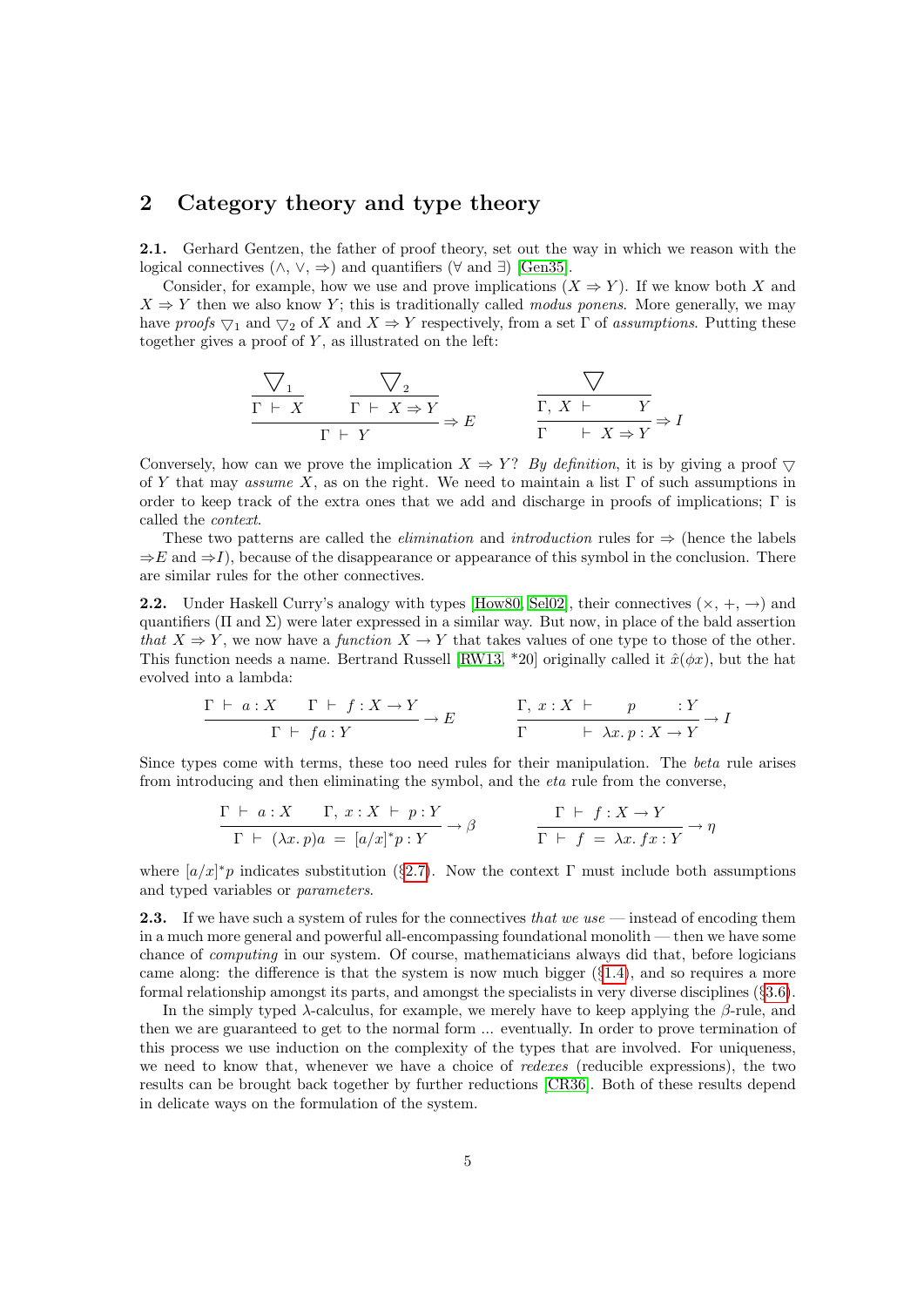## 2 Category theory and type theory

**2.1.** Gerhard Gentzen, the father of proof theory, set out the way in which we reason with the logical connectives ($\wedge$, $\vee$, $\Rightarrow$) and quantifiers ($\forall$ and $\exists$) [Gen35].

Consider, for example, how we use and prove implications ($X \Rightarrow Y$). If we know both $X$ and $X \Rightarrow Y$ then we also know $Y$; this is traditionally called *modus ponens*. More generally, we may have *proofs* $\bigtriangledown_1$ and $\bigtriangledown_2$ of $X$ and $X \Rightarrow Y$ respectively, from a set $\Gamma$ of *assumptions*. Putting these together gives a proof of $Y$, as illustrated on the left:

$$\frac{\dfrac{\bigtriangledown_1}{\Gamma \vdash X} \qquad \dfrac{\bigtriangledown_2}{\Gamma \vdash X \Rightarrow Y}}{\Gamma \vdash Y} \Rightarrow E \qquad\qquad \frac{\dfrac{\bigtriangledown}{\Gamma,\ X \vdash \quad Y}}{\Gamma \quad \vdash X \Rightarrow Y} \Rightarrow I$$

Conversely, how can we prove the implication $X \Rightarrow Y$? *By definition*, it is by giving a proof $\bigtriangledown$ of $Y$ that may *assume* $X$, as on the right. We need to maintain a list $\Gamma$ of such assumptions in order to keep track of the extra ones that we add and discharge in proofs of implications; $\Gamma$ is called the *context*.

These two patterns are called the *elimination* and *introduction* rules for $\Rightarrow$ (hence the labels $\Rightarrow E$ and $\Rightarrow I$), because of the disappearance or appearance of this symbol in the conclusion. There are similar rules for the other connectives.

**2.2.** Under Haskell Curry's analogy with types [How80, Sel02], their connectives ($\times$, $+$, $\to$) and quantifiers ($\Pi$ and $\Sigma$) were later expressed in a similar way. But now, in place of the bald assertion *that* $X \Rightarrow Y$, we now have a *function* $X \to Y$ that takes values of one type to those of the other. This function needs a name. Bertrand Russell [RW13, \*20] originally called it $\hat{x}(\phi x)$, but the hat evolved into a lambda:

$$\frac{\Gamma \vdash a : X \qquad \Gamma \vdash f : X \to Y}{\Gamma \vdash fa : Y} \to E \qquad\qquad \frac{\Gamma,\ x : X \vdash \quad p \quad : Y}{\Gamma \quad \vdash \lambda x.\, p : X \to Y} \to I$$

Since types come with terms, these too need rules for their manipulation. The *beta* rule arises from introducing and then eliminating the symbol, and the *eta* rule from the converse,

$$\frac{\Gamma \vdash a : X \qquad \Gamma,\ x : X \vdash p : Y}{\Gamma \vdash (\lambda x.\, p)a \ = \ [a/x]^* p : Y} \to \beta \qquad\qquad \frac{\Gamma \vdash f : X \to Y}{\Gamma \vdash f \ = \ \lambda x.\, fx : Y} \to \eta$$

where $[a/x]^* p$ indicates substitution (§2.7). Now the context $\Gamma$ must include both assumptions and typed variables or *parameters*.

**2.3.** If we have such a system of rules for the connectives *that we use* — instead of encoding them in a much more general and powerful all-encompassing foundational monolith — then we have some chance of *computing* in our system. Of course, mathematicians always did that, before logicians came along: the difference is that the system is now much bigger (§1.4), and so requires a more formal relationship amongst its parts, and amongst the specialists in very diverse disciplines (§3.6).

In the simply typed $\lambda$-calculus, for example, we merely have to keep applying the $\beta$-rule, and then we are guaranteed to get to the normal form ... eventually. In order to prove termination of this process we use induction on the complexity of the types that are involved. For uniqueness, we need to know that, whenever we have a choice of *redexes* (reducible expressions), the two results can be brought back together by further reductions [CR36]. Both of these results depend in delicate ways on the formulation of the system.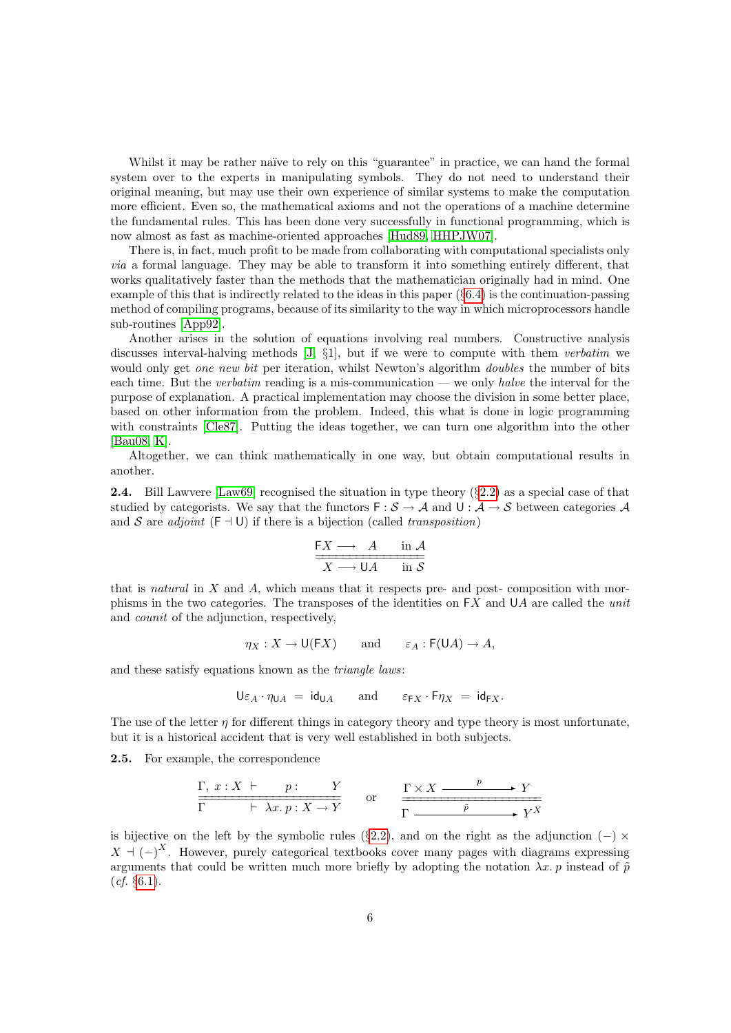Whilst it may be rather naïve to rely on this "guarantee" in practice, we can hand the formal system over to the experts in manipulating symbols. They do not need to understand their original meaning, but may use their own experience of similar systems to make the computation more efficient. Even so, the mathematical axioms and not the operations of a machine determine the fundamental rules. This has been done very successfully in functional programming, which is now almost as fast as machine-oriented approaches [Hud89, HHPJW07].

There is, in fact, much profit to be made from collaborating with computational specialists only *via* a formal language. They may be able to transform it into something entirely different, that works qualitatively faster than the methods that the mathematician originally had in mind. One example of this that is indirectly related to the ideas in this paper (§6.4) is the continuation-passing method of compiling programs, because of its similarity to the way in which microprocessors handle sub-routines [App92].

Another arises in the solution of equations involving real numbers. Constructive analysis discusses interval-halving methods [J, §1], but if we were to compute with them *verbatim* we would only get *one new bit* per iteration, whilst Newton's algorithm *doubles* the number of bits each time. But the *verbatim* reading is a mis-communication — we only *halve* the interval for the purpose of explanation. A practical implementation may choose the division in some better place, based on other information from the problem. Indeed, this what is done in logic programming with constraints [Cle87]. Putting the ideas together, we can turn one algorithm into the other [Bau08, K].

Altogether, we can think mathematically in one way, but obtain computational results in another.

**2.4.** Bill Lawvere [Law69] recognised the situation in type theory (§2.2) as a special case of that studied by categorists. We say that the functors $\mathsf{F} : \mathcal{S} \to \mathcal{A}$ and $\mathsf{U} : \mathcal{A} \to \mathcal{S}$ between categories $\mathcal{A}$ and $\mathcal{S}$ are *adjoint* ($\mathsf{F} \dashv \mathsf{U}$) if there is a bijection (called *transposition*)

$$\frac{\mathsf{F}X \longrightarrow A \qquad \text{in } \mathcal{A}}{\overline{\overline{X \longrightarrow \mathsf{U}A \qquad \text{in } \mathcal{S}}}}$$

that is *natural* in $X$ and $A$, which means that it respects pre- and post- composition with morphisms in the two categories. The transposes of the identities on $\mathsf{F}X$ and $\mathsf{U}A$ are called the *unit* and *counit* of the adjunction, respectively,

$$\eta_X : X \to \mathsf{U}(\mathsf{F}X) \qquad \text{and} \qquad \varepsilon_A : \mathsf{F}(\mathsf{U}A) \to A,$$

and these satisfy equations known as the *triangle laws*:

$$\mathsf{U}\varepsilon_A \cdot \eta_{\mathsf{U}A} \;=\; \mathsf{id}_{\mathsf{U}A} \qquad \text{and} \qquad \varepsilon_{\mathsf{F}X} \cdot \mathsf{F}\eta_X \;=\; \mathsf{id}_{\mathsf{F}X}.$$

The use of the letter $\eta$ for different things in category theory and type theory is most unfortunate, but it is a historical accident that is very well established in both subjects.

**2.5.** For example, the correspondence

$$\frac{\Gamma,\, x : X \;\vdash\; p : Y}{\overline{\overline{\Gamma \;\vdash\; \lambda x.\, p : X \to Y}}} \qquad \text{or} \qquad \frac{\Gamma \times X \xrightarrow{\;\;p\;\;} Y}{\overline{\overline{\Gamma \xrightarrow{\;\;\tilde{p}\;\;} Y^X}}}$$

is bijective on the left by the symbolic rules (§2.2), and on the right as the adjunction $(-) \times X \dashv (-)^X$. However, purely categorical textbooks cover many pages with diagrams expressing arguments that could be written much more briefly by adopting the notation $\lambda x.\, p$ instead of $\tilde{p}$ (*cf.* §6.1).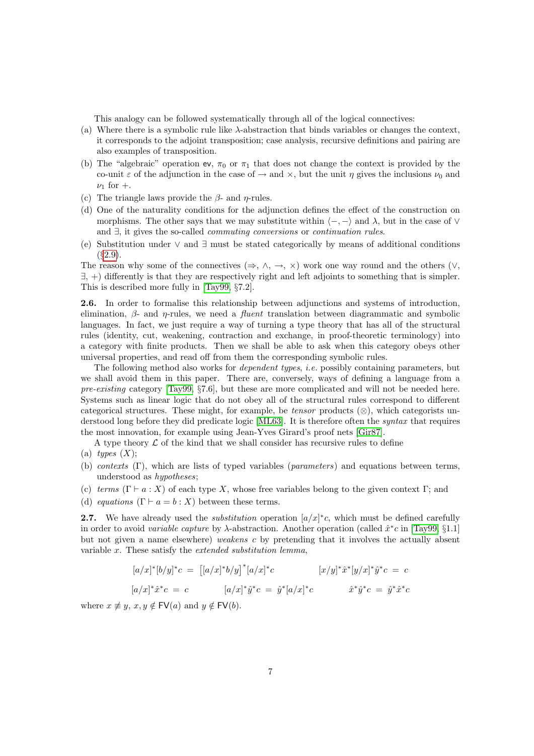This analogy can be followed systematically through all of the logical connectives:

(a) Where there is a symbolic rule like $\lambda$-abstraction that binds variables or changes the context, it corresponds to the adjoint transposition; case analysis, recursive definitions and pairing are also examples of transposition.

(b) The "algebraic" operation $\mathsf{ev}$, $\pi_0$ or $\pi_1$ that does not change the context is provided by the co-unit $\varepsilon$ of the adjunction in the case of $\to$ and $\times$, but the unit $\eta$ gives the inclusions $\nu_0$ and $\nu_1$ for $+$.

(c) The triangle laws provide the $\beta$- and $\eta$-rules.

(d) One of the naturality conditions for the adjunction defines the effect of the construction on morphisms. The other says that we may substitute within $\langle -, - \rangle$ and $\lambda$, but in the case of $\vee$ and $\exists$, it gives the so-called *commuting conversions* or *continuation rules*.

(e) Substitution under $\vee$ and $\exists$ must be stated categorically by means of additional conditions (§2.9).

The reason why some of the connectives ($\Rightarrow$, $\wedge$, $\to$, $\times$) work one way round and the others ($\vee$, $\exists$, $+$) differently is that they are respectively right and left adjoints to something that is simpler. This is described more fully in [Tay99, §7.2].

**2.6.** In order to formalise this relationship between adjunctions and systems of introduction, elimination, $\beta$- and $\eta$-rules, we need a *fluent* translation between diagrammatic and symbolic languages. In fact, we just require a way of turning a type theory that has all of the structural rules (identity, cut, weakening, contraction and exchange, in proof-theoretic terminology) into a category with finite products. Then we shall be able to ask when this category obeys other universal properties, and read off from them the corresponding symbolic rules.

The following method also works for *dependent types*, *i.e.* possibly containing parameters, but we shall avoid them in this paper. There are, conversely, ways of defining a language from a *pre-existing* category [Tay99, §7.6], but these are more complicated and will not be needed here. Systems such as linear logic that do not obey all of the structural rules correspond to different categorical structures. These might, for example, be *tensor* products ($\otimes$), which categorists understood long before they did predicate logic [ML63]. It is therefore often the *syntax* that requires the most innovation, for example using Jean-Yves Girard's proof nets [Gir87].

A type theory $\mathcal{L}$ of the kind that we shall consider has recursive rules to define

(a) *types* ($X$);

(b) *contexts* ($\Gamma$), which are lists of typed variables (*parameters*) and equations between terms, understood as *hypotheses*;

(c) *terms* ($\Gamma \vdash a : X$) of each type $X$, whose free variables belong to the given context $\Gamma$; and

(d) *equations* ($\Gamma \vdash a = b : X$) between these terms.

**2.7.** We have already used the *substitution* operation $[a/x]^*c$, which must be defined carefully in order to avoid *variable capture* by $\lambda$-abstraction. Another operation (called $\hat{x}^*c$ in [Tay99, §1.1] but not given a name elsewhere) *weakens* $c$ by pretending that it involves the actually absent variable $x$. These satisfy the *extended substitution lemma*,

$$[a/x]^*[b/y]^*c \;=\; \big[[a/x]^*b/y\big]^*[a/x]^*c \qquad\qquad [x/y]^*\hat{x}^*[y/x]^*\hat{y}^*c \;=\; c$$

$$[a/x]^*\hat{x}^*c \;=\; c \qquad\quad [a/x]^*\hat{y}^*c \;=\; \hat{y}^*[a/x]^*c \qquad\quad \hat{x}^*\hat{y}^*c \;=\; \hat{y}^*\hat{x}^*c$$

where $x \not\equiv y$, $x, y \notin \mathsf{FV}(a)$ and $y \notin \mathsf{FV}(b)$.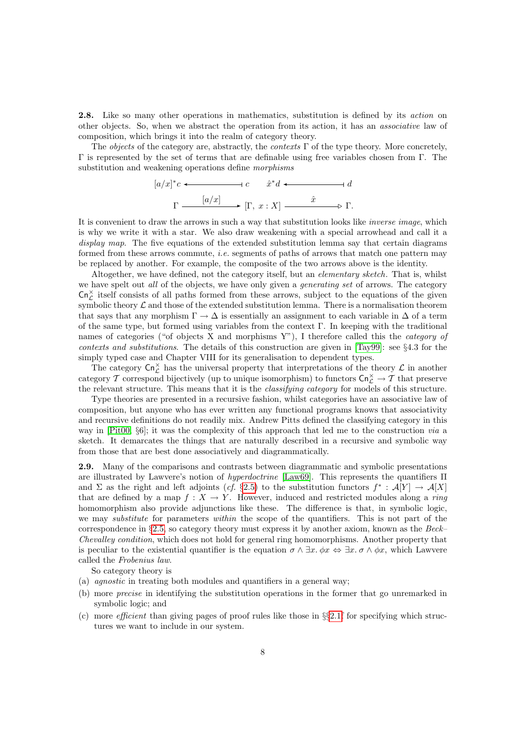**2.8.** Like so many other operations in mathematics, substitution is defined by its *action* on other objects. So, when we abstract the operation from its action, it has an *associative* law of composition, which brings it into the realm of category theory.

The *objects* of the category are, abstractly, the *contexts* $\Gamma$ of the type theory. More concretely, $\Gamma$ is represented by the set of terms that are definable using free variables chosen from $\Gamma$. The substitution and weakening operations define *morphisms*

$$
\begin{array}{ccccc}
[a/x]^*c & \longleftarrow\!\!\dashv & c & \qquad \hat{x}^*d \longleftarrow\!\!\dashv & d \\
\Gamma & \xrightarrow{\;[a/x]\;} & [\Gamma,\ x : X] & \xrightarrow{\;\hat{x}\;} & \Gamma.
\end{array}
$$

It is convenient to draw the arrows in such a way that substitution looks like *inverse image*, which is why we write it with a star. We also draw weakening with a special arrowhead and call it a *display map*. The five equations of the extended substitution lemma say that certain diagrams formed from these arrows commute, *i.e.* segments of paths of arrows that match one pattern may be replaced by another. For example, the composite of the two arrows above is the identity.

Altogether, we have defined, not the category itself, but an *elementary sketch*. That is, whilst we have spelt out *all* of the objects, we have only given a *generating set* of arrows. The category $\mathsf{Cn}^\times_{\mathcal{L}}$ itself consists of all paths formed from these arrows, subject to the equations of the given symbolic theory $\mathcal{L}$ and those of the extended substitution lemma. There is a normalisation theorem that says that any morphism $\Gamma \to \Delta$ is essentially an assignment to each variable in $\Delta$ of a term of the same type, but formed using variables from the context $\Gamma$. In keeping with the traditional names of categories ("of objects X and morphisms Y"), I therefore called this the *category of contexts and substitutions*. The details of this construction are given in [Tay99]: see §4.3 for the simply typed case and Chapter VIII for its generalisation to dependent types.

The category $\mathsf{Cn}^\times_{\mathcal{L}}$ has the universal property that interpretations of the theory $\mathcal{L}$ in another category $\mathcal{T}$ correspond bijectively (up to unique isomorphism) to functors $\mathsf{Cn}^\times_{\mathcal{L}} \to \mathcal{T}$ that preserve the relevant structure. This means that it is the *classifying category* for models of this structure.

Type theories are presented in a recursive fashion, whilst categories have an associative law of composition, but anyone who has ever written any functional programs knows that associativity and recursive definitions do not readily mix. Andrew Pitts defined the classifying category in this way in [Pit00, §6]; it was the complexity of this approach that led me to the construction *via* a sketch. It demarcates the things that are naturally described in a recursive and symbolic way from those that are best done associatively and diagrammatically.

**2.9.** Many of the comparisons and contrasts between diagrammatic and symbolic presentations are illustrated by Lawvere's notion of *hyperdoctrine* [Law69]. This represents the quantifiers $\Pi$ and $\Sigma$ as the right and left adjoints (*cf.* §2.5) to the substitution functors $f^* : \mathcal{A}[Y] \to \mathcal{A}[X]$ that are defined by a map $f : X \to Y$. However, induced and restricted modules along a *ring* homomorphism also provide adjunctions like these. The difference is that, in symbolic logic, we may *substitute* for parameters *within* the scope of the quantifiers. This is not part of the correspondence in §2.5, so category theory must express it by another axiom, known as the *Beck–Chevalley condition*, which does not hold for general ring homomorphisms. Another property that is peculiar to the existential quantifier is the equation $\sigma \wedge \exists x.\, \phi x \Leftrightarrow \exists x.\, \sigma \wedge \phi x$, which Lawvere called the *Frobenius law*.

So category theory is

(a) *agnostic* in treating both modules and quantifiers in a general way;
(b) more *precise* in identifying the substitution operations in the former that go unremarked in symbolic logic; and
(c) more *efficient* than giving pages of proof rules like those in §2.1 for specifying which structures we want to include in our system.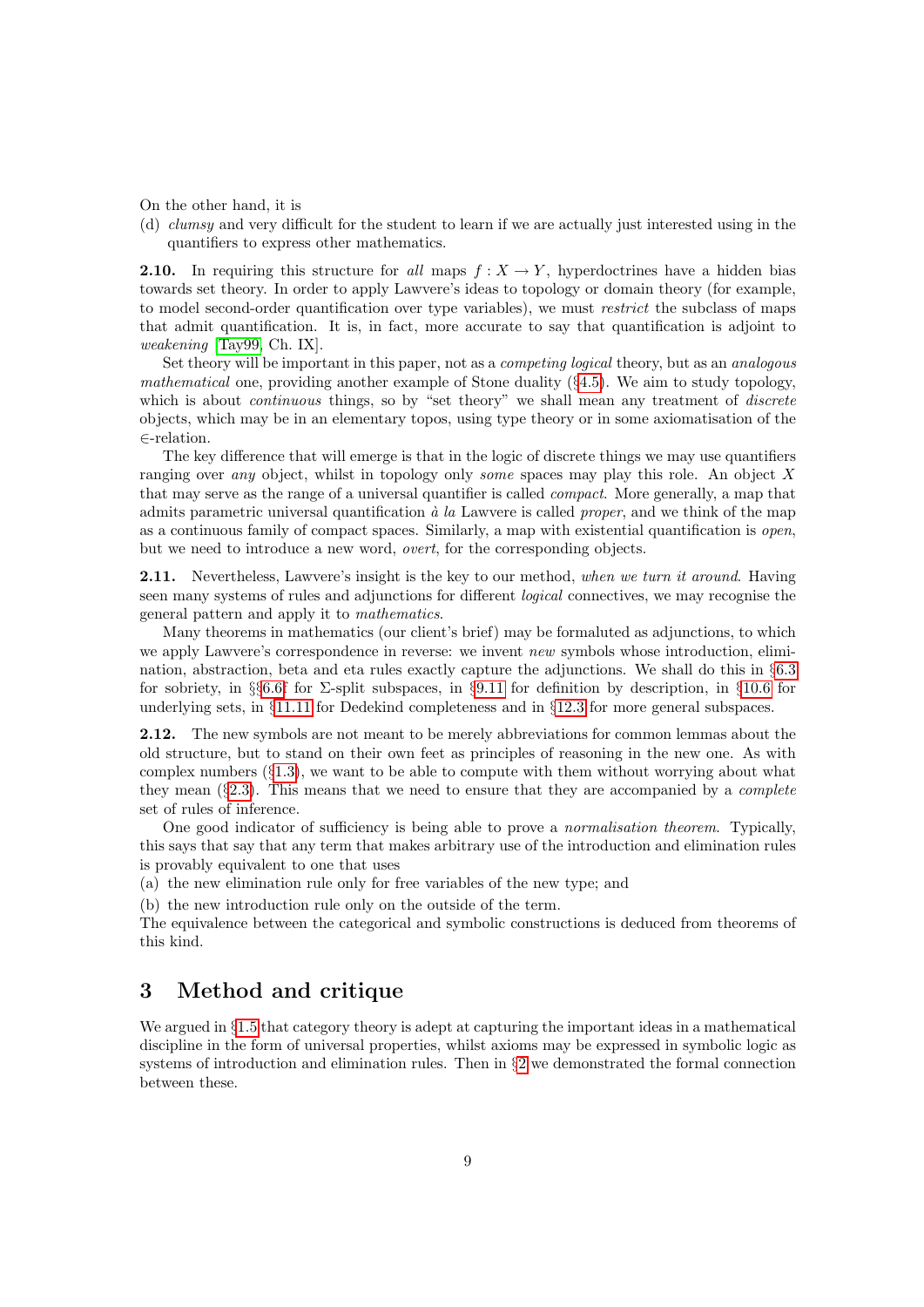On the other hand, it is

(d) *clumsy* and very difficult for the student to learn if we are actually just interested using in the quantifiers to express other mathematics.

**2.10.** In requiring this structure for *all* maps $f : X \to Y$, hyperdoctrines have a hidden bias towards set theory. In order to apply Lawvere's ideas to topology or domain theory (for example, to model second-order quantification over type variables), we must *restrict* the subclass of maps that admit quantification. It is, in fact, more accurate to say that quantification is adjoint to *weakening* [Tay99, Ch. IX].

Set theory will be important in this paper, not as a *competing logical* theory, but as an *analogous mathematical* one, providing another example of Stone duality (§4.5). We aim to study topology, which is about *continuous* things, so by "set theory" we shall mean any treatment of *discrete* objects, which may be in an elementary topos, using type theory or in some axiomatisation of the $\in$-relation.

The key difference that will emerge is that in the logic of discrete things we may use quantifiers ranging over *any* object, whilst in topology only *some* spaces may play this role. An object $X$ that may serve as the range of a universal quantifier is called *compact*. More generally, a map that admits parametric universal quantification *à la* Lawvere is called *proper*, and we think of the map as a continuous family of compact spaces. Similarly, a map with existential quantification is *open*, but we need to introduce a new word, *overt*, for the corresponding objects.

**2.11.** Nevertheless, Lawvere's insight is the key to our method, *when we turn it around*. Having seen many systems of rules and adjunctions for different *logical* connectives, we may recognise the general pattern and apply it to *mathematics*.

Many theorems in mathematics (our client's brief) may be formaluted as adjunctions, to which we apply Lawvere's correspondence in reverse: we invent *new* symbols whose introduction, elimination, abstraction, beta and eta rules exactly capture the adjunctions. We shall do this in §6.3 for sobriety, in §§6.6f for Σ-split subspaces, in §9.11 for definition by description, in §10.6 for underlying sets, in §11.11 for Dedekind completeness and in §12.3 for more general subspaces.

**2.12.** The new symbols are not meant to be merely abbreviations for common lemmas about the old structure, but to stand on their own feet as principles of reasoning in the new one. As with complex numbers (§1.3), we want to be able to compute with them without worrying about what they mean (§2.3). This means that we need to ensure that they are accompanied by a *complete* set of rules of inference.

One good indicator of sufficiency is being able to prove a *normalisation theorem*. Typically, this says that say that any term that makes arbitrary use of the introduction and elimination rules is provably equivalent to one that uses

(a) the new elimination rule only for free variables of the new type; and

(b) the new introduction rule only on the outside of the term.

The equivalence between the categorical and symbolic constructions is deduced from theorems of this kind.

## 3 Method and critique

We argued in §1.5 that category theory is adept at capturing the important ideas in a mathematical discipline in the form of universal properties, whilst axioms may be expressed in symbolic logic as systems of introduction and elimination rules. Then in §2 we demonstrated the formal connection between these.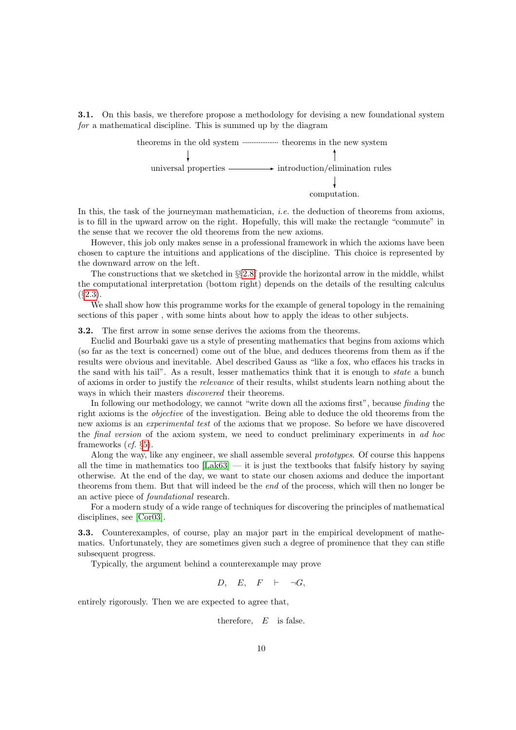**3.1.** On this basis, we therefore propose a methodology for devising a new foundational system *for* a mathematical discipline. This is summed up by the diagram

$$
\begin{array}{ccc}
\text{theorems in the old system} & \cdots\cdots\cdots & \text{theorems in the new system} \\
\downarrow & & \uparrow \\
\text{universal properties} & \longrightarrow & \text{introduction/elimination rules} \\
 & & \downarrow \\
 & & \text{computation.}
\end{array}
$$

In this, the task of the journeyman mathematician, *i.e.* the deduction of theorems from axioms, is to fill in the upward arrow on the right. Hopefully, this will make the rectangle "commute" in the sense that we recover the old theorems from the new axioms.

However, this job only makes sense in a professional framework in which the axioms have been chosen to capture the intuitions and applications of the discipline. This choice is represented by the downward arrow on the left.

The constructions that we sketched in §§2.8f provide the horizontal arrow in the middle, whilst the computational interpretation (bottom right) depends on the details of the resulting calculus (§2.3).

We shall show how this programme works for the example of general topology in the remaining sections of this paper , with some hints about how to apply the ideas to other subjects.

**3.2.** The first arrow in some sense derives the axioms from the theorems.

Euclid and Bourbaki gave us a style of presenting mathematics that begins from axioms which (so far as the text is concerned) come out of the blue, and deduces theorems from them as if the results were obvious and inevitable. Abel described Gauss as "like a fox, who effaces his tracks in the sand with his tail". As a result, lesser mathematics think that it is enough to *state* a bunch of axioms in order to justify the *relevance* of their results, whilst students learn nothing about the ways in which their masters *discovered* their theorems.

In following our methodology, we cannot "write down all the axioms first", because *finding* the right axioms is the *objective* of the investigation. Being able to deduce the old theorems from the new axioms is an *experimental test* of the axioms that we propose. So before we have discovered the *final version* of the axiom system, we need to conduct preliminary experiments in *ad hoc* frameworks (*cf.* §5).

Along the way, like any engineer, we shall assemble several *prototypes*. Of course this happens all the time in mathematics too [Lak63] — it is just the textbooks that falsify history by saying otherwise. At the end of the day, we want to state our chosen axioms and deduce the important theorems from them. But that will indeed be the *end* of the process, which will then no longer be an active piece of *foundational* research.

For a modern study of a wide range of techniques for discovering the principles of mathematical disciplines, see [Cor03].

**3.3.** Counterexamples, of course, play an major part in the empirical development of mathematics. Unfortunately, they are sometimes given such a degree of prominence that they can stifle subsequent progress.

Typically, the argument behind a counterexample may prove

$$D, \quad E, \quad F \quad \vdash \quad \neg G,$$

entirely rigorously. Then we are expected to agree that,

$$\text{therefore,} \quad E \quad \text{is false.}$$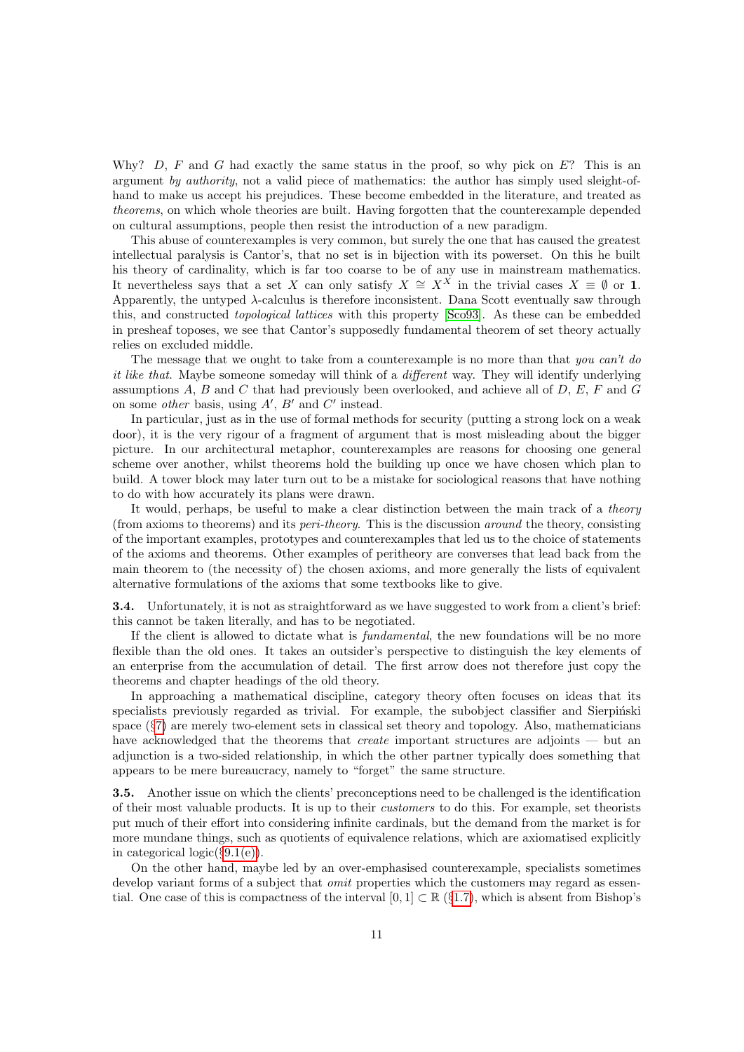Why? $D$, $F$ and $G$ had exactly the same status in the proof, so why pick on $E$? This is an argument *by authority*, not a valid piece of mathematics: the author has simply used sleight-of-hand to make us accept his prejudices. These become embedded in the literature, and treated as *theorems*, on which whole theories are built. Having forgotten that the counterexample depended on cultural assumptions, people then resist the introduction of a new paradigm.

This abuse of counterexamples is very common, but surely the one that has caused the greatest intellectual paralysis is Cantor's, that no set is in bijection with its powerset. On this he built his theory of cardinality, which is far too coarse to be of any use in mainstream mathematics. It nevertheless says that a set $X$ can only satisfy $X \cong X^X$ in the trivial cases $X \equiv \emptyset$ or $\mathbf{1}$. Apparently, the untyped $\lambda$-calculus is therefore inconsistent. Dana Scott eventually saw through this, and constructed *topological lattices* with this property [Sco93]. As these can be embedded in presheaf toposes, we see that Cantor's supposedly fundamental theorem of set theory actually relies on excluded middle.

The message that we ought to take from a counterexample is no more than that *you can't do it like that*. Maybe someone someday will think of a *different* way. They will identify underlying assumptions $A$, $B$ and $C$ that had previously been overlooked, and achieve all of $D$, $E$, $F$ and $G$ on some *other* basis, using $A'$, $B'$ and $C'$ instead.

In particular, just as in the use of formal methods for security (putting a strong lock on a weak door), it is the very rigour of a fragment of argument that is most misleading about the bigger picture. In our architectural metaphor, counterexamples are reasons for choosing one general scheme over another, whilst theorems hold the building up once we have chosen which plan to build. A tower block may later turn out to be a mistake for sociological reasons that have nothing to do with how accurately its plans were drawn.

It would, perhaps, be useful to make a clear distinction between the main track of a *theory* (from axioms to theorems) and its *peri-theory*. This is the discussion *around* the theory, consisting of the important examples, prototypes and counterexamples that led us to the choice of statements of the axioms and theorems. Other examples of peritheory are converses that lead back from the main theorem to (the necessity of) the chosen axioms, and more generally the lists of equivalent alternative formulations of the axioms that some textbooks like to give.

**3.4.** Unfortunately, it is not as straightforward as we have suggested to work from a client's brief: this cannot be taken literally, and has to be negotiated.

If the client is allowed to dictate what is *fundamental*, the new foundations will be no more flexible than the old ones. It takes an outsider's perspective to distinguish the key elements of an enterprise from the accumulation of detail. The first arrow does not therefore just copy the theorems and chapter headings of the old theory.

In approaching a mathematical discipline, category theory often focuses on ideas that its specialists previously regarded as trivial. For example, the subobject classifier and Sierpiński space (§7) are merely two-element sets in classical set theory and topology. Also, mathematicians have acknowledged that the theorems that *create* important structures are adjoints — but an adjunction is a two-sided relationship, in which the other partner typically does something that appears to be mere bureaucracy, namely to "forget" the same structure.

**3.5.** Another issue on which the clients' preconceptions need to be challenged is the identification of their most valuable products. It is up to their *customers* to do this. For example, set theorists put much of their effort into considering infinite cardinals, but the demand from the market is for more mundane things, such as quotients of equivalence relations, which are axiomatised explicitly in categorical logic(§9.1(e)).

On the other hand, maybe led by an over-emphasised counterexample, specialists sometimes develop variant forms of a subject that *omit* properties which the customers may regard as essential. One case of this is compactness of the interval $[0,1] \subset \mathbb{R}$ (§1.7), which is absent from Bishop's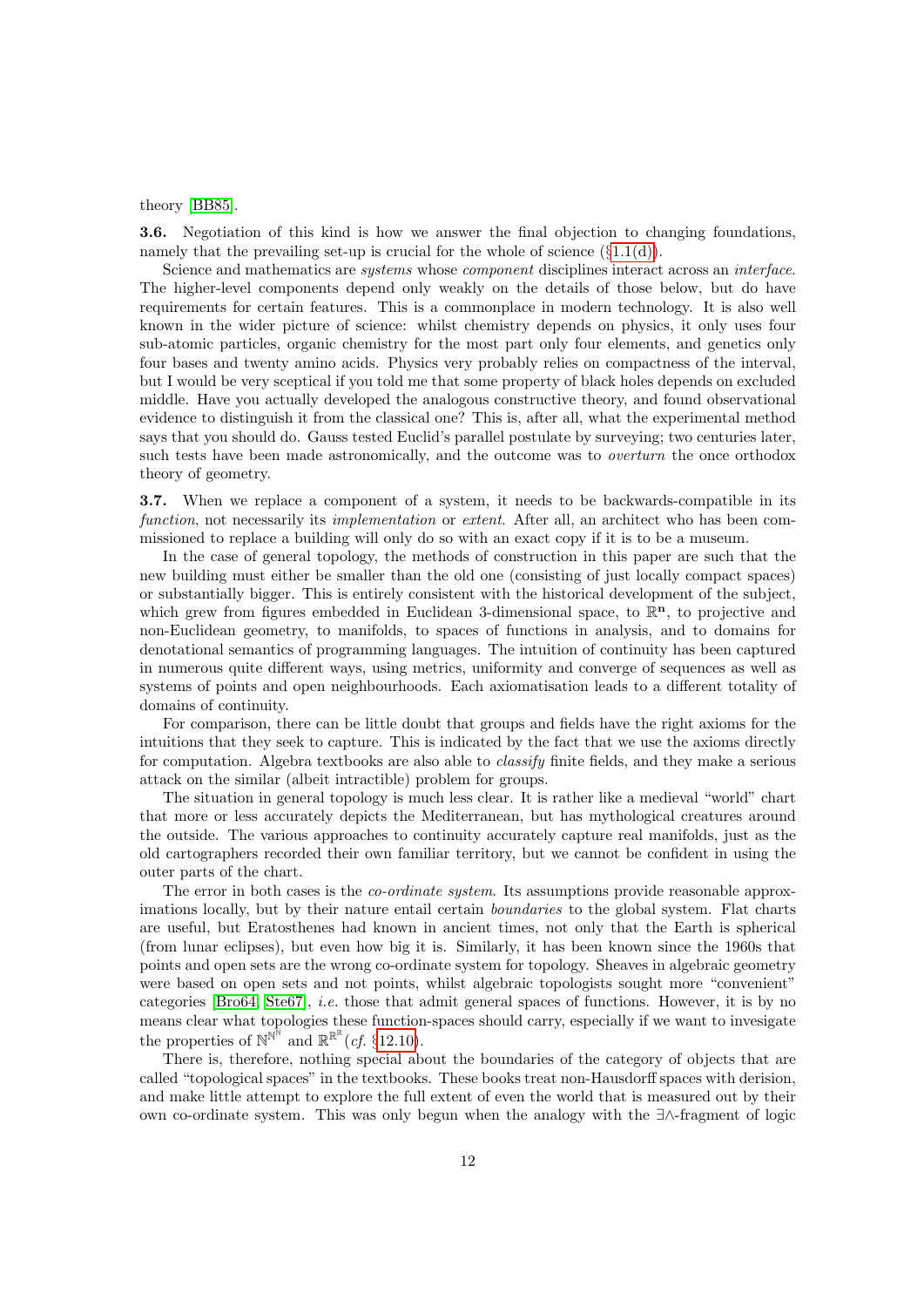theory [BB85].

**3.6.** Negotiation of this kind is how we answer the final objection to changing foundations, namely that the prevailing set-up is crucial for the whole of science (§1.1(d)).

Science and mathematics are *systems* whose *component* disciplines interact across an *interface*. The higher-level components depend only weakly on the details of those below, but do have requirements for certain features. This is a commonplace in modern technology. It is also well known in the wider picture of science: whilst chemistry depends on physics, it only uses four sub-atomic particles, organic chemistry for the most part only four elements, and genetics only four bases and twenty amino acids. Physics very probably relies on compactness of the interval, but I would be very sceptical if you told me that some property of black holes depends on excluded middle. Have you actually developed the analogous constructive theory, and found observational evidence to distinguish it from the classical one? This is, after all, what the experimental method says that you should do. Gauss tested Euclid's parallel postulate by surveying; two centuries later, such tests have been made astronomically, and the outcome was to *overturn* the once orthodox theory of geometry.

**3.7.** When we replace a component of a system, it needs to be backwards-compatible in its *function*, not necessarily its *implementation* or *extent*. After all, an architect who has been commissioned to replace a building will only do so with an exact copy if it is to be a museum.

In the case of general topology, the methods of construction in this paper are such that the new building must either be smaller than the old one (consisting of just locally compact spaces) or substantially bigger. This is entirely consistent with the historical development of the subject, which grew from figures embedded in Euclidean 3-dimensional space, to $\mathbb{R}^{\mathbf{n}}$, to projective and non-Euclidean geometry, to manifolds, to spaces of functions in analysis, and to domains for denotational semantics of programming languages. The intuition of continuity has been captured in numerous quite different ways, using metrics, uniformity and converge of sequences as well as systems of points and open neighbourhoods. Each axiomatisation leads to a different totality of domains of continuity.

For comparison, there can be little doubt that groups and fields have the right axioms for the intuitions that they seek to capture. This is indicated by the fact that we use the axioms directly for computation. Algebra textbooks are also able to *classify* finite fields, and they make a serious attack on the similar (albeit intractible) problem for groups.

The situation in general topology is much less clear. It is rather like a medieval "world" chart that more or less accurately depicts the Mediterranean, but has mythological creatures around the outside. The various approaches to continuity accurately capture real manifolds, just as the old cartographers recorded their own familiar territory, but we cannot be confident in using the outer parts of the chart.

The error in both cases is the *co-ordinate system*. Its assumptions provide reasonable approximations locally, but by their nature entail certain *boundaries* to the global system. Flat charts are useful, but Eratosthenes had known in ancient times, not only that the Earth is spherical (from lunar eclipses), but even how big it is. Similarly, it has been known since the 1960s that points and open sets are the wrong co-ordinate system for topology. Sheaves in algebraic geometry were based on open sets and not points, whilst algebraic topologists sought more "convenient" categories [Bro64, Ste67], *i.e.* those that admit general spaces of functions. However, it is by no means clear what topologies these function-spaces should carry, especially if we want to invesigate the properties of $\mathbb{N}^{\mathbb{N}^{\mathbb{N}}}$ and $\mathbb{R}^{\mathbb{R}^{\mathbb{R}}}$ (*cf.* §12.10).

There is, therefore, nothing special about the boundaries of the category of objects that are called "topological spaces" in the textbooks. These books treat non-Hausdorff spaces with derision, and make little attempt to explore the full extent of even the world that is measured out by their own co-ordinate system. This was only begun when the analogy with the $\exists\wedge$-fragment of logic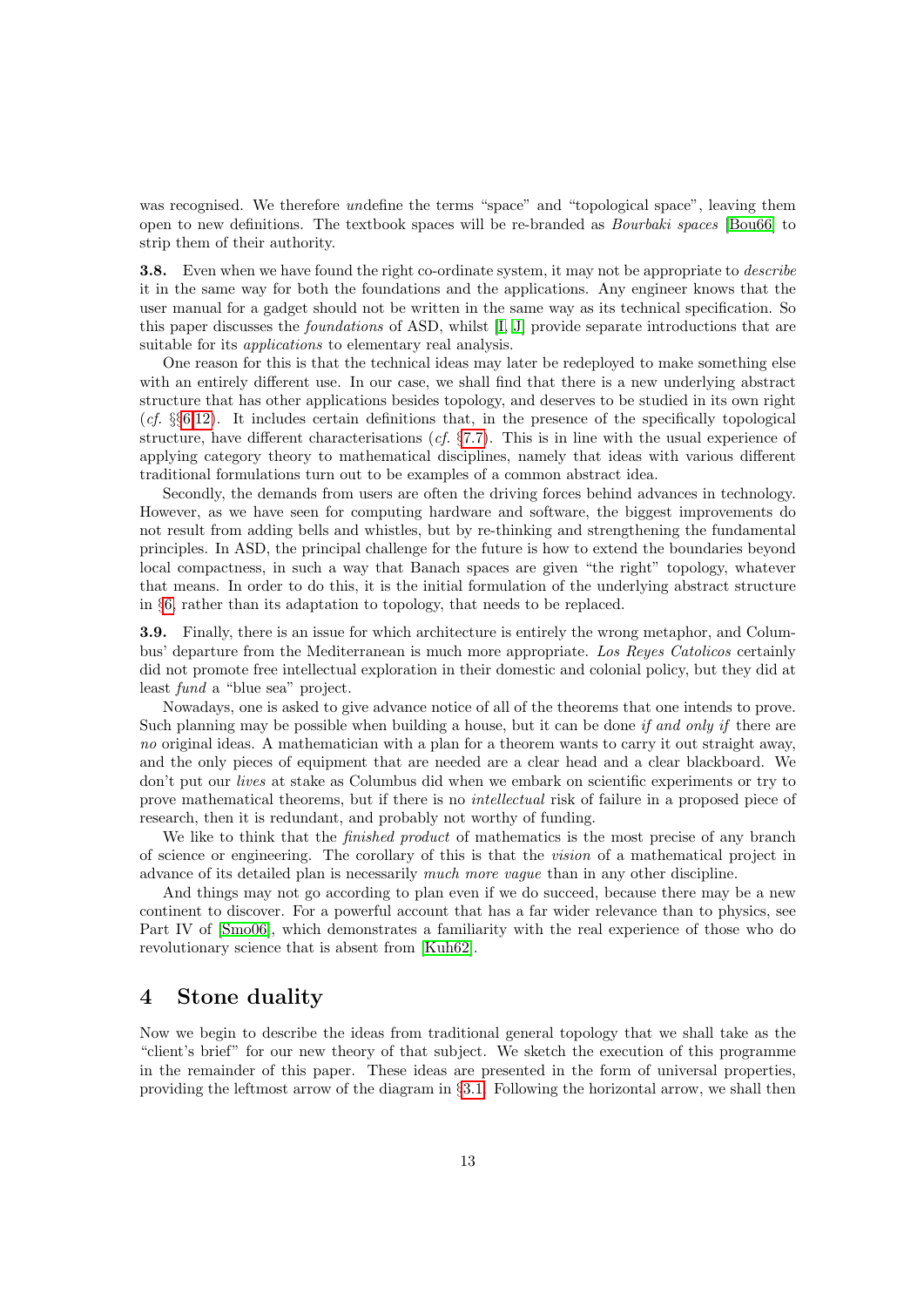was recognised. We therefore *un*define the terms "space" and "topological space", leaving them open to new definitions. The textbook spaces will be re-branded as *Bourbaki spaces* [Bou66] to strip them of their authority.

**3.8.** Even when we have found the right co-ordinate system, it may not be appropriate to *describe* it in the same way for both the foundations and the applications. Any engineer knows that the user manual for a gadget should not be written in the same way as its technical specification. So this paper discusses the *foundations* of ASD, whilst [I, J] provide separate introductions that are suitable for its *applications* to elementary real analysis.

One reason for this is that the technical ideas may later be redeployed to make something else with an entirely different use. In our case, we shall find that there is a new underlying abstract structure that has other applications besides topology, and deserves to be studied in its own right (*cf.* §§6,12). It includes certain definitions that, in the presence of the specifically topological structure, have different characterisations (*cf.* §7.7). This is in line with the usual experience of applying category theory to mathematical disciplines, namely that ideas with various different traditional formulations turn out to be examples of a common abstract idea.

Secondly, the demands from users are often the driving forces behind advances in technology. However, as we have seen for computing hardware and software, the biggest improvements do not result from adding bells and whistles, but by re-thinking and strengthening the fundamental principles. In ASD, the principal challenge for the future is how to extend the boundaries beyond local compactness, in such a way that Banach spaces are given "the right" topology, whatever that means. In order to do this, it is the initial formulation of the underlying abstract structure in §6, rather than its adaptation to topology, that needs to be replaced.

**3.9.** Finally, there is an issue for which architecture is entirely the wrong metaphor, and Columbus' departure from the Mediterranean is much more appropriate. *Los Reyes Catolicos* certainly did not promote free intellectual exploration in their domestic and colonial policy, but they did at least *fund* a "blue sea" project.

Nowadays, one is asked to give advance notice of all of the theorems that one intends to prove. Such planning may be possible when building a house, but it can be done *if and only if* there are *no* original ideas. A mathematician with a plan for a theorem wants to carry it out straight away, and the only pieces of equipment that are needed are a clear head and a clear blackboard. We don't put our *lives* at stake as Columbus did when we embark on scientific experiments or try to prove mathematical theorems, but if there is no *intellectual* risk of failure in a proposed piece of research, then it is redundant, and probably not worthy of funding.

We like to think that the *finished product* of mathematics is the most precise of any branch of science or engineering. The corollary of this is that the *vision* of a mathematical project in advance of its detailed plan is necessarily *much more vague* than in any other discipline.

And things may not go according to plan even if we do succeed, because there may be a new continent to discover. For a powerful account that has a far wider relevance than to physics, see Part IV of [Smo06], which demonstrates a familiarity with the real experience of those who do revolutionary science that is absent from [Kuh62].

# 4 Stone duality

Now we begin to describe the ideas from traditional general topology that we shall take as the "client's brief" for our new theory of that subject. We sketch the execution of this programme in the remainder of this paper. These ideas are presented in the form of universal properties, providing the leftmost arrow of the diagram in §3.1. Following the horizontal arrow, we shall then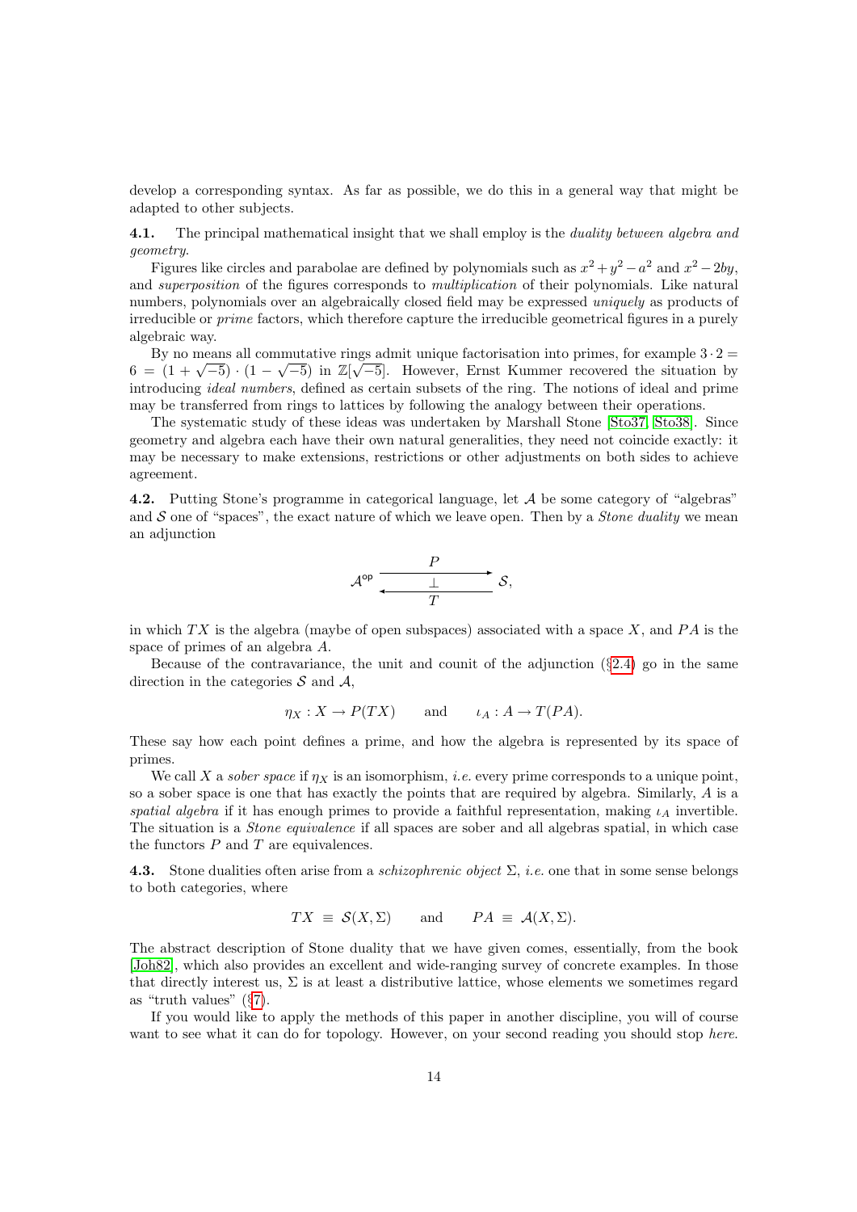develop a corresponding syntax. As far as possible, we do this in a general way that might be adapted to other subjects.

**4.1.** The principal mathematical insight that we shall employ is the *duality between algebra and geometry*.

Figures like circles and parabolae are defined by polynomials such as $x^2 + y^2 - a^2$ and $x^2 - 2by$, and *superposition* of the figures corresponds to *multiplication* of their polynomials. Like natural numbers, polynomials over an algebraically closed field may be expressed *uniquely* as products of irreducible or *prime* factors, which therefore capture the irreducible geometrical figures in a purely algebraic way.

By no means all commutative rings admit unique factorisation into primes, for example $3 \cdot 2 = 6 = (1 + \sqrt{-5}) \cdot (1 - \sqrt{-5})$ in $\mathbb{Z}[\sqrt{-5}]$. However, Ernst Kummer recovered the situation by introducing *ideal numbers*, defined as certain subsets of the ring. The notions of ideal and prime may be transferred from rings to lattices by following the analogy between their operations.

The systematic study of these ideas was undertaken by Marshall Stone [Sto37, Sto38]. Since geometry and algebra each have their own natural generalities, they need not coincide exactly: it may be necessary to make extensions, restrictions or other adjustments on both sides to achieve agreement.

**4.2.** Putting Stone's programme in categorical language, let $\mathcal{A}$ be some category of "algebras" and $\mathcal{S}$ one of "spaces", the exact nature of which we leave open. Then by a *Stone duality* we mean an adjunction

$$\mathcal{A}^{\mathsf{op}} \underset{T}{\overset{P}{\underset{\longleftarrow}{\overset{\longrightarrow}{\perp}}}} \mathcal{S},$$

in which $TX$ is the algebra (maybe of open subspaces) associated with a space $X$, and $PA$ is the space of primes of an algebra $A$.

Because of the contravariance, the unit and counit of the adjunction (§2.4) go in the same direction in the categories $\mathcal{S}$ and $\mathcal{A}$,

$$\eta_X : X \to P(TX) \qquad \text{and} \qquad \iota_A : A \to T(PA).$$

These say how each point defines a prime, and how the algebra is represented by its space of primes.

We call $X$ a *sober space* if $\eta_X$ is an isomorphism, *i.e.* every prime corresponds to a unique point, so a sober space is one that has exactly the points that are required by algebra. Similarly, $A$ is a *spatial algebra* if it has enough primes to provide a faithful representation, making $\iota_A$ invertible. The situation is a *Stone equivalence* if all spaces are sober and all algebras spatial, in which case the functors $P$ and $T$ are equivalences.

**4.3.** Stone dualities often arise from a *schizophrenic object* $\Sigma$, *i.e.* one that in some sense belongs to both categories, where

$$TX \;\equiv\; \mathcal{S}(X, \Sigma) \qquad \text{and} \qquad PA \;\equiv\; \mathcal{A}(X, \Sigma).$$

The abstract description of Stone duality that we have given comes, essentially, from the book [Joh82], which also provides an excellent and wide-ranging survey of concrete examples. In those that directly interest us, $\Sigma$ is at least a distributive lattice, whose elements we sometimes regard as "truth values" (§7).

If you would like to apply the methods of this paper in another discipline, you will of course want to see what it can do for topology. However, on your second reading you should stop *here*.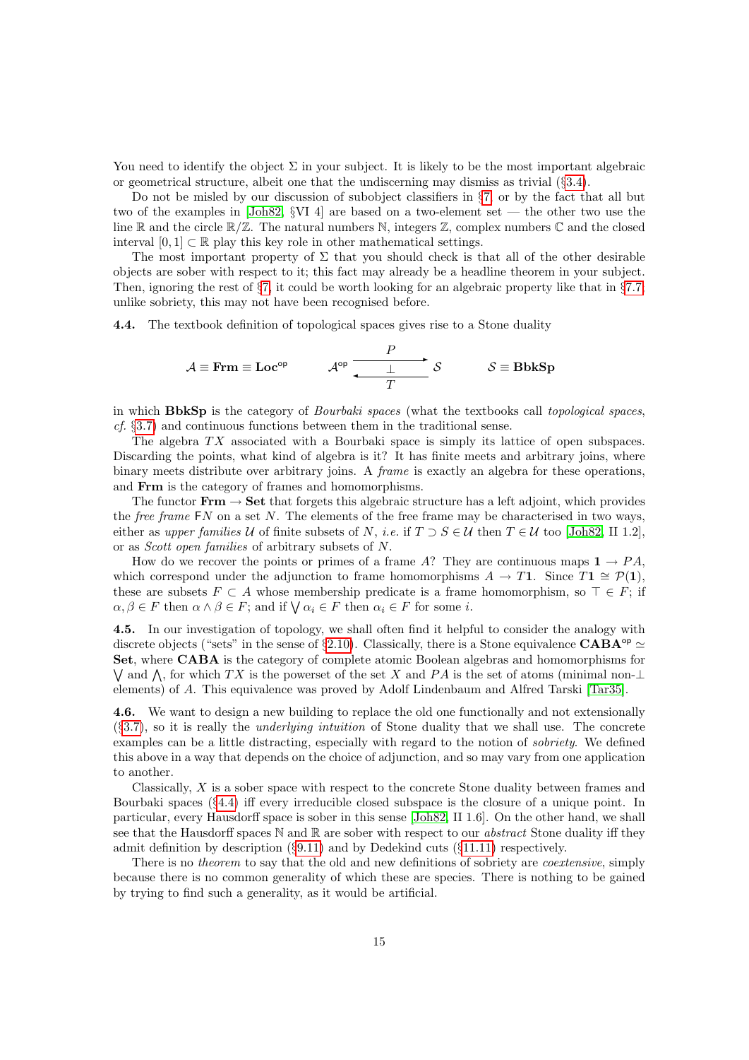You need to identify the object $\Sigma$ in your subject. It is likely to be the most important algebraic or geometrical structure, albeit one that the undiscerning may dismiss as trivial (§3.4).

Do not be misled by our discussion of subobject classifiers in §7 or by the fact that all but two of the examples in [Joh82, §VI 4] are based on a two-element set — the other two use the line $\mathbb{R}$ and the circle $\mathbb{R}/\mathbb{Z}$. The natural numbers $\mathbb{N}$, integers $\mathbb{Z}$, complex numbers $\mathbb{C}$ and the closed interval $[0,1] \subset \mathbb{R}$ play this key role in other mathematical settings.

The most important property of $\Sigma$ that you should check is that all of the other desirable objects are sober with respect to it; this fact may already be a headline theorem in your subject. Then, ignoring the rest of §7, it could be worth looking for an algebraic property like that in §7.7; unlike sobriety, this may not have been recognised before.

**4.4.** The textbook definition of topological spaces gives rise to a Stone duality

$$\mathcal{A} \equiv \mathbf{Frm} \equiv \mathbf{Loc}^{\mathsf{op}} \qquad \mathcal{A}^{\mathsf{op}} \underset{T}{\overset{P}{\underset{\longleftarrow}{\overset{\longrightarrow}{\perp}}}} \mathcal{S} \qquad \mathcal{S} \equiv \mathbf{BbkSp}$$

in which **BbkSp** is the category of *Bourbaki spaces* (what the textbooks call *topological spaces*, *cf.* §3.7) and continuous functions between them in the traditional sense.

The algebra $TX$ associated with a Bourbaki space is simply its lattice of open subspaces. Discarding the points, what kind of algebra is it? It has finite meets and arbitrary joins, where binary meets distribute over arbitrary joins. A *frame* is exactly an algebra for these operations, and **Frm** is the category of frames and homomorphisms.

The functor $\mathbf{Frm} \to \mathbf{Set}$ that forgets this algebraic structure has a left adjoint, which provides the *free frame* $\mathsf{F}N$ on a set $N$. The elements of the free frame may be characterised in two ways, either as *upper families* $\mathcal{U}$ of finite subsets of $N$, *i.e.* if $T \supset S \in \mathcal{U}$ then $T \in \mathcal{U}$ too [Joh82, II 1.2], or as *Scott open families* of arbitrary subsets of $N$.

How do we recover the points or primes of a frame $A$? They are continuous maps $\mathbf{1} \to PA$, which correspond under the adjunction to frame homomorphisms $A \to T\mathbf{1}$. Since $T\mathbf{1} \cong \mathcal{P}(\mathbf{1})$, these are subsets $F \subset A$ whose membership predicate is a frame homomorphism, so $\top \in F$; if $\alpha, \beta \in F$ then $\alpha \wedge \beta \in F$; and if $\bigvee \alpha_i \in F$ then $\alpha_i \in F$ for some $i$.

**4.5.** In our investigation of topology, we shall often find it helpful to consider the analogy with discrete objects ("sets" in the sense of §2.10). Classically, there is a Stone equivalence $\mathbf{CABA}^{\mathsf{op}} \simeq \mathbf{Set}$, where **CABA** is the category of complete atomic Boolean algebras and homomorphisms for $\bigvee$ and $\bigwedge$, for which $TX$ is the powerset of the set $X$ and $PA$ is the set of atoms (minimal non-$\perp$ elements) of $A$. This equivalence was proved by Adolf Lindenbaum and Alfred Tarski [Tar35].

**4.6.** We want to design a new building to replace the old one functionally and not extensionally (§3.7), so it is really the *underlying intuition* of Stone duality that we shall use. The concrete examples can be a little distracting, especially with regard to the notion of *sobriety*. We defined this above in a way that depends on the choice of adjunction, and so may vary from one application to another.

Classically, $X$ is a sober space with respect to the concrete Stone duality between frames and Bourbaki spaces (§4.4) iff every irreducible closed subspace is the closure of a unique point. In particular, every Hausdorff space is sober in this sense [Joh82, II 1.6]. On the other hand, we shall see that the Hausdorff spaces $\mathbb{N}$ and $\mathbb{R}$ are sober with respect to our *abstract* Stone duality iff they admit definition by description (§9.11) and by Dedekind cuts (§11.11) respectively.

There is no *theorem* to say that the old and new definitions of sobriety are *coextensive*, simply because there is no common generality of which these are species. There is nothing to be gained by trying to find such a generality, as it would be artificial.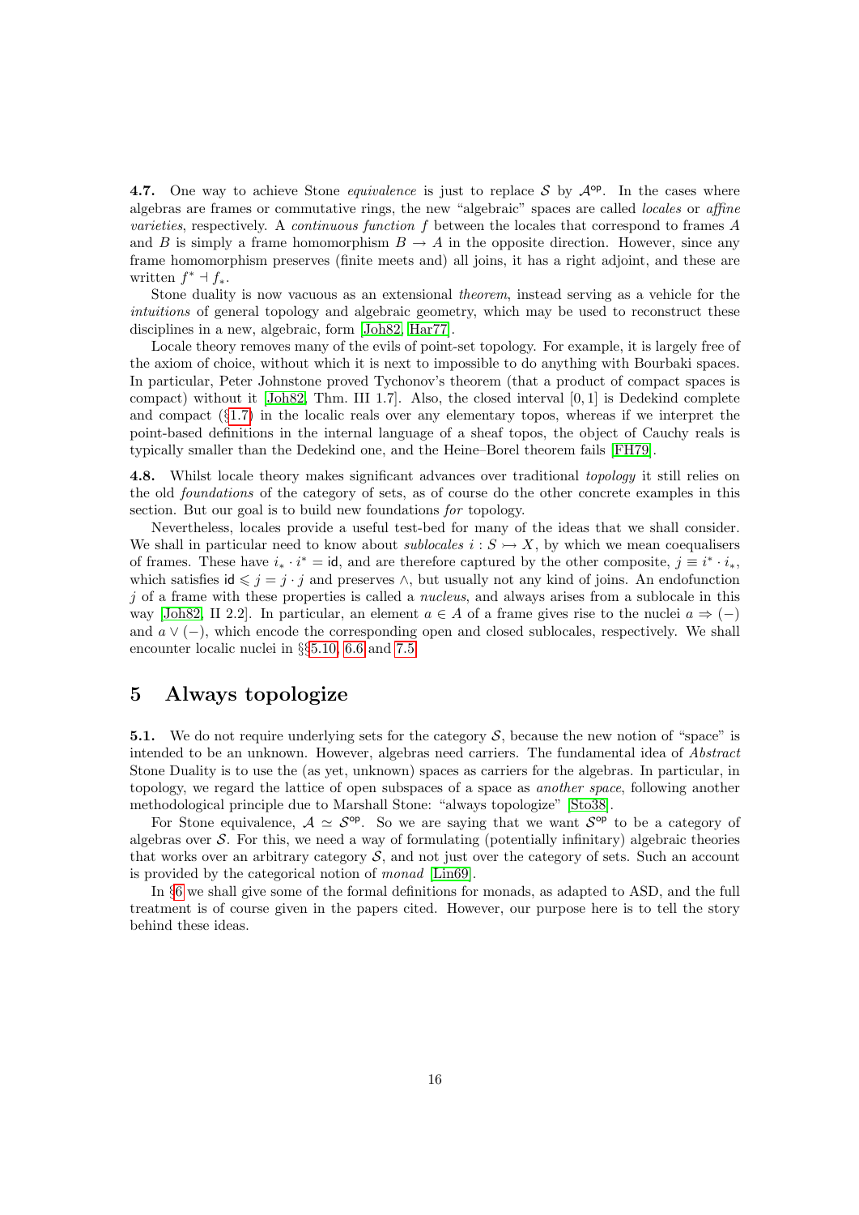**4.7.** One way to achieve Stone *equivalence* is just to replace $\mathcal{S}$ by $\mathcal{A}^{\mathsf{op}}$. In the cases where algebras are frames or commutative rings, the new "algebraic" spaces are called *locales* or *affine varieties*, respectively. A *continuous function* $f$ between the locales that correspond to frames $A$ and $B$ is simply a frame homomorphism $B \to A$ in the opposite direction. However, since any frame homomorphism preserves (finite meets and) all joins, it has a right adjoint, and these are written $f^* \dashv f_*$.

Stone duality is now vacuous as an extensional *theorem*, instead serving as a vehicle for the *intuitions* of general topology and algebraic geometry, which may be used to reconstruct these disciplines in a new, algebraic, form [Joh82, Har77].

Locale theory removes many of the evils of point-set topology. For example, it is largely free of the axiom of choice, without which it is next to impossible to do anything with Bourbaki spaces. In particular, Peter Johnstone proved Tychonov's theorem (that a product of compact spaces is compact) without it [Joh82, Thm. III 1.7]. Also, the closed interval $[0, 1]$ is Dedekind complete and compact (§1.7) in the localic reals over any elementary topos, whereas if we interpret the point-based definitions in the internal language of a sheaf topos, the object of Cauchy reals is typically smaller than the Dedekind one, and the Heine–Borel theorem fails [FH79].

**4.8.** Whilst locale theory makes significant advances over traditional *topology* it still relies on the old *foundations* of the category of sets, as of course do the other concrete examples in this section. But our goal is to build new foundations *for* topology.

Nevertheless, locales provide a useful test-bed for many of the ideas that we shall consider. We shall in particular need to know about *sublocales* $i : S \rightarrowtail X$, by which we mean coequalisers of frames. These have $i_* \cdot i^* = \mathsf{id}$, and are therefore captured by the other composite, $j \equiv i^* \cdot i_*$, which satisfies $\mathsf{id} \leqslant j = j \cdot j$ and preserves $\wedge$, but usually not any kind of joins. An endofunction $j$ of a frame with these properties is called a *nucleus*, and always arises from a sublocale in this way [Joh82, II 2.2]. In particular, an element $a \in A$ of a frame gives rise to the nuclei $a \Rightarrow (-)$ and $a \vee (-)$, which encode the corresponding open and closed sublocales, respectively. We shall encounter localic nuclei in §§5.10, 6.6 and 7.5.

# 5 Always topologize

**5.1.** We do not require underlying sets for the category $\mathcal{S}$, because the new notion of "space" is intended to be an unknown. However, algebras need carriers. The fundamental idea of *Abstract* Stone Duality is to use the (as yet, unknown) spaces as carriers for the algebras. In particular, in topology, we regard the lattice of open subspaces of a space as *another space*, following another methodological principle due to Marshall Stone: "always topologize" [Sto38].

For Stone equivalence, $\mathcal{A} \simeq \mathcal{S}^{\mathsf{op}}$. So we are saying that we want $\mathcal{S}^{\mathsf{op}}$ to be a category of algebras over $\mathcal{S}$. For this, we need a way of formulating (potentially infinitary) algebraic theories that works over an arbitrary category $\mathcal{S}$, and not just over the category of sets. Such an account is provided by the categorical notion of *monad* [Lin69].

In §6 we shall give some of the formal definitions for monads, as adapted to ASD, and the full treatment is of course given in the papers cited. However, our purpose here is to tell the story behind these ideas.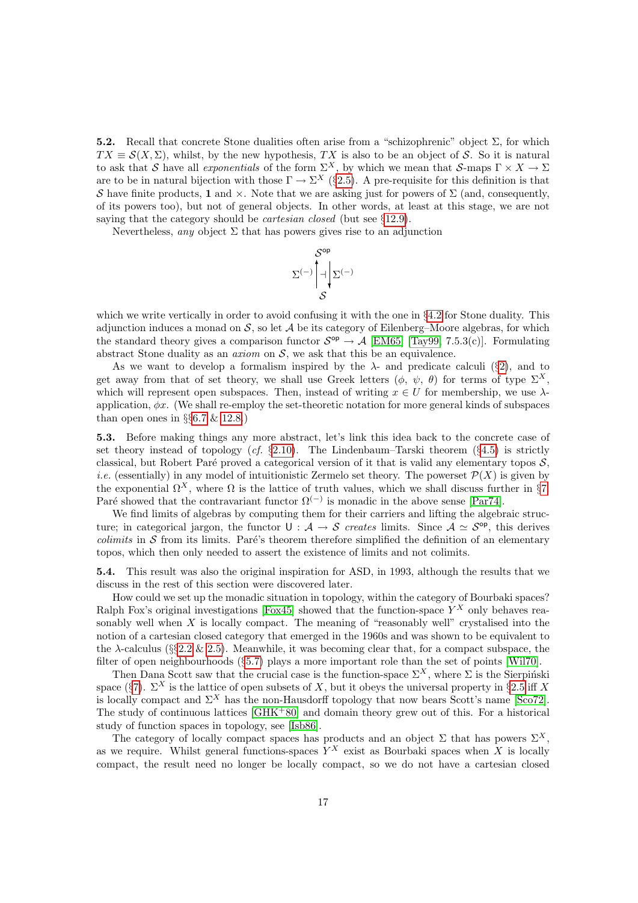**5.2.** Recall that concrete Stone dualities often arise from a "schizophrenic" object $\Sigma$, for which $TX \equiv \mathcal{S}(X,\Sigma)$, whilst, by the new hypothesis, $TX$ is also to be an object of $\mathcal{S}$. So it is natural to ask that $\mathcal{S}$ have all *exponentials* of the form $\Sigma^X$, by which we mean that $\mathcal{S}$-maps $\Gamma \times X \to \Sigma$ are to be in natural bijection with those $\Gamma \to \Sigma^X$ (§2.5). A pre-requisite for this definition is that $\mathcal{S}$ have finite products, $\mathbf{1}$ and $\times$. Note that we are asking just for powers of $\Sigma$ (and, consequently, of its powers too), but not of general objects. In other words, at least at this stage, we are not saying that the category should be *cartesian closed* (but see §12.9).

Nevertheless, *any* object $\Sigma$ that has powers gives rise to an adjunction

$$\begin{array}{c} \mathcal{S}^{\mathsf{op}} \\ \Sigma^{(-)} \Big\uparrow \dashv \Big\downarrow \Sigma^{(-)} \\ \mathcal{S} \end{array}$$

which we write vertically in order to avoid confusing it with the one in §4.2 for Stone duality. This adjunction induces a monad on $\mathcal{S}$, so let $\mathcal{A}$ be its category of Eilenberg–Moore algebras, for which the standard theory gives a comparison functor $\mathcal{S}^{\mathsf{op}} \to \mathcal{A}$ [EM65] [Tay99, 7.5.3(c)]. Formulating abstract Stone duality as an *axiom* on $\mathcal{S}$, we ask that this be an equivalence.

As we want to develop a formalism inspired by the $\lambda$- and predicate calculi (§2), and to get away from that of set theory, we shall use Greek letters ($\phi$, $\psi$, $\theta$) for terms of type $\Sigma^X$, which will represent open subspaces. Then, instead of writing $x \in U$ for membership, we use $\lambda$-application, $\phi x$. (We shall re-employ the set-theoretic notation for more general kinds of subspaces than open ones in §§6.7 & 12.8.)

**5.3.** Before making things any more abstract, let's link this idea back to the concrete case of set theory instead of topology (*cf.* §2.10). The Lindenbaum–Tarski theorem (§4.5) is strictly classical, but Robert Paré proved a categorical version of it that is valid any elementary topos $\mathcal{S}$, *i.e.* (essentially) in any model of intuitionistic Zermelo set theory. The powerset $\mathcal{P}(X)$ is given by the exponential $\Omega^X$, where $\Omega$ is the lattice of truth values, which we shall discuss further in §7. Paré showed that the contravariant functor $\Omega^{(-)}$ is monadic in the above sense [Par74].

We find limits of algebras by computing them for their carriers and lifting the algebraic structure; in categorical jargon, the functor $\mathsf{U} : \mathcal{A} \to \mathcal{S}$ *creates* limits. Since $\mathcal{A} \simeq \mathcal{S}^{\mathsf{op}}$, this derives *colimits* in $\mathcal{S}$ from its limits. Paré's theorem therefore simplified the definition of an elementary topos, which then only needed to assert the existence of limits and not colimits.

**5.4.** This result was also the original inspiration for ASD, in 1993, although the results that we discuss in the rest of this section were discovered later.

How could we set up the monadic situation in topology, within the category of Bourbaki spaces? Ralph Fox's original investigations [Fox45] showed that the function-space $Y^X$ only behaves reasonably well when $X$ is locally compact. The meaning of "reasonably well" crystalised into the notion of a cartesian closed category that emerged in the 1960s and was shown to be equivalent to the $\lambda$-calculus (§§2.2 & 2.5). Meanwhile, it was becoming clear that, for a compact subspace, the filter of open neighbourhoods (§5.7) plays a more important role than the set of points [Wil70].

Then Dana Scott saw that the crucial case is the function-space $\Sigma^X$, where $\Sigma$ is the Sierpiński space (§7). $\Sigma^X$ is the lattice of open subsets of $X$, but it obeys the universal property in §2.5 iff $X$ is locally compact and $\Sigma^X$ has the non-Hausdorff topology that now bears Scott's name [Sco72]. The study of continuous lattices [GHK+80] and domain theory grew out of this. For a historical study of function spaces in topology, see [Isb86].

The category of locally compact spaces has products and an object $\Sigma$ that has powers $\Sigma^X$, as we require. Whilst general functions-spaces $Y^X$ exist as Bourbaki spaces when $X$ is locally compact, the result need no longer be locally compact, so we do not have a cartesian closed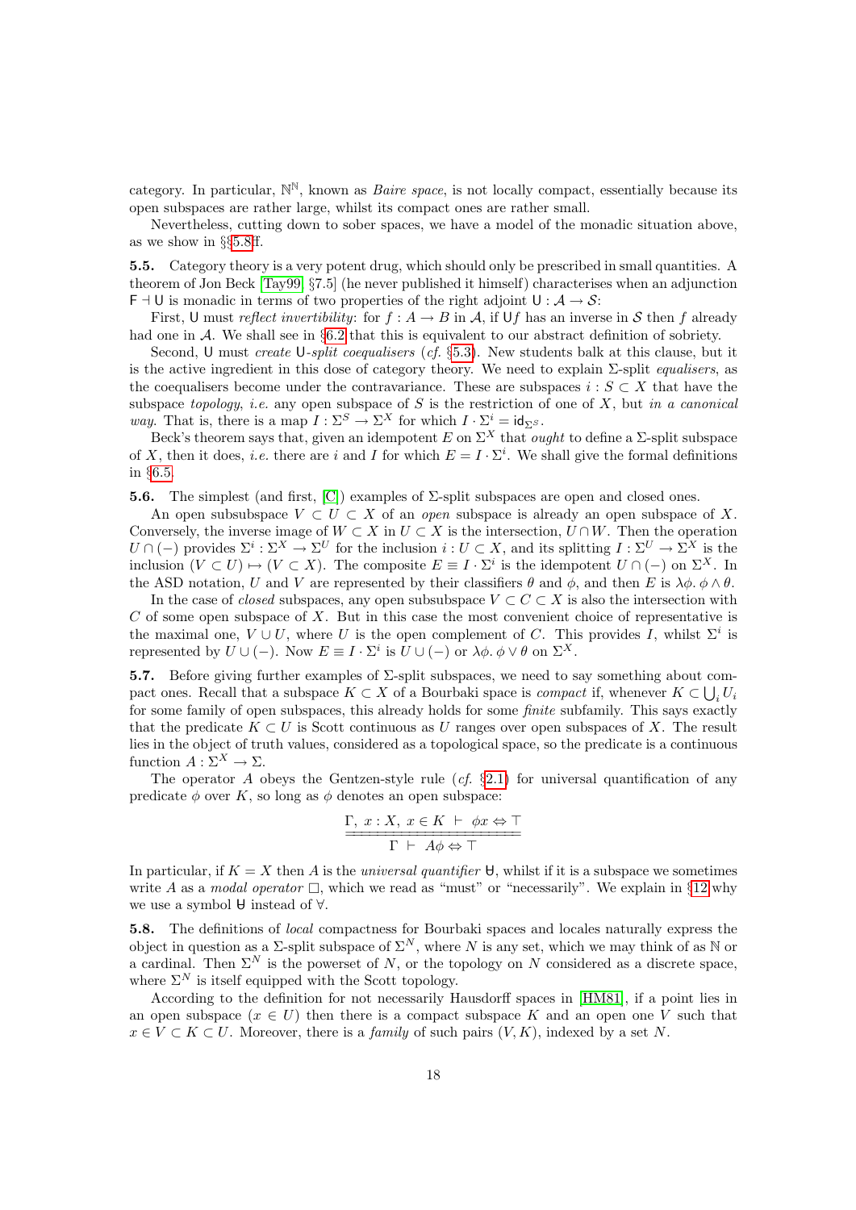category. In particular, $\mathbb{N}^{\mathbb{N}}$, known as *Baire space*, is not locally compact, essentially because its open subspaces are rather large, whilst its compact ones are rather small.

Nevertheless, cutting down to sober spaces, we have a model of the monadic situation above, as we show in §§5.8ff.

**5.5.** Category theory is a very potent drug, which should only be prescribed in small quantities. A theorem of Jon Beck [Tay99, §7.5] (he never published it himself) characterises when an adjunction $\mathsf{F} \dashv \mathsf{U}$ is monadic in terms of two properties of the right adjoint $\mathsf{U} : \mathcal{A} \to \mathcal{S}$:

First, $\mathsf{U}$ must *reflect invertibility*: for $f : A \to B$ in $\mathcal{A}$, if $\mathsf{U}f$ has an inverse in $\mathcal{S}$ then $f$ already had one in $\mathcal{A}$. We shall see in §6.2 that this is equivalent to our abstract definition of sobriety.

Second, $\mathsf{U}$ must *create* $\mathsf{U}$*-split coequalisers* (*cf.* §5.3). New students balk at this clause, but it is the active ingredient in this dose of category theory. We need to explain $\Sigma$-split *equalisers*, as the coequalisers become under the contravariance. These are subspaces $i : S \subset X$ that have the subspace *topology*, *i.e.* any open subspace of $S$ is the restriction of one of $X$, but *in a canonical way*. That is, there is a map $I : \Sigma^S \to \Sigma^X$ for which $I \cdot \Sigma^i = \mathsf{id}_{\Sigma^S}$.

Beck's theorem says that, given an idempotent $E$ on $\Sigma^X$ that *ought* to define a $\Sigma$-split subspace of $X$, then it does, *i.e.* there are $i$ and $I$ for which $E = I \cdot \Sigma^i$. We shall give the formal definitions in §6.5.

**5.6.** The simplest (and first, [C]) examples of $\Sigma$-split subspaces are open and closed ones.

An open subsubspace $V \subset U \subset X$ of an *open* subspace is already an open subspace of $X$. Conversely, the inverse image of $W \subset X$ in $U \subset X$ is the intersection, $U \cap W$. Then the operation $U \cap (-)$ provides $\Sigma^i : \Sigma^X \to \Sigma^U$ for the inclusion $i : U \subset X$, and its splitting $I : \Sigma^U \to \Sigma^X$ is the inclusion $(V \subset U) \mapsto (V \subset X)$. The composite $E \equiv I \cdot \Sigma^i$ is the idempotent $U \cap (-)$ on $\Sigma^X$. In the ASD notation, $U$ and $V$ are represented by their classifiers $\theta$ and $\phi$, and then $E$ is $\lambda\phi.\, \phi \wedge \theta$.

In the case of *closed* subspaces, any open subsubspace $V \subset C \subset X$ is also the intersection with $C$ of some open subspace of $X$. But in this case the most convenient choice of representative is the maximal one, $V \cup U$, where $U$ is the open complement of $C$. This provides $I$, whilst $\Sigma^i$ is represented by $U \cup (-)$. Now $E \equiv I \cdot \Sigma^i$ is $U \cup (-)$ or $\lambda\phi.\, \phi \vee \theta$ on $\Sigma^X$.

**5.7.** Before giving further examples of $\Sigma$-split subspaces, we need to say something about compact ones. Recall that a subspace $K \subset X$ of a Bourbaki space is *compact* if, whenever $K \subset \bigcup_i U_i$ for some family of open subspaces, this already holds for some *finite* subfamily. This says exactly that the predicate $K \subset U$ is Scott continuous as $U$ ranges over open subspaces of $X$. The result lies in the object of truth values, considered as a topological space, so the predicate is a continuous function $A : \Sigma^X \to \Sigma$.

The operator $A$ obeys the Gentzen-style rule (*cf.* §2.1) for universal quantification of any predicate $\phi$ over $K$, so long as $\phi$ denotes an open subspace:

$$\frac{\Gamma,\ x : X,\ x \in K\ \vdash\ \phi x \Leftrightarrow \top}{\Gamma\ \vdash\ A\phi \Leftrightarrow \top}$$

In particular, if $K = X$ then $A$ is the *universal quantifier* $\forall$, whilst if it is a subspace we sometimes write $A$ as a *modal operator* $\Box$, which we read as "must" or "necessarily". We explain in §12 why we use a symbol $\forall$ instead of $\forall$.

**5.8.** The definitions of *local* compactness for Bourbaki spaces and locales naturally express the object in question as a $\Sigma$-split subspace of $\Sigma^N$, where $N$ is any set, which we may think of as $\mathbb{N}$ or a cardinal. Then $\Sigma^N$ is the powerset of $N$, or the topology on $N$ considered as a discrete space, where $\Sigma^N$ is itself equipped with the Scott topology.

According to the definition for not necessarily Hausdorff spaces in [HM81], if a point lies in an open subspace ($x \in U$) then there is a compact subspace $K$ and an open one $V$ such that $x \in V \subset K \subset U$. Moreover, there is a *family* of such pairs $(V, K)$, indexed by a set $N$.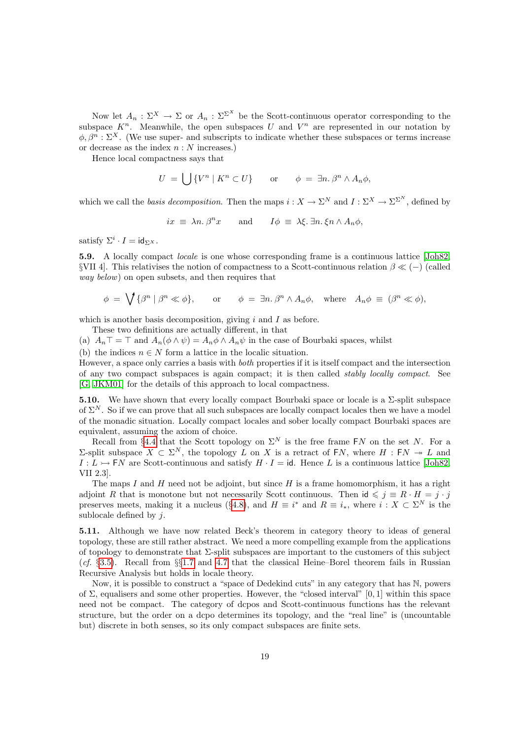Now let $A_n : \Sigma^X \to \Sigma$ or $A_n : \Sigma^{\Sigma^X}$ be the Scott-continuous operator corresponding to the subspace $K^n$. Meanwhile, the open subspaces $U$ and $V^n$ are represented in our notation by $\phi, \beta^n : \Sigma^X$. (We use super- and subscripts to indicate whether these subspaces or terms increase or decrease as the index $n : N$ increases.)

Hence local compactness says that

$$U \;=\; \bigcup\{V^n \mid K^n \subset U\} \qquad \text{or} \qquad \phi \;=\; \exists n.\, \beta^n \wedge A_n \phi,$$

which we call the *basis decomposition*. Then the maps $i : X \to \Sigma^N$ and $I : \Sigma^X \to \Sigma^{\Sigma^N}$, defined by

$$ix \;\equiv\; \lambda n.\, \beta^n x \qquad \text{and} \qquad I\phi \;\equiv\; \lambda\xi.\, \exists n.\, \xi n \wedge A_n \phi,$$

satisfy $\Sigma^i \cdot I = \mathsf{id}_{\Sigma^X}$.

**5.9.** A locally compact *locale* is one whose corresponding frame is a continuous lattice [Joh82, §VII 4]. This relativises the notion of compactness to a Scott-continuous relation $\beta \ll (-)$ (called *way below*) on open subsets, and then requires that

$$\phi \;=\; \bigvee^{\uparrow}\{\beta^n \mid \beta^n \ll \phi\}, \qquad \text{or} \qquad \phi \;=\; \exists n.\, \beta^n \wedge A_n \phi, \quad \text{where} \quad A_n \phi \;\equiv\; (\beta^n \ll \phi),$$

which is another basis decomposition, giving $i$ and $I$ as before.

These two definitions are actually different, in that

(a) $A_n \top = \top$ and $A_n(\phi \wedge \psi) = A_n \phi \wedge A_n \psi$ in the case of Bourbaki spaces, whilst

(b) the indices $n \in N$ form a lattice in the localic situation.

However, a space only carries a basis with *both* properties if it is itself compact and the intersection of any two compact subspaces is again compact; it is then called *stably locally compact*. See [G, JKM01] for the details of this approach to local compactness.

**5.10.** We have shown that every locally compact Bourbaki space or locale is a $\Sigma$-split subspace of $\Sigma^N$. So if we can prove that all such subspaces are locally compact locales then we have a model of the monadic situation. Locally compact locales and sober locally compact Bourbaki spaces are equivalent, assuming the axiom of choice.

Recall from §4.4 that the Scott topology on $\Sigma^N$ is the free frame $\mathsf{F}N$ on the set $N$. For a $\Sigma$-split subspace $X \subset \Sigma^N$, the topology $L$ on $X$ is a retract of $\mathsf{F}N$, where $H : \mathsf{F}N \twoheadrightarrow L$ and $I : L \rightarrowtail \mathsf{F}N$ are Scott-continuous and satisfy $H \cdot I = \mathsf{id}$. Hence $L$ is a continuous lattice [Joh82, VII 2.3].

The maps $I$ and $H$ need not be adjoint, but since $H$ is a frame homomorphism, it has a right adjoint $R$ that is monotone but not necessarily Scott continuous. Then $\mathsf{id} \leqslant j \equiv R \cdot H = j \cdot j$ preserves meets, making it a nucleus (§4.8), and $H \equiv i^*$ and $R \equiv i_*$, where $i : X \subset \Sigma^N$ is the sublocale defined by $j$.

**5.11.** Although we have now related Beck's theorem in category theory to ideas of general topology, these are still rather abstract. We need a more compelling example from the applications of topology to demonstrate that $\Sigma$-split subspaces are important to the customers of this subject (*cf.* §3.5). Recall from §§1.7 and 4.7 that the classical Heine–Borel theorem fails in Russian Recursive Analysis but holds in locale theory.

Now, it is possible to construct a "space of Dedekind cuts" in any category that has $\mathbb{N}$, powers of $\Sigma$, equalisers and some other properties. However, the "closed interval" $[0, 1]$ within this space need not be compact. The category of dcpos and Scott-continuous functions has the relevant structure, but the order on a dcpo determines its topology, and the "real line" is (uncountable but) discrete in both senses, so its only compact subspaces are finite sets.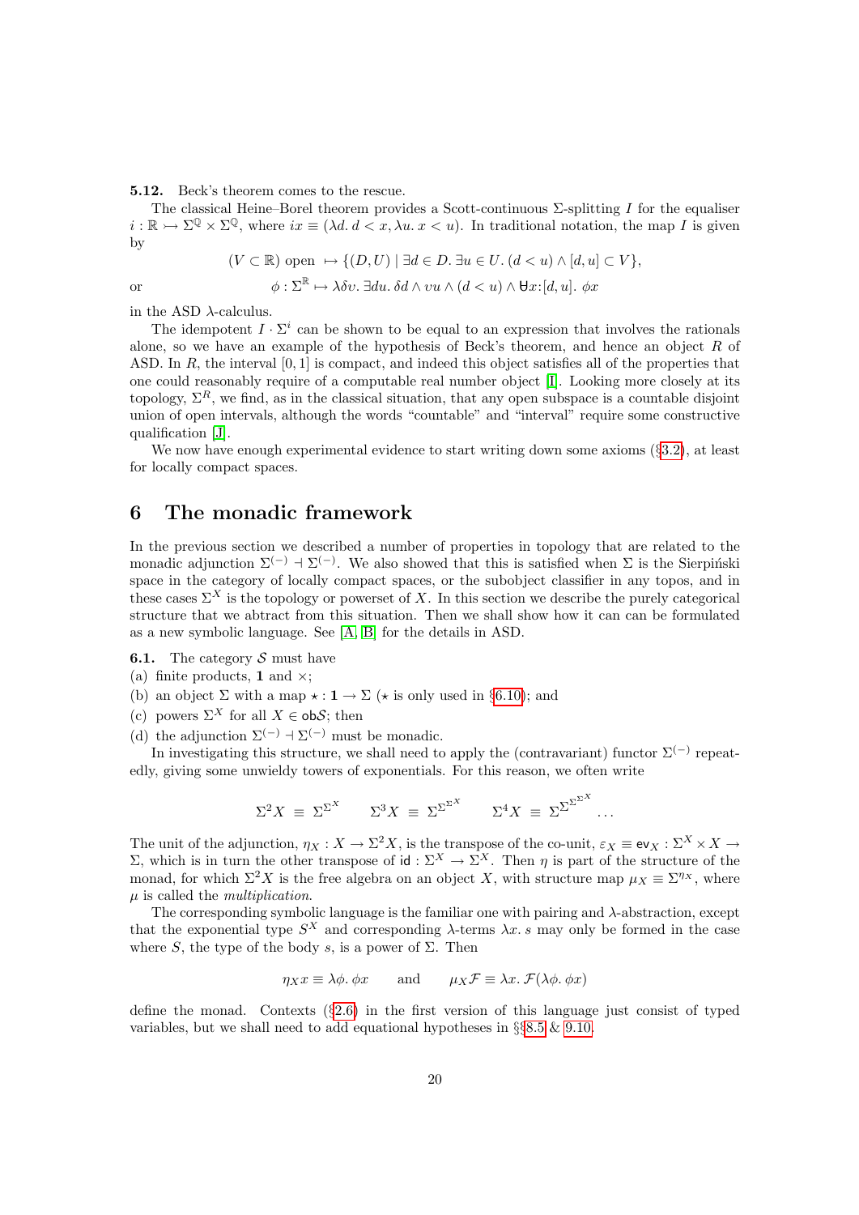**5.12.** Beck's theorem comes to the rescue.

The classical Heine–Borel theorem provides a Scott-continuous $\Sigma$-splitting $I$ for the equaliser $i : \mathbb{R} \rightarrowtail \Sigma^{\mathbb{Q}} \times \Sigma^{\mathbb{Q}}$, where $ix \equiv (\lambda d.\, d < x, \lambda u.\, x < u)$. In traditional notation, the map $I$ is given by

$$(V \subset \mathbb{R}) \text{ open } \mapsto \{(D, U) \mid \exists d \in D.\, \exists u \in U.\, (d < u) \wedge [d, u] \subset V\},$$

or

$$\phi : \Sigma^{\mathbb{R}} \mapsto \lambda\delta\upsilon.\, \exists du.\, \delta d \wedge \upsilon u \wedge (d < u) \wedge \forall x{:}[d, u].\, \phi x$$

in the ASD $\lambda$-calculus.

The idempotent $I \cdot \Sigma^i$ can be shown to be equal to an expression that involves the rationals alone, so we have an example of the hypothesis of Beck's theorem, and hence an object $R$ of ASD. In $R$, the interval $[0, 1]$ is compact, and indeed this object satisfies all of the properties that one could reasonably require of a computable real number object [I]. Looking more closely at its topology, $\Sigma^R$, we find, as in the classical situation, that any open subspace is a countable disjoint union of open intervals, although the words "countable" and "interval" require some constructive qualification [J].

We now have enough experimental evidence to start writing down some axioms (§3.2), at least for locally compact spaces.

# 6 The monadic framework

In the previous section we described a number of properties in topology that are related to the monadic adjunction $\Sigma^{(-)} \dashv \Sigma^{(-)}$. We also showed that this is satisfied when $\Sigma$ is the Sierpiński space in the category of locally compact spaces, or the subobject classifier in any topos, and in these cases $\Sigma^X$ is the topology or powerset of $X$. In this section we describe the purely categorical structure that we abtract from this situation. Then we shall show how it can can be formulated as a new symbolic language. See [A, B] for the details in ASD.

**6.1.** The category $\mathcal{S}$ must have

(a) finite products, $\mathbf{1}$ and $\times$;

(b) an object $\Sigma$ with a map $\star : \mathbf{1} \to \Sigma$ ($\star$ is only used in §6.10); and

(c) powers $\Sigma^X$ for all $X \in \mathsf{ob}\mathcal{S}$; then

(d) the adjunction $\Sigma^{(-)} \dashv \Sigma^{(-)}$ must be monadic.

In investigating this structure, we shall need to apply the (contravariant) functor $\Sigma^{(-)}$ repeatedly, giving some unwieldy towers of exponentials. For this reason, we often write

$$\Sigma^2 X \;\equiv\; \Sigma^{\Sigma^X} \qquad \Sigma^3 X \;\equiv\; \Sigma^{\Sigma^{\Sigma^X}} \qquad \Sigma^4 X \;\equiv\; \Sigma^{\Sigma^{\Sigma^{\Sigma^X}}} \;\ldots$$

The unit of the adjunction, $\eta_X : X \to \Sigma^2 X$, is the transpose of the co-unit, $\varepsilon_X \equiv \mathsf{ev}_X : \Sigma^X \times X \to \Sigma$, which is in turn the other transpose of $\mathsf{id} : \Sigma^X \to \Sigma^X$. Then $\eta$ is part of the structure of the monad, for which $\Sigma^2 X$ is the free algebra on an object $X$, with structure map $\mu_X \equiv \Sigma^{\eta_X}$, where $\mu$ is called the *multiplication*.

The corresponding symbolic language is the familiar one with pairing and $\lambda$-abstraction, except that the exponential type $S^X$ and corresponding $\lambda$-terms $\lambda x.\, s$ may only be formed in the case where $S$, the type of the body $s$, is a power of $\Sigma$. Then

$$\eta_X x \equiv \lambda\phi.\, \phi x \qquad \text{and} \qquad \mu_X \mathcal{F} \equiv \lambda x.\, \mathcal{F}(\lambda\phi.\, \phi x)$$

define the monad. Contexts (§2.6) in the first version of this language just consist of typed variables, but we shall need to add equational hypotheses in §§8.5 & 9.10.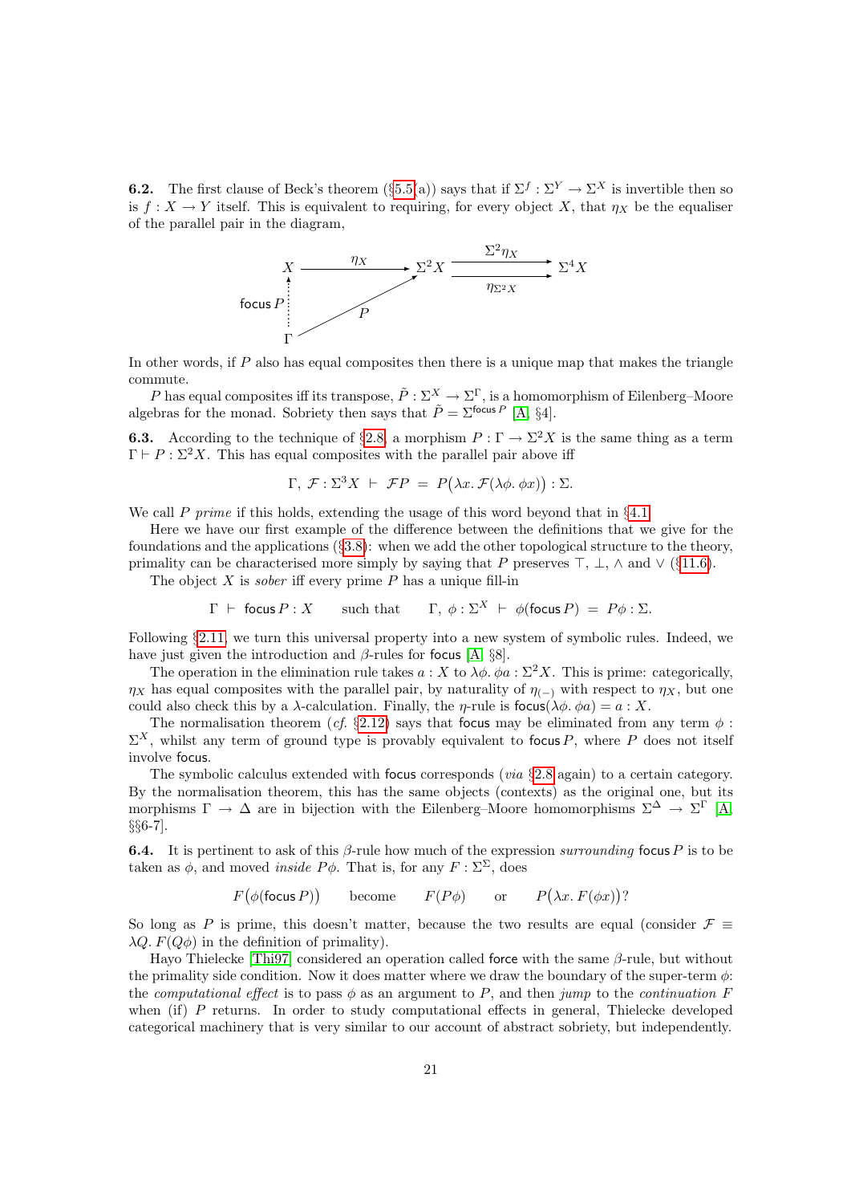**6.2.** The first clause of Beck's theorem (§5.5(a)) says that if $\Sigma^f : \Sigma^Y \to \Sigma^X$ is invertible then so is $f : X \to Y$ itself. This is equivalent to requiring, for every object $X$, that $\eta_X$ be the equaliser of the parallel pair in the diagram,

$$\begin{array}{ccccc} X & \xrightarrow{\ \eta_X\ } & \Sigma^2 X & \overset{\Sigma^2\eta_X}{\underset{\eta_{\Sigma^2 X}}{\rightrightarrows}} & \Sigma^4 X \\ \uparrow{\scriptstyle \mathsf{focus}\,P} & \nearrow_{P} & & & \\ \Gamma & & & & \end{array}$$

In other words, if $P$ also has equal composites then there is a unique map that makes the triangle commute.

$P$ has equal composites iff its transpose, $\tilde{P} : \Sigma^X \to \Sigma^\Gamma$, is a homomorphism of Eilenberg–Moore algebras for the monad. Sobriety then says that $\tilde{P} = \Sigma^{\mathsf{focus}\,P}$ [A, §4].

**6.3.** According to the technique of §2.8, a morphism $P : \Gamma \to \Sigma^2 X$ is the same thing as a term $\Gamma \vdash P : \Sigma^2 X$. This has equal composites with the parallel pair above iff

$$\Gamma,\ \mathcal{F} : \Sigma^3 X \ \vdash\ \mathcal{F}P \ = \ P\big(\lambda x.\, \mathcal{F}(\lambda\phi.\, \phi x)\big) : \Sigma.$$

We call $P$ *prime* if this holds, extending the usage of this word beyond that in §4.1.

Here we have our first example of the difference between the definitions that we give for the foundations and the applications (§3.8): when we add the other topological structure to the theory, primality can be characterised more simply by saying that $P$ preserves $\top$, $\bot$, $\wedge$ and $\vee$ (§11.6).

The object $X$ is *sober* iff every prime $P$ has a unique fill-in

$$\Gamma \ \vdash\ \mathsf{focus}\,P : X \qquad \text{such that} \qquad \Gamma,\ \phi : \Sigma^X \ \vdash\ \phi(\mathsf{focus}\,P) \ = \ P\phi : \Sigma.$$

Following §2.11, we turn this universal property into a new system of symbolic rules. Indeed, we have just given the introduction and $\beta$-rules for $\mathsf{focus}$ [A, §8].

The operation in the elimination rule takes $a : X$ to $\lambda\phi.\, \phi a : \Sigma^2 X$. This is prime: categorically, $\eta_X$ has equal composites with the parallel pair, by naturality of $\eta_{(-)}$ with respect to $\eta_X$, but one could also check this by a $\lambda$-calculation. Finally, the $\eta$-rule is $\mathsf{focus}(\lambda\phi.\, \phi a) = a : X$.

The normalisation theorem (*cf.* §2.12) says that $\mathsf{focus}$ may be eliminated from any term $\phi : \Sigma^X$, whilst any term of ground type is provably equivalent to $\mathsf{focus}\,P$, where $P$ does not itself involve $\mathsf{focus}$.

The symbolic calculus extended with $\mathsf{focus}$ corresponds (*via* §2.8 again) to a certain category. By the normalisation theorem, this has the same objects (contexts) as the original one, but its morphisms $\Gamma \to \Delta$ are in bijection with the Eilenberg–Moore homomorphisms $\Sigma^\Delta \to \Sigma^\Gamma$ [A, §§6-7].

**6.4.** It is pertinent to ask of this $\beta$-rule how much of the expression *surrounding* $\mathsf{focus}\,P$ is to be taken as $\phi$, and moved *inside* $P\phi$. That is, for any $F : \Sigma^\Sigma$, does

$$F\big(\phi(\mathsf{focus}\,P)\big) \qquad \text{become} \qquad F(P\phi) \qquad \text{or} \qquad P\big(\lambda x.\, F(\phi x)\big)?$$

So long as $P$ is prime, this doesn't matter, because the two results are equal (consider $\mathcal{F} \equiv \lambda Q.\, F(Q\phi)$ in the definition of primality).

Hayo Thielecke [Thi97] considered an operation called $\mathsf{force}$ with the same $\beta$-rule, but without the primality side condition. Now it does matter where we draw the boundary of the super-term $\phi$: the *computational effect* is to pass $\phi$ as an argument to $P$, and then *jump* to the *continuation* $F$ when (if) $P$ returns. In order to study computational effects in general, Thielecke developed categorical machinery that is very similar to our account of abstract sobriety, but independently.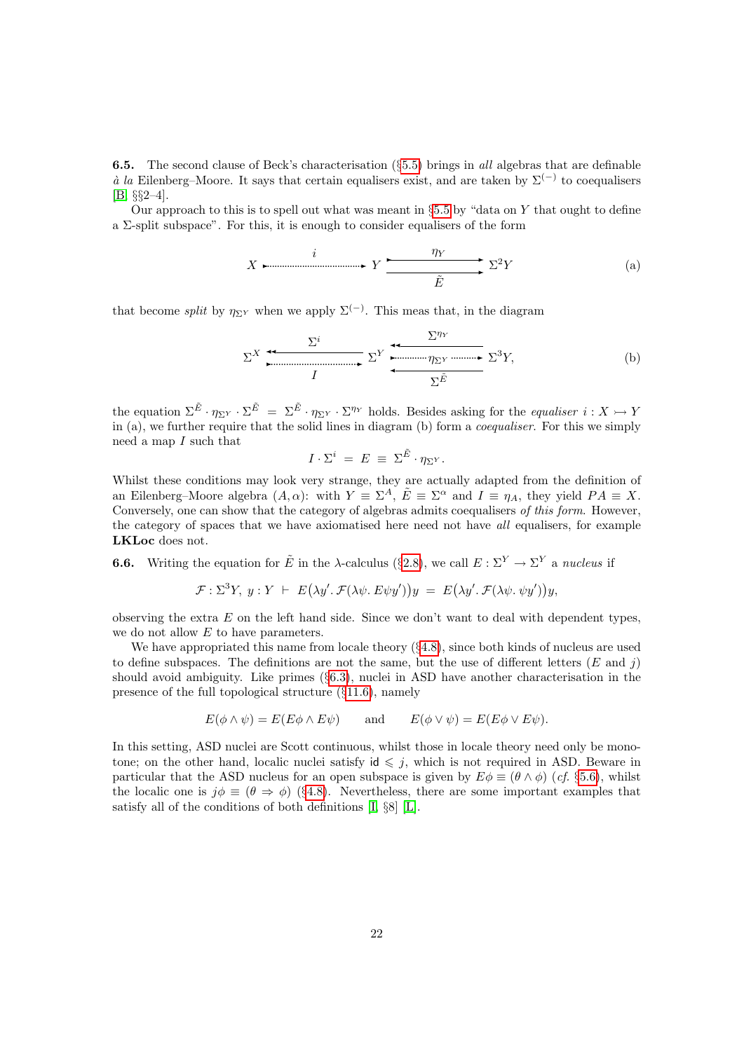**6.5.** The second clause of Beck's characterisation (§5.5) brings in *all* algebras that are definable *à la* Eilenberg–Moore. It says that certain equalisers exist, and are taken by $\Sigma^{(-)}$ to coequalisers [B, §§2–4].

Our approach to this is to spell out what was meant in §5.5 by "data on $Y$ that ought to define a $\Sigma$-split subspace". For this, it is enough to consider equalisers of the form

$$X \overset{i}{\rightarrowtail} Y \underset{\tilde{E}}{\overset{\eta_Y}{\rightrightarrows}} \Sigma^2 Y \tag{a}$$

that become *split* by $\eta_{\Sigma^Y}$ when we apply $\Sigma^{(-)}$. This meas that, in the diagram

$$\Sigma^X \underset{I}{\overset{\Sigma^i}{\leftleftarrows}} \Sigma^Y \underset{\Sigma^{\tilde{E}}}{\overset{\Sigma^{\eta_Y}}{\leftleftarrows}} \Sigma^3 Y, \qquad \Sigma^Y \xrightarrow{\eta_{\Sigma^Y}} \Sigma^3 Y \tag{b}$$

the equation $\Sigma^{\tilde{E}} \cdot \eta_{\Sigma^Y} \cdot \Sigma^{\tilde{E}} \;=\; \Sigma^{\tilde{E}} \cdot \eta_{\Sigma^Y} \cdot \Sigma^{\eta_Y}$ holds. Besides asking for the *equaliser* $i : X \rightarrowtail Y$ in (a), we further require that the solid lines in diagram (b) form a *coequaliser*. For this we simply need a map $I$ such that

$$I \cdot \Sigma^i \;=\; E \;\equiv\; \Sigma^{\tilde{E}} \cdot \eta_{\Sigma^Y}.$$

Whilst these conditions may look very strange, they are actually adapted from the definition of an Eilenberg–Moore algebra $(A, \alpha)$: with $Y \equiv \Sigma^A$, $\tilde{E} \equiv \Sigma^\alpha$ and $I \equiv \eta_A$, they yield $PA \equiv X$. Conversely, one can show that the category of algebras admits coequalisers *of this form*. However, the category of spaces that we have axiomatised here need not have *all* equalisers, for example **LKLoc** does not.

**6.6.** Writing the equation for $\tilde{E}$ in the $\lambda$-calculus (§2.8), we call $E : \Sigma^Y \to \Sigma^Y$ a *nucleus* if

$$\mathcal{F} : \Sigma^3 Y,\; y : Y \;\vdash\; E\big(\lambda y'.\, \mathcal{F}(\lambda\psi.\, E\psi y')\big)y \;=\; E\big(\lambda y'.\, \mathcal{F}(\lambda\psi.\, \psi y')\big)y,$$

observing the extra $E$ on the left hand side. Since we don't want to deal with dependent types, we do not allow $E$ to have parameters.

We have appropriated this name from locale theory (§4.8), since both kinds of nucleus are used to define subspaces. The definitions are not the same, but the use of different letters ($E$ and $j$) should avoid ambiguity. Like primes (§6.3), nuclei in ASD have another characterisation in the presence of the full topological structure (§11.6), namely

$$E(\phi \wedge \psi) = E(E\phi \wedge E\psi) \qquad \text{and} \qquad E(\phi \vee \psi) = E(E\phi \vee E\psi).$$

In this setting, ASD nuclei are Scott continuous, whilst those in locale theory need only be monotone; on the other hand, localic nuclei satisfy $\mathsf{id} \leqslant j$, which is not required in ASD. Beware in particular that the ASD nucleus for an open subspace is given by $E\phi \equiv (\theta \wedge \phi)$ (*cf.* §5.6), whilst the localic one is $j\phi \equiv (\theta \Rightarrow \phi)$ (§4.8). Nevertheless, there are some important examples that satisfy all of the conditions of both definitions [I, §8] [L].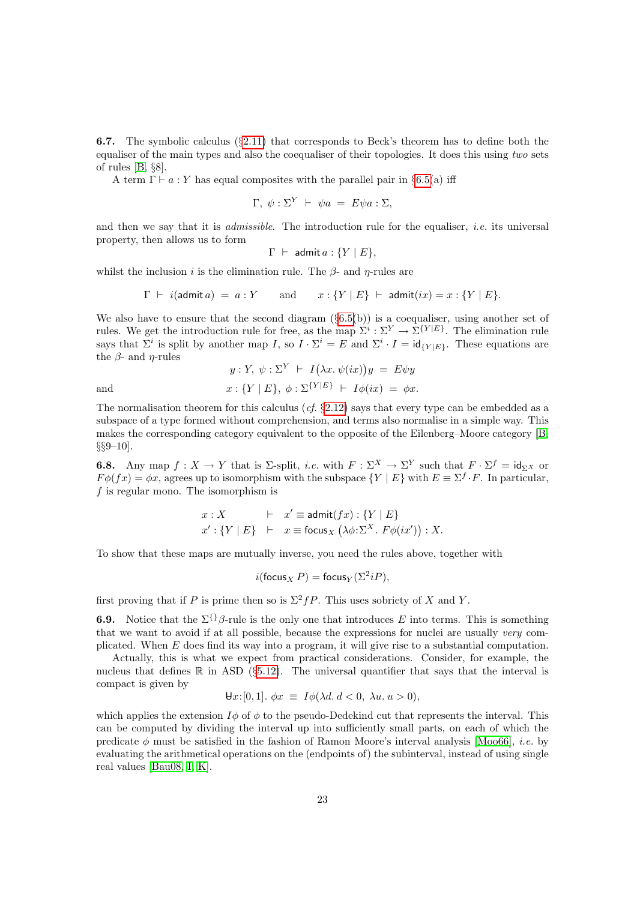**6.7.** The symbolic calculus (§2.11) that corresponds to Beck's theorem has to define both the equaliser of the main types and also the coequaliser of their topologies. It does this using *two* sets of rules [B, §8].

A term $\Gamma \vdash a : Y$ has equal composites with the parallel pair in §6.5(a) iff

$$\Gamma,\ \psi : \Sigma^Y \ \vdash\ \psi a \ =\ E\psi a : \Sigma,$$

and then we say that it is *admissible*. The introduction rule for the equaliser, *i.e.* its universal property, then allows us to form

$$\Gamma \ \vdash\ \mathsf{admit}\, a : \{Y \mid E\},$$

whilst the inclusion $i$ is the elimination rule. The $\beta$- and $\eta$-rules are

$$\Gamma \ \vdash\ i(\mathsf{admit}\, a) \ =\ a : Y \qquad \text{and} \qquad x : \{Y \mid E\} \ \vdash\ \mathsf{admit}(ix) = x : \{Y \mid E\}.$$

We also have to ensure that the second diagram (§6.5(b)) is a coequaliser, using another set of rules. We get the introduction rule for free, as the map $\Sigma^i : \Sigma^Y \to \Sigma^{\{Y|E\}}$. The elimination rule says that $\Sigma^i$ is split by another map $I$, so $I \cdot \Sigma^i = E$ and $\Sigma^i \cdot I = \mathsf{id}_{\{Y|E\}}$. These equations are the $\beta$- and $\eta$-rules

$$y : Y,\ \psi : \Sigma^Y \ \vdash\ I\big(\lambda x.\ \psi(ix)\big)y \ =\ E\psi y$$

and

$$x : \{Y \mid E\},\ \phi : \Sigma^{\{Y|E\}} \ \vdash\ I\phi(ix) \ =\ \phi x.$$

The normalisation theorem for this calculus (*cf.* §2.12) says that every type can be embedded as a subspace of a type formed without comprehension, and terms also normalise in a simple way. This makes the corresponding category equivalent to the opposite of the Eilenberg–Moore category [B, §§9–10].

**6.8.** Any map $f : X \to Y$ that is $\Sigma$-split, *i.e.* with $F : \Sigma^X \to \Sigma^Y$ such that $F \cdot \Sigma^f = \mathsf{id}_{\Sigma^X}$ or $F\phi(fx) = \phi x$, agrees up to isomorphism with the subspace $\{Y \mid E\}$ with $E \equiv \Sigma^f \cdot F$. In particular, $f$ is regular mono. The isomorphism is

$$\begin{array}{lll} x : X & \vdash & x' \equiv \mathsf{admit}(fx) : \{Y \mid E\} \\ x' : \{Y \mid E\} & \vdash & x \equiv \mathsf{focus}_X\ \big(\lambda\phi{:}\Sigma^X.\ F\phi(ix')\big) : X. \end{array}$$

To show that these maps are mutually inverse, you need the rules above, together with

$$i(\mathsf{focus}_X\ P) = \mathsf{focus}_Y(\Sigma^2 iP),$$

first proving that if $P$ is prime then so is $\Sigma^2 fP$. This uses sobriety of $X$ and $Y$.

**6.9.** Notice that the $\Sigma^{\{\}}\beta$-rule is the only one that introduces $E$ into terms. This is something that we want to avoid if at all possible, because the expressions for nuclei are usually *very* complicated. When $E$ does find its way into a program, it will give rise to a substantial computation.

Actually, this is what we expect from practical considerations. Consider, for example, the nucleus that defines $\mathbb{R}$ in ASD (§5.12). The universal quantifier that says that the interval is compact is given by

$$\forall x{:}[0,1].\ \phi x \ \equiv\ I\phi(\lambda d.\ d < 0,\ \lambda u.\ u > 0),$$

which applies the extension $I\phi$ of $\phi$ to the pseudo-Dedekind cut that represents the interval. This can be computed by dividing the interval up into sufficiently small parts, on each of which the predicate $\phi$ must be satisfied in the fashion of Ramon Moore's interval analysis [Moo66], *i.e.* by evaluating the arithmetical operations on the (endpoints of) the subinterval, instead of using single real values [Bau08, I, K].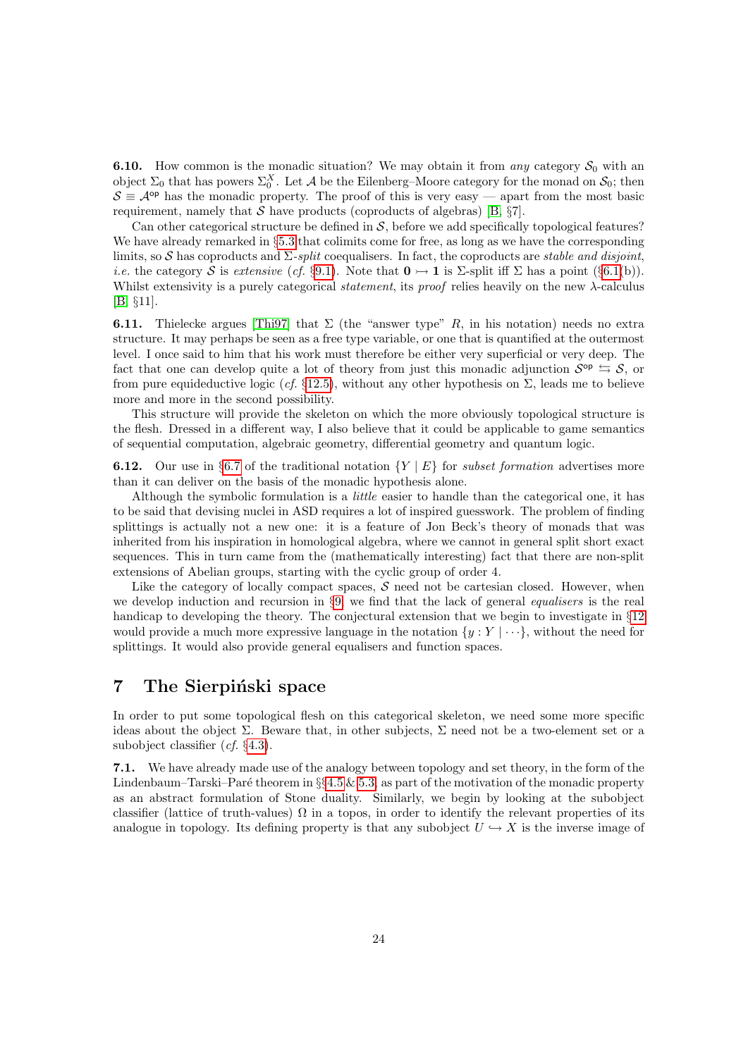**6.10.** How common is the monadic situation? We may obtain it from *any* category $\mathcal{S}_0$ with an object $\Sigma_0$ that has powers $\Sigma_0^X$. Let $\mathcal{A}$ be the Eilenberg–Moore category for the monad on $\mathcal{S}_0$; then $\mathcal{S} \equiv \mathcal{A}^{\mathsf{op}}$ has the monadic property. The proof of this is very easy — apart from the most basic requirement, namely that $\mathcal{S}$ have products (coproducts of algebras) [B, §7].

Can other categorical structure be defined in $\mathcal{S}$, before we add specifically topological features? We have already remarked in §5.3 that colimits come for free, as long as we have the corresponding limits, so $\mathcal{S}$ has coproducts and $\Sigma$-*split* coequalisers. In fact, the coproducts are *stable and disjoint*, *i.e.* the category $\mathcal{S}$ is *extensive* (*cf.* §9.1). Note that $\mathbf{0} \rightarrowtail \mathbf{1}$ is $\Sigma$-split iff $\Sigma$ has a point (§6.1(b)). Whilst extensivity is a purely categorical *statement*, its *proof* relies heavily on the new $\lambda$-calculus [B, §11].

**6.11.** Thielecke argues [Thi97] that $\Sigma$ (the "answer type" $R$, in his notation) needs no extra structure. It may perhaps be seen as a free type variable, or one that is quantified at the outermost level. I once said to him that his work must therefore be either very superficial or very deep. The fact that one can develop quite a lot of theory from just this monadic adjunction $\mathcal{S}^{\mathsf{op}} \leftrightarrows \mathcal{S}$, or from pure equideductive logic (*cf.* §12.5), without any other hypothesis on $\Sigma$, leads me to believe more and more in the second possibility.

This structure will provide the skeleton on which the more obviously topological structure is the flesh. Dressed in a different way, I also believe that it could be applicable to game semantics of sequential computation, algebraic geometry, differential geometry and quantum logic.

**6.12.** Our use in §6.7 of the traditional notation $\{Y \mid E\}$ for *subset formation* advertises more than it can deliver on the basis of the monadic hypothesis alone.

Although the symbolic formulation is a *little* easier to handle than the categorical one, it has to be said that devising nuclei in ASD requires a lot of inspired guesswork. The problem of finding splittings is actually not a new one: it is a feature of Jon Beck's theory of monads that was inherited from his inspiration in homological algebra, where we cannot in general split short exact sequences. This in turn came from the (mathematically interesting) fact that there are non-split extensions of Abelian groups, starting with the cyclic group of order 4.

Like the category of locally compact spaces, $\mathcal{S}$ need not be cartesian closed. However, when we develop induction and recursion in §9, we find that the lack of general *equalisers* is the real handicap to developing the theory. The conjectural extension that we begin to investigate in §12 would provide a much more expressive language in the notation $\{y : Y \mid \cdots\}$, without the need for splittings. It would also provide general equalisers and function spaces.

## 7 The Sierpiński space

In order to put some topological flesh on this categorical skeleton, we need some more specific ideas about the object $\Sigma$. Beware that, in other subjects, $\Sigma$ need not be a two-element set or a subobject classifier (*cf.* §4.3).

**7.1.** We have already made use of the analogy between topology and set theory, in the form of the Lindenbaum–Tarski–Paré theorem in §§4.5 & 5.3, as part of the motivation of the monadic property as an abstract formulation of Stone duality. Similarly, we begin by looking at the subobject classifier (lattice of truth-values) $\Omega$ in a topos, in order to identify the relevant properties of its analogue in topology. Its defining property is that any subobject $U \hookrightarrow X$ is the inverse image of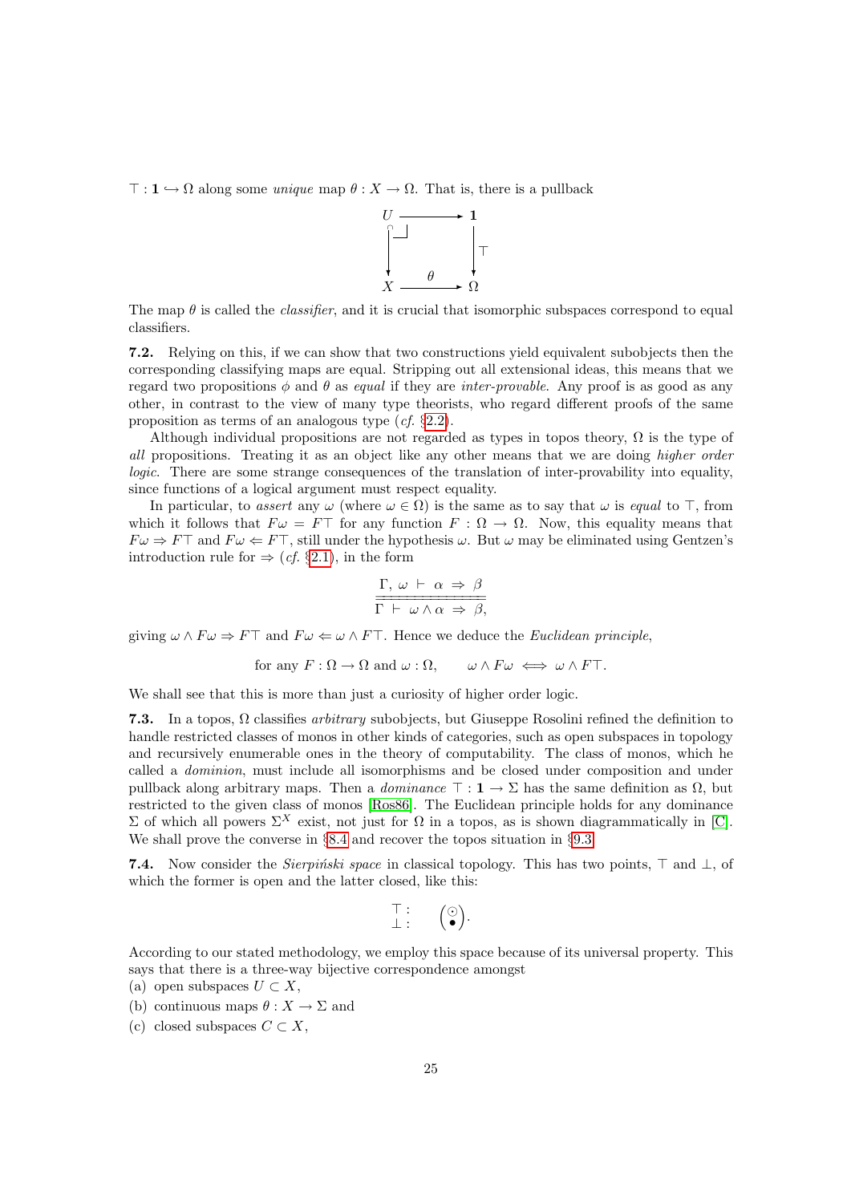$\top : \mathbf{1} \hookrightarrow \Omega$ along some *unique* map $\theta : X \to \Omega$. That is, there is a pullback

$$\begin{array}{ccc} U & \longrightarrow & \mathbf{1} \\ \big\downarrow & \lrcorner & \big\downarrow \top \\ X & \xrightarrow{\ \theta\ } & \Omega \end{array}$$

The map $\theta$ is called the *classifier*, and it is crucial that isomorphic subspaces correspond to equal classifiers.

**7.2.** Relying on this, if we can show that two constructions yield equivalent subobjects then the corresponding classifying maps are equal. Stripping out all extensional ideas, this means that we regard two propositions $\phi$ and $\theta$ as *equal* if they are *inter-provable*. Any proof is as good as any other, in contrast to the view of many type theorists, who regard different proofs of the same proposition as terms of an analogous type (*cf.* §2.2).

Although individual propositions are not regarded as types in topos theory, $\Omega$ is the type of *all* propositions. Treating it as an object like any other means that we are doing *higher order logic*. There are some strange consequences of the translation of inter-provability into equality, since functions of a logical argument must respect equality.

In particular, to *assert* any $\omega$ (where $\omega \in \Omega$) is the same as to say that $\omega$ is *equal* to $\top$, from which it follows that $F\omega = F\top$ for any function $F : \Omega \to \Omega$. Now, this equality means that $F\omega \Rightarrow F\top$ and $F\omega \Leftarrow F\top$, still under the hypothesis $\omega$. But $\omega$ may be eliminated using Gentzen's introduction rule for $\Rightarrow$ (*cf.* §2.1), in the form

$$\frac{\Gamma,\ \omega\ \vdash\ \alpha\ \Rightarrow\ \beta}{\Gamma\ \vdash\ \omega \wedge \alpha\ \Rightarrow\ \beta,}$$

giving $\omega \wedge F\omega \Rightarrow F\top$ and $F\omega \Leftarrow \omega \wedge F\top$. Hence we deduce the *Euclidean principle*,

$$\text{for any } F : \Omega \to \Omega \text{ and } \omega : \Omega, \qquad \omega \wedge F\omega \iff \omega \wedge F\top.$$

We shall see that this is more than just a curiosity of higher order logic.

**7.3.** In a topos, $\Omega$ classifies *arbitrary* subobjects, but Giuseppe Rosolini refined the definition to handle restricted classes of monos in other kinds of categories, such as open subspaces in topology and recursively enumerable ones in the theory of computability. The class of monos, which he called a *dominion*, must include all isomorphisms and be closed under composition and under pullback along arbitrary maps. Then a *dominance* $\top : \mathbf{1} \to \Sigma$ has the same definition as $\Omega$, but restricted to the given class of monos [Ros86]. The Euclidean principle holds for any dominance $\Sigma$ of which all powers $\Sigma^X$ exist, not just for $\Omega$ in a topos, as is shown diagrammatically in [C]. We shall prove the converse in §8.4 and recover the topos situation in §9.3.

**7.4.** Now consider the *Sierpiński space* in classical topology. This has two points, $\top$ and $\bot$, of which the former is open and the latter closed, like this:

$$\begin{array}{l} \top : \\ \bot : \end{array} \quad \begin{pmatrix} \odot \\ \bullet \end{pmatrix}.$$

According to our stated methodology, we employ this space because of its universal property. This says that there is a three-way bijective correspondence amongst

(a) open subspaces $U \subset X$,

(b) continuous maps $\theta : X \to \Sigma$ and

(c) closed subspaces $C \subset X$,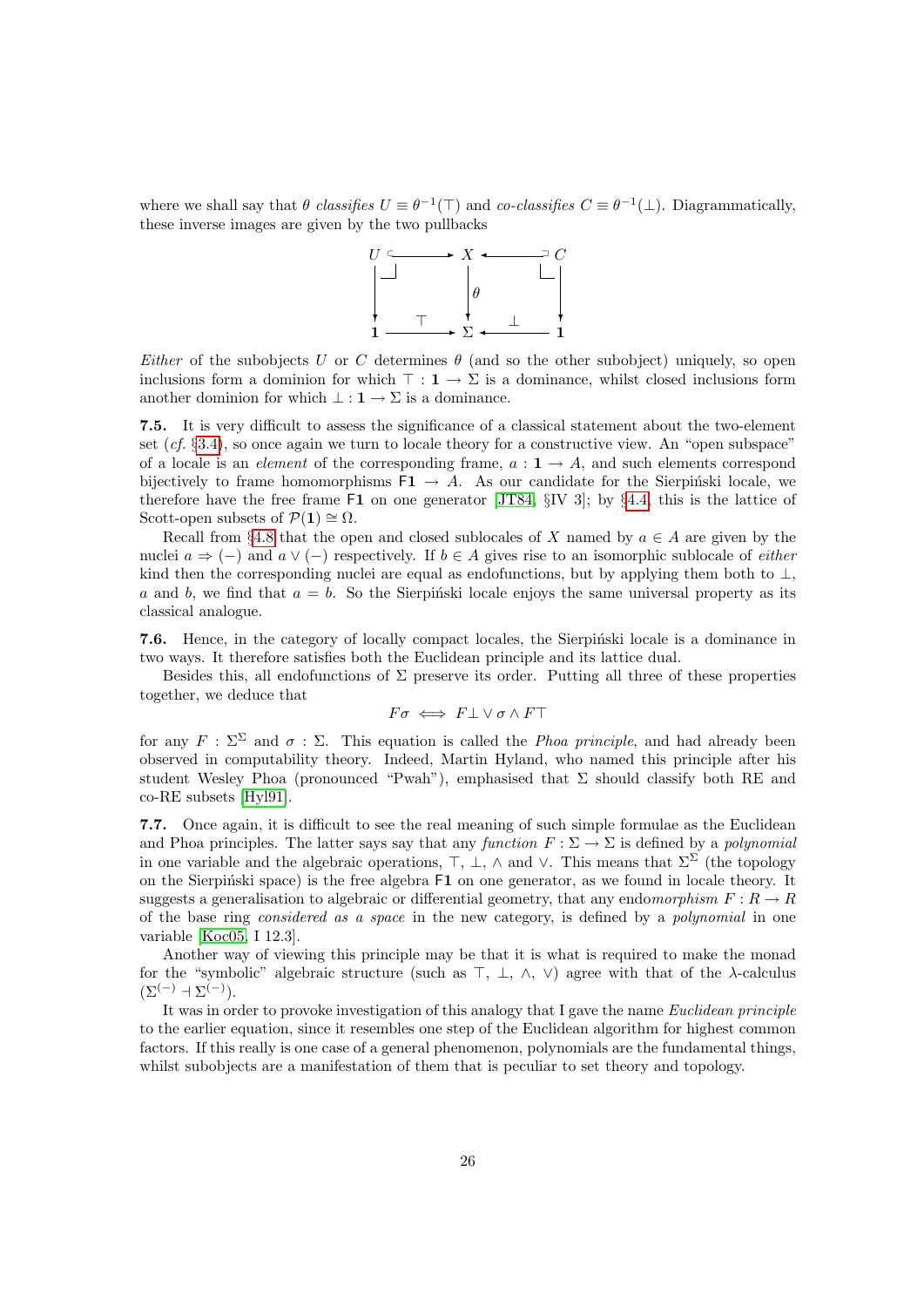where we shall say that $\theta$ *classifies* $U \equiv \theta^{-1}(\top)$ and *co-classifies* $C \equiv \theta^{-1}(\bot)$. Diagrammatically, these inverse images are given by the two pullbacks

$$
\begin{array}{ccccc}
U & \hookrightarrow & X & \hookleftarrow & C \\
\downarrow & & \downarrow \theta & & \downarrow \\
\mathbf{1} & \xrightarrow{\ \top\ } & \Sigma & \xleftarrow{\ \bot\ } & \mathbf{1}
\end{array}
$$

*Either* of the subobjects $U$ or $C$ determines $\theta$ (and so the other subobject) uniquely, so open inclusions form a dominion for which $\top : \mathbf{1} \to \Sigma$ is a dominance, whilst closed inclusions form another dominion for which $\bot : \mathbf{1} \to \Sigma$ is a dominance.

**7.5.** It is very difficult to assess the significance of a classical statement about the two-element set (*cf.* §3.4), so once again we turn to locale theory for a constructive view. An "open subspace" of a locale is an *element* of the corresponding frame, $a : \mathbf{1} \to A$, and such elements correspond bijectively to frame homomorphisms $\mathsf{F}\mathbf{1} \to A$. As our candidate for the Sierpiński locale, we therefore have the free frame $\mathsf{F}\mathbf{1}$ on one generator [JT84, §IV 3]; by §4.4, this is the lattice of Scott-open subsets of $\mathcal{P}(\mathbf{1}) \cong \Omega$.

Recall from §4.8 that the open and closed sublocales of $X$ named by $a \in A$ are given by the nuclei $a \Rightarrow (-)$ and $a \vee (-)$ respectively. If $b \in A$ gives rise to an isomorphic sublocale of *either* kind then the corresponding nuclei are equal as endofunctions, but by applying them both to $\bot$, $a$ and $b$, we find that $a = b$. So the Sierpiński locale enjoys the same universal property as its classical analogue.

**7.6.** Hence, in the category of locally compact locales, the Sierpiński locale is a dominance in two ways. It therefore satisfies both the Euclidean principle and its lattice dual.

Besides this, all endofunctions of $\Sigma$ preserve its order. Putting all three of these properties together, we deduce that

$$F\sigma \iff F\bot \vee \sigma \wedge F\top$$

for any $F : \Sigma^\Sigma$ and $\sigma : \Sigma$. This equation is called the *Phoa principle*, and had already been observed in computability theory. Indeed, Martin Hyland, who named this principle after his student Wesley Phoa (pronounced "Pwah"), emphasised that $\Sigma$ should classify both RE and co-RE subsets [Hyl91].

**7.7.** Once again, it is difficult to see the real meaning of such simple formulae as the Euclidean and Phoa principles. The latter says say that any *function* $F : \Sigma \to \Sigma$ is defined by a *polynomial* in one variable and the algebraic operations, $\top$, $\bot$, $\wedge$ and $\vee$. This means that $\Sigma^\Sigma$ (the topology on the Sierpiński space) is the free algebra $\mathsf{F}\mathbf{1}$ on one generator, as we found in locale theory. It suggests a generalisation to algebraic or differential geometry, that any endo*morphism* $F : R \to R$ of the base ring *considered as a space* in the new category, is defined by a *polynomial* in one variable [Koc05, I 12.3].

Another way of viewing this principle may be that it is what is required to make the monad for the "symbolic" algebraic structure (such as $\top$, $\bot$, $\wedge$, $\vee$) agree with that of the $\lambda$-calculus ($\Sigma^{(-)} \dashv \Sigma^{(-)}$).

It was in order to provoke investigation of this analogy that I gave the name *Euclidean principle* to the earlier equation, since it resembles one step of the Euclidean algorithm for highest common factors. If this really is one case of a general phenomenon, polynomials are the fundamental things, whilst subobjects are a manifestation of them that is peculiar to set theory and topology.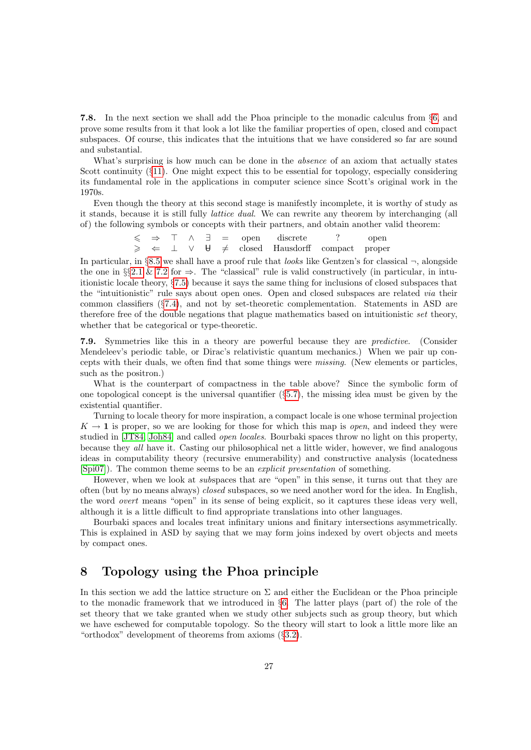**7.8.** In the next section we shall add the Phoa principle to the monadic calculus from §6, and prove some results from it that look a lot like the familiar properties of open, closed and compact subspaces. Of course, this indicates that the intuitions that we have considered so far are sound and substantial.

What's surprising is how much can be done in the *absence* of an axiom that actually states Scott continuity (§11). One might expect this to be essential for topology, especially considering its fundamental role in the applications in computer science since Scott's original work in the 1970s.

Even though the theory at this second stage is manifestly incomplete, it is worthy of study as it stands, because it is still fully *lattice dual*. We can rewrite any theorem by interchanging (all of) the following symbols or concepts with their partners, and obtain another valid theorem:

| $\leqslant$ | $\Rightarrow$ | $\top$ | $\wedge$ | $\exists$ | $=$ | open | discrete | ? | open |
|---|---|---|---|---|---|---|---|---|---|
| $\geqslant$ | $\Leftarrow$ | $\bot$ | $\vee$ | $\forall$ | $\neq$ | closed | Hausdorff | compact | proper |

In particular, in §8.5 we shall have a proof rule that *looks* like Gentzen's for classical $\neg$, alongside the one in §§2.1 & 7.2 for $\Rightarrow$. The "classical" rule is valid constructively (in particular, in intuitionistic locale theory, §7.5) because it says the same thing for inclusions of closed subspaces that the "intuitionistic" rule says about open ones. Open and closed subspaces are related *via* their common classifiers (§7.4), and not by set-theoretic complementation. Statements in ASD are therefore free of the double negations that plague mathematics based on intuitionistic *set* theory, whether that be categorical or type-theoretic.

**7.9.** Symmetries like this in a theory are powerful because they are *predictive*. (Consider Mendeleev's periodic table, or Dirac's relativistic quantum mechanics.) When we pair up concepts with their duals, we often find that some things were *missing*. (New elements or particles, such as the positron.)

What is the counterpart of compactness in the table above? Since the symbolic form of one topological concept is the universal quantifier (§5.7), the missing idea must be given by the existential quantifier.

Turning to locale theory for more inspiration, a compact locale is one whose terminal projection $K \to \mathbf{1}$ is proper, so we are looking for those for which this map is *open*, and indeed they were studied in [JT84, Joh84] and called *open locales*. Bourbaki spaces throw no light on this property, because they *all* have it. Casting our philosophical net a little wider, however, we find analogous ideas in computability theory (recursive enumerability) and constructive analysis (locatedness [Spi07]). The common theme seems to be an *explicit presentation* of something.

However, when we look at *sub*spaces that are "open" in this sense, it turns out that they are often (but by no means always) *closed* subspaces, so we need another word for the idea. In English, the word *overt* means "open" in its sense of being explicit, so it captures these ideas very well, although it is a little difficult to find appropriate translations into other languages.

Bourbaki spaces and locales treat infinitary unions and finitary intersections asymmetrically. This is explained in ASD by saying that we may form joins indexed by overt objects and meets by compact ones.

# 8 Topology using the Phoa principle

In this section we add the lattice structure on $\Sigma$ and either the Euclidean or the Phoa principle to the monadic framework that we introduced in §6. The latter plays (part of) the role of the set theory that we take granted when we study other subjects such as group theory, but which we have eschewed for computable topology. So the theory will start to look a little more like an "orthodox" development of theorems from axioms (§3.2).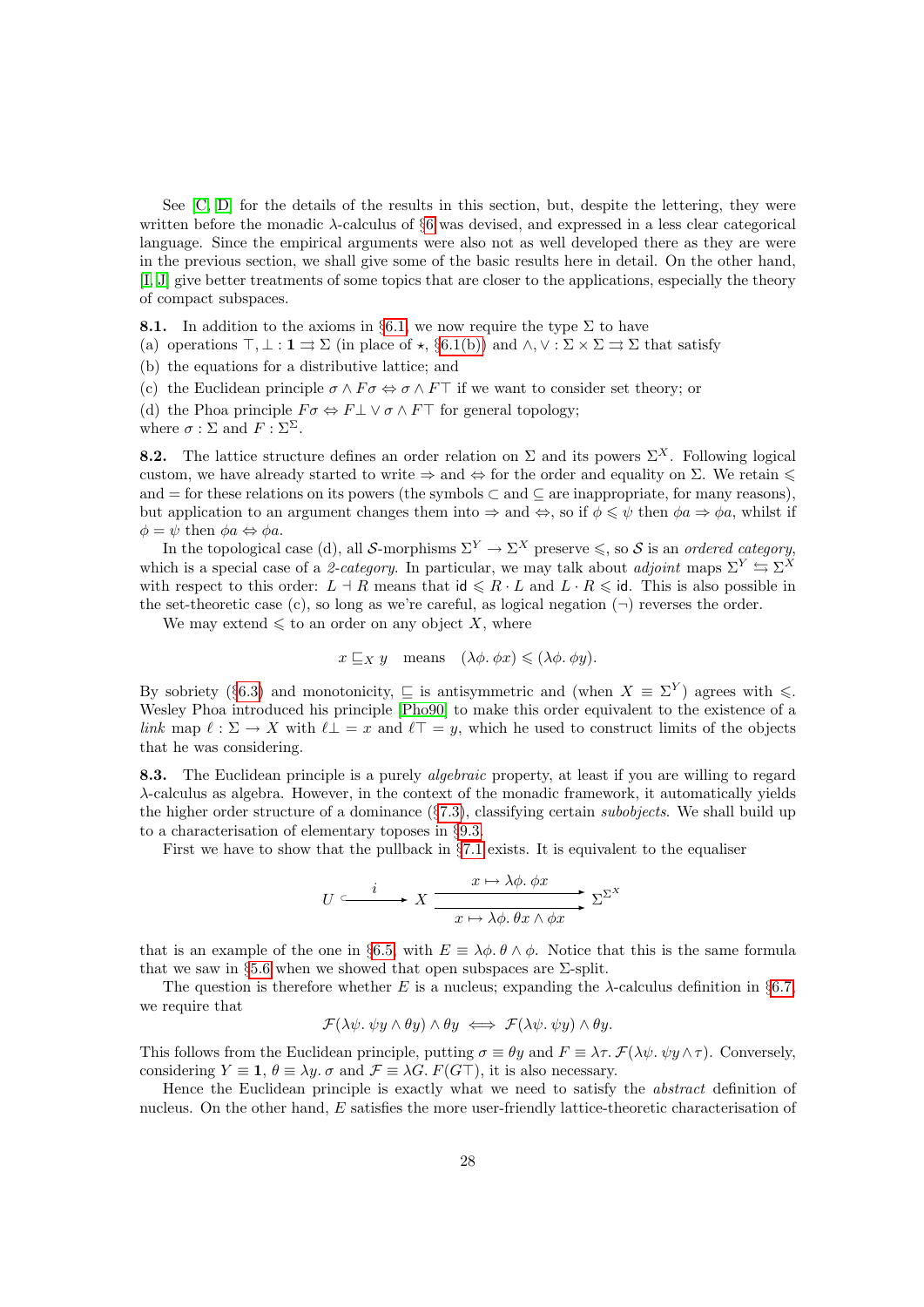See [C, D] for the details of the results in this section, but, despite the lettering, they were written before the monadic $\lambda$-calculus of §6 was devised, and expressed in a less clear categorical language. Since the empirical arguments were also not as well developed there as they are were in the previous section, we shall give some of the basic results here in detail. On the other hand, [I, J] give better treatments of some topics that are closer to the applications, especially the theory of compact subspaces.

**8.1.** In addition to the axioms in §6.1, we now require the type $\Sigma$ to have
(a) operations $\top, \bot : \mathbf{1} \rightrightarrows \Sigma$ (in place of $\star$, §6.1(b)) and $\wedge, \vee : \Sigma \times \Sigma \rightrightarrows \Sigma$ that satisfy
(b) the equations for a distributive lattice; and
(c) the Euclidean principle $\sigma \wedge F\sigma \Leftrightarrow \sigma \wedge F\top$ if we want to consider set theory; or
(d) the Phoa principle $F\sigma \Leftrightarrow F\bot \vee \sigma \wedge F\top$ for general topology;
where $\sigma : \Sigma$ and $F : \Sigma^\Sigma$.

**8.2.** The lattice structure defines an order relation on $\Sigma$ and its powers $\Sigma^X$. Following logical custom, we have already started to write $\Rightarrow$ and $\Leftrightarrow$ for the order and equality on $\Sigma$. We retain $\leqslant$ and $=$ for these relations on its powers (the symbols $\subset$ and $\subseteq$ are inappropriate, for many reasons), but application to an argument changes them into $\Rightarrow$ and $\Leftrightarrow$, so if $\phi \leqslant \psi$ then $\phi a \Rightarrow \phi a$, whilst if $\phi = \psi$ then $\phi a \Leftrightarrow \phi a$.

In the topological case (d), all $\mathcal{S}$-morphisms $\Sigma^Y \to \Sigma^X$ preserve $\leqslant$, so $\mathcal{S}$ is an *ordered category*, which is a special case of a *2-category*. In particular, we may talk about *adjoint* maps $\Sigma^Y \leftrightarrows \Sigma^X$ with respect to this order: $L \dashv R$ means that $\mathsf{id} \leqslant R \cdot L$ and $L \cdot R \leqslant \mathsf{id}$. This is also possible in the set-theoretic case (c), so long as we're careful, as logical negation ($\neg$) reverses the order.

We may extend $\leqslant$ to an order on any object $X$, where

$$x \sqsubseteq_X y \quad \text{means} \quad (\lambda\phi.\ \phi x) \leqslant (\lambda\phi.\ \phi y).$$

By sobriety (§6.3) and monotonicity, $\sqsubseteq$ is antisymmetric and (when $X \equiv \Sigma^Y$) agrees with $\leqslant$. Wesley Phoa introduced his principle [Pho90] to make this order equivalent to the existence of a *link* map $\ell : \Sigma \to X$ with $\ell\bot = x$ and $\ell\top = y$, which he used to construct limits of the objects that he was considering.

**8.3.** The Euclidean principle is a purely *algebraic* property, at least if you are willing to regard $\lambda$-calculus as algebra. However, in the context of the monadic framework, it automatically yields the higher order structure of a dominance (§7.3), classifying certain *subobjects*. We shall build up to a characterisation of elementary toposes in §9.3.

First we have to show that the pullback in §7.1 exists. It is equivalent to the equaliser

$$U \xhookrightarrow{\ i\ } X \underset{x \mapsto \lambda\phi.\ \theta x \wedge \phi x}{\overset{x \mapsto \lambda\phi.\ \phi x}{\rightrightarrows}} \Sigma^{\Sigma^X}$$

that is an example of the one in §6.5, with $E \equiv \lambda\phi.\ \theta \wedge \phi$. Notice that this is the same formula that we saw in §5.6 when we showed that open subspaces are $\Sigma$-split.

The question is therefore whether $E$ is a nucleus; expanding the $\lambda$-calculus definition in §6.7, we require that

$$\mathcal{F}(\lambda\psi.\ \psi y \wedge \theta y) \wedge \theta y \iff \mathcal{F}(\lambda\psi.\ \psi y) \wedge \theta y.$$

This follows from the Euclidean principle, putting $\sigma \equiv \theta y$ and $F \equiv \lambda\tau.\ \mathcal{F}(\lambda\psi.\ \psi y \wedge \tau)$. Conversely, considering $Y \equiv \mathbf{1}$, $\theta \equiv \lambda y.\ \sigma$ and $\mathcal{F} \equiv \lambda G.\ F(G\top)$, it is also necessary.

Hence the Euclidean principle is exactly what we need to satisfy the *abstract* definition of nucleus. On the other hand, $E$ satisfies the more user-friendly lattice-theoretic characterisation of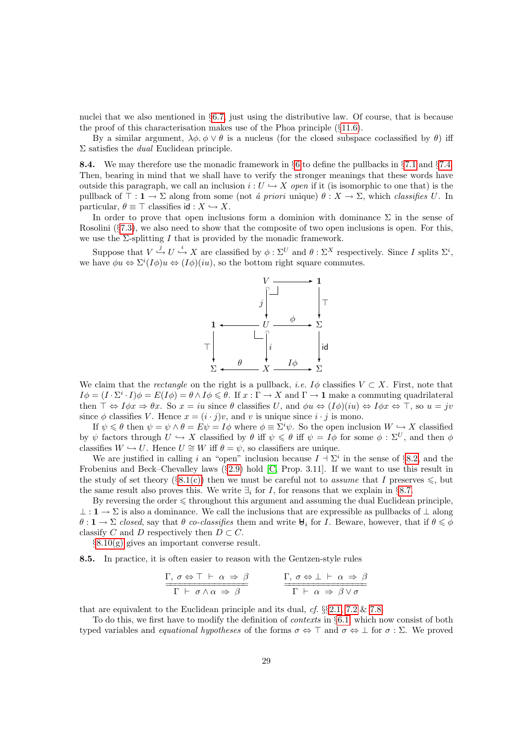nuclei that we also mentioned in §6.7, just using the distributive law. Of course, that is because the proof of this characterisation makes use of the Phoa principle (§11.6).

By a similar argument, $\lambda\phi.\,\phi \vee \theta$ is a nucleus (for the closed subspace coclassified by $\theta$) iff $\Sigma$ satisfies the *dual* Euclidean principle.

**8.4.** We may therefore use the monadic framework in §6 to define the pullbacks in §7.1 and §7.4. Then, bearing in mind that we shall have to verify the stronger meanings that these words have outside this paragraph, we call an inclusion $i : U \hookrightarrow X$ *open* if it (is isomorphic to one that) is the pullback of $\top : \mathbf{1} \to \Sigma$ along from some (not *â priori* unique) $\theta : X \to \Sigma$, which *classifies* $U$. In particular, $\theta \equiv \top$ classifies $\mathsf{id} : X \hookrightarrow X$.

In order to prove that open inclusions form a dominion with dominance $\Sigma$ in the sense of Rosolini (§7.3), we also need to show that the composite of two open inclusions is open. For this, we use the $\Sigma$-splitting $I$ that is provided by the monadic framework.

Suppose that $V \overset{j}{\hookrightarrow} U \overset{i}{\hookrightarrow} X$ are classified by $\phi : \Sigma^U$ and $\theta : \Sigma^X$ respectively. Since $I$ splits $\Sigma^i$, we have $\phi u \Leftrightarrow \Sigma^i(I\phi)u \Leftrightarrow (I\phi)(iu)$, so the bottom right square commutes.

$$
\begin{array}{ccccc}
 & & V & \longrightarrow & \mathbf{1} \\
 & & {\scriptstyle j}\big\downarrow & & \big\downarrow{\scriptstyle \top} \\
\mathbf{1} & \longleftarrow & U & \xrightarrow{\ \phi\ } & \Sigma \\
{\scriptstyle \top}\big\downarrow & & \big\downarrow{\scriptstyle i} & & \big\downarrow{\scriptstyle \mathsf{id}} \\
\Sigma & \xleftarrow{\ \theta\ } & X & \xrightarrow{\ I\phi\ } & \Sigma
\end{array}
$$

We claim that the *rectangle* on the right is a pullback, *i.e.* $I\phi$ classifies $V \subset X$. First, note that $I\phi = (I \cdot \Sigma^i \cdot I)\phi = E(I\phi) = \theta \wedge I\phi \leqslant \theta$. If $x : \Gamma \to X$ and $\Gamma \to \mathbf{1}$ make a commuting quadrilateral then $\top \Leftrightarrow I\phi x \Rightarrow \theta x$. So $x = iu$ since $\theta$ classifies $U$, and $\phi u \Leftrightarrow (I\phi)(iu) \Leftrightarrow I\phi x \Leftrightarrow \top$, so $u = jv$ since $\phi$ classifies $V$. Hence $x = (i \cdot j)v$, and $v$ is unique since $i \cdot j$ is mono.

If $\psi \leqslant \theta$ then $\psi = \psi \wedge \theta = E\psi = I\phi$ where $\phi \equiv \Sigma^i\psi$. So the open inclusion $W \hookrightarrow X$ classified by $\psi$ factors through $U \hookrightarrow X$ classified by $\theta$ iff $\psi \leqslant \theta$ iff $\psi = I\phi$ for some $\phi : \Sigma^U$, and then $\phi$ classifies $W \hookrightarrow U$. Hence $U \cong W$ iff $\theta = \psi$, so classifiers are unique.

We are justified in calling $i$ an "open" inclusion because $I \dashv \Sigma^i$ in the sense of §8.2, and the Frobenius and Beck–Chevalley laws (§2.9) hold [C, Prop. 3.11]. If we want to use this result in the study of set theory (§8.1(c)) then we must be careful not to *assume* that $I$ preserves $\leqslant$, but the same result also proves this. We write $\exists_i$ for $I$, for reasons that we explain in §8.7.

By reversing the order $\leqslant$ throughout this argument and assuming the dual Euclidean principle, $\bot : \mathbf{1} \to \Sigma$ is also a dominance. We call the inclusions that are expressible as pullbacks of $\bot$ along $\theta : \mathbf{1} \to \Sigma$ *closed*, say that $\theta$ *co-classifies* them and write $\forall_i$ for $I$. Beware, however, that if $\theta \leqslant \phi$ classify $C$ and $D$ respectively then $D \subset C$.

§8.10(g) gives an important converse result.

**8.5.** In practice, it is often easier to reason with the Gentzen-style rules

$$
\frac{\Gamma,\ \sigma \Leftrightarrow \top\ \vdash\ \alpha\ \Rightarrow\ \beta}{\Gamma\ \vdash\ \sigma \wedge \alpha\ \Rightarrow\ \beta}
\qquad\qquad
\frac{\Gamma,\ \sigma \Leftrightarrow \bot\ \vdash\ \alpha\ \Rightarrow\ \beta}{\Gamma\ \vdash\ \alpha\ \Rightarrow\ \beta \vee \sigma}
$$

that are equivalent to the Euclidean principle and its dual, *cf.* §§2.1, 7.2 & 7.8.

To do this, we first have to modify the definition of *contexts* in §6.1, which now consist of both typed variables and *equational hypotheses* of the forms $\sigma \Leftrightarrow \top$ and $\sigma \Leftrightarrow \bot$ for $\sigma : \Sigma$. We proved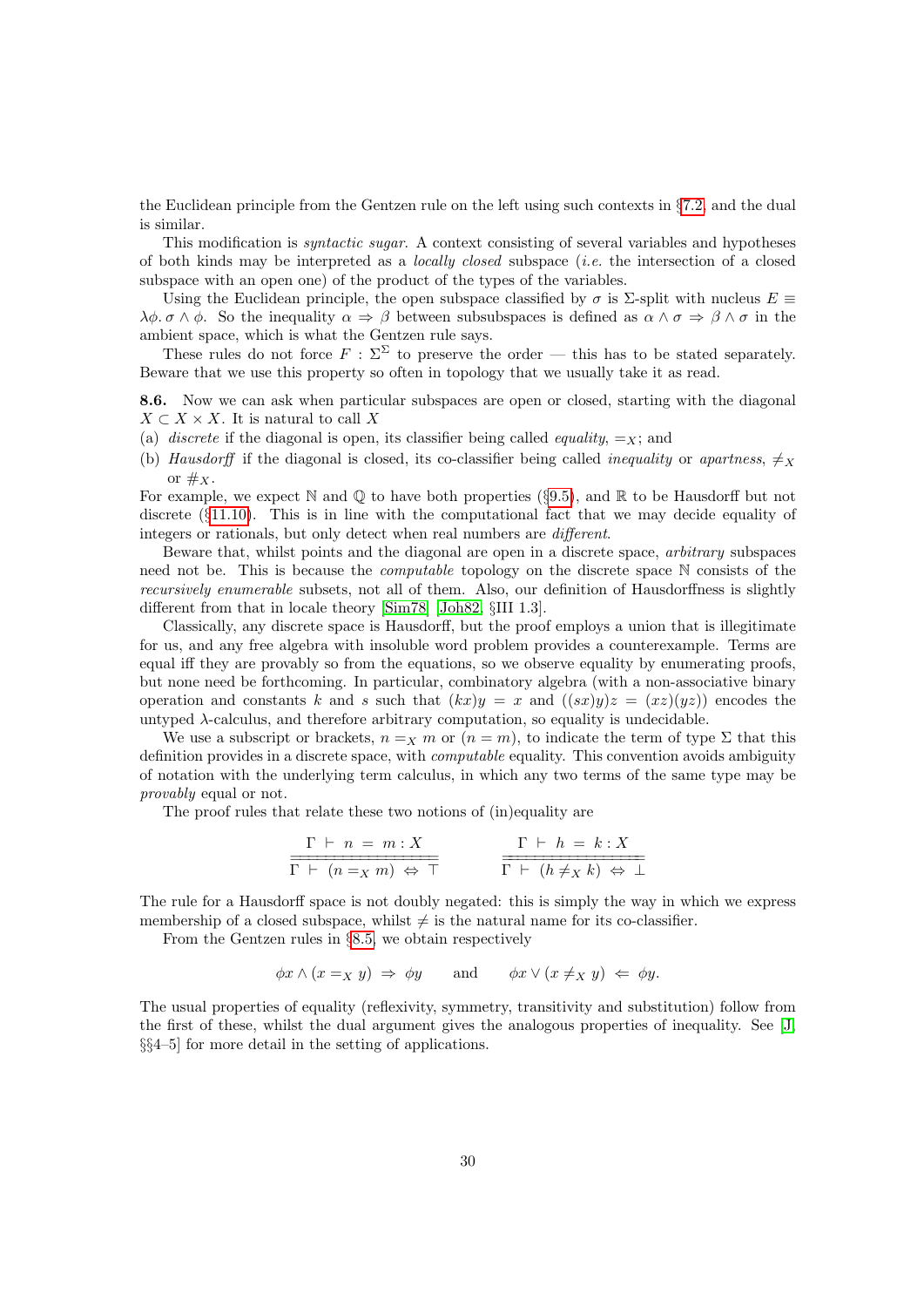the Euclidean principle from the Gentzen rule on the left using such contexts in §7.2, and the dual is similar.

This modification is *syntactic sugar*. A context consisting of several variables and hypotheses of both kinds may be interpreted as a *locally closed* subspace (*i.e.* the intersection of a closed subspace with an open one) of the product of the types of the variables.

Using the Euclidean principle, the open subspace classified by $\sigma$ is $\Sigma$-split with nucleus $E \equiv \lambda\phi.\, \sigma \wedge \phi$. So the inequality $\alpha \Rightarrow \beta$ between subsubspaces is defined as $\alpha \wedge \sigma \Rightarrow \beta \wedge \sigma$ in the ambient space, which is what the Gentzen rule says.

These rules do not force $F : \Sigma^\Sigma$ to preserve the order — this has to be stated separately. Beware that we use this property so often in topology that we usually take it as read.

**8.6.** Now we can ask when particular subspaces are open or closed, starting with the diagonal $X \subset X \times X$. It is natural to call $X$

(a) *discrete* if the diagonal is open, its classifier being called *equality*, $=_X$; and

(b) *Hausdorff* if the diagonal is closed, its co-classifier being called *inequality* or *apartness*, $\neq_X$ or $\#_X$.

For example, we expect $\mathbb{N}$ and $\mathbb{Q}$ to have both properties (§9.5), and $\mathbb{R}$ to be Hausdorff but not discrete (§11.10). This is in line with the computational fact that we may decide equality of integers or rationals, but only detect when real numbers are *different*.

Beware that, whilst points and the diagonal are open in a discrete space, *arbitrary* subspaces need not be. This is because the *computable* topology on the discrete space $\mathbb{N}$ consists of the *recursively enumerable* subsets, not all of them. Also, our definition of Hausdorffness is slightly different from that in locale theory [Sim78] [Joh82, §III 1.3].

Classically, any discrete space is Hausdorff, but the proof employs a union that is illegitimate for us, and any free algebra with insoluble word problem provides a counterexample. Terms are equal iff they are provably so from the equations, so we observe equality by enumerating proofs, but none need be forthcoming. In particular, combinatory algebra (with a non-associative binary operation and constants $k$ and $s$ such that $(kx)y = x$ and $((sx)y)z = (xz)(yz)$) encodes the untyped $\lambda$-calculus, and therefore arbitrary computation, so equality is undecidable.

We use a subscript or brackets, $n =_X m$ or $(n = m)$, to indicate the term of type $\Sigma$ that this definition provides in a discrete space, with *computable* equality. This convention avoids ambiguity of notation with the underlying term calculus, in which any two terms of the same type may be *provably* equal or not.

The proof rules that relate these two notions of (in)equality are

$$\frac{\Gamma \vdash n = m : X}{\overline{\overline{\Gamma \vdash (n =_X m) \Leftrightarrow \top}}} \qquad\qquad \frac{\Gamma \vdash h = k : X}{\overline{\overline{\Gamma \vdash (h \neq_X k) \Leftrightarrow \bot}}}$$

The rule for a Hausdorff space is not doubly negated: this is simply the way in which we express membership of a closed subspace, whilst $\neq$ is the natural name for its co-classifier.

From the Gentzen rules in §8.5, we obtain respectively

$$\phi x \wedge (x =_X y) \Rightarrow \phi y \qquad \text{and} \qquad \phi x \vee (x \neq_X y) \Leftarrow \phi y.$$

The usual properties of equality (reflexivity, symmetry, transitivity and substitution) follow from the first of these, whilst the dual argument gives the analogous properties of inequality. See [J, §§4–5] for more detail in the setting of applications.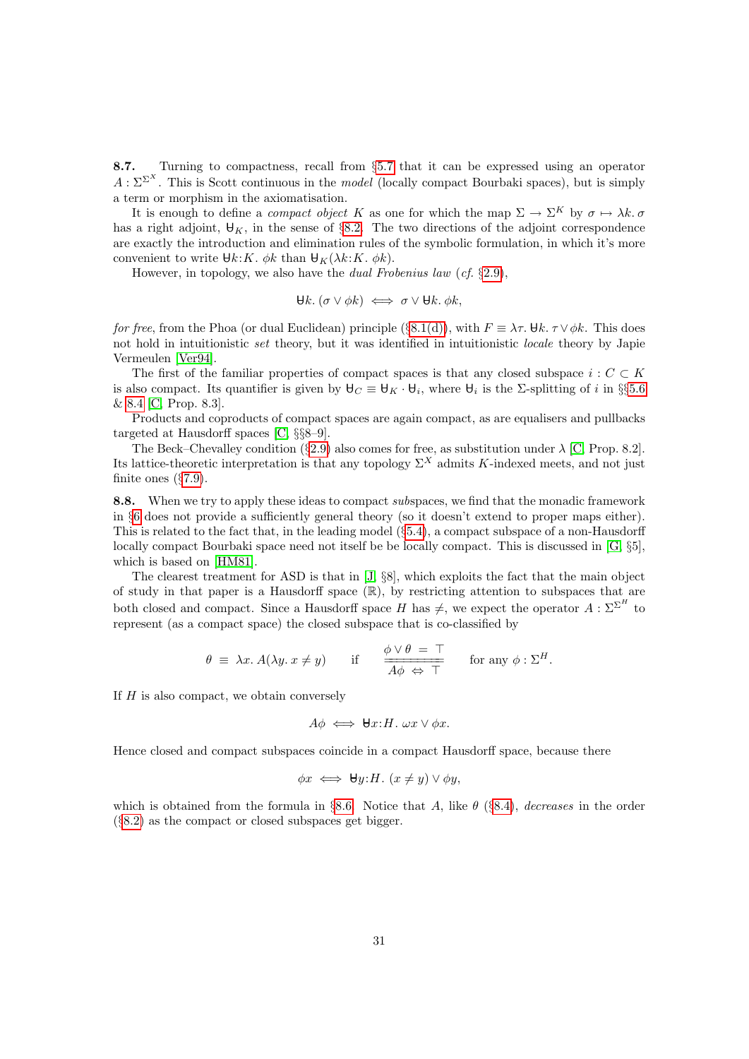**8.7.** Turning to compactness, recall from §5.7 that it can be expressed using an operator $A : \Sigma^{\Sigma^X}$. This is Scott continuous in the *model* (locally compact Bourbaki spaces), but is simply a term or morphism in the axiomatisation.

It is enough to define a *compact object* $K$ as one for which the map $\Sigma \to \Sigma^K$ by $\sigma \mapsto \lambda k.\, \sigma$ has a right adjoint, $\forall_K$, in the sense of §8.2. The two directions of the adjoint correspondence are exactly the introduction and elimination rules of the symbolic formulation, in which it's more convenient to write $\forall k{:}K.\ \phi k$ than $\forall_K(\lambda k{:}K.\ \phi k)$.

However, in topology, we also have the *dual Frobenius law* (*cf.* §2.9),

$$\forall k.\ (\sigma \vee \phi k) \iff \sigma \vee \forall k.\ \phi k,$$

*for free*, from the Phoa (or dual Euclidean) principle (§8.1(d)), with $F \equiv \lambda \tau.\ \forall k.\ \tau \vee \phi k$. This does not hold in intuitionistic *set* theory, but it was identified in intuitionistic *locale* theory by Japie Vermeulen [Ver94].

The first of the familiar properties of compact spaces is that any closed subspace $i : C \subset K$ is also compact. Its quantifier is given by $\forall_C \equiv \forall_K \cdot \forall_i$, where $\forall_i$ is the $\Sigma$-splitting of $i$ in §§5.6 & 8.4 [C, Prop. 8.3].

Products and coproducts of compact spaces are again compact, as are equalisers and pullbacks targeted at Hausdorff spaces [C, §§8–9].

The Beck–Chevalley condition (§2.9) also comes for free, as substitution under $\lambda$ [C, Prop. 8.2]. Its lattice-theoretic interpretation is that any topology $\Sigma^X$ admits $K$-indexed meets, and not just finite ones (§7.9).

**8.8.** When we try to apply these ideas to compact *sub*spaces, we find that the monadic framework in §6 does not provide a sufficiently general theory (so it doesn't extend to proper maps either). This is related to the fact that, in the leading model (§5.4), a compact subspace of a non-Hausdorff locally compact Bourbaki space need not itself be be locally compact. This is discussed in [G, §5], which is based on [HM81].

The clearest treatment for ASD is that in [J, §8], which exploits the fact that the main object of study in that paper is a Hausdorff space ($\mathbb{R}$), by restricting attention to subspaces that are both closed and compact. Since a Hausdorff space $H$ has $\neq$, we expect the operator $A : \Sigma^{\Sigma^H}$ to represent (as a compact space) the closed subspace that is co-classified by

$$\theta \ \equiv\ \lambda x.\ A(\lambda y.\ x \neq y) \qquad \text{if} \qquad \frac{\phi \vee \theta \ =\ \top}{\overline{\overline{A\phi \ \Leftrightarrow\ \top}}} \qquad \text{for any } \phi : \Sigma^H.$$

If $H$ is also compact, we obtain conversely

$$A\phi \iff \forall x{:}H.\ \omega x \vee \phi x.$$

Hence closed and compact subspaces coincide in a compact Hausdorff space, because there

$$\phi x \iff \forall y{:}H.\ (x \neq y) \vee \phi y,$$

which is obtained from the formula in §8.6. Notice that $A$, like $\theta$ (§8.4), *decreases* in the order (§8.2) as the compact or closed subspaces get bigger.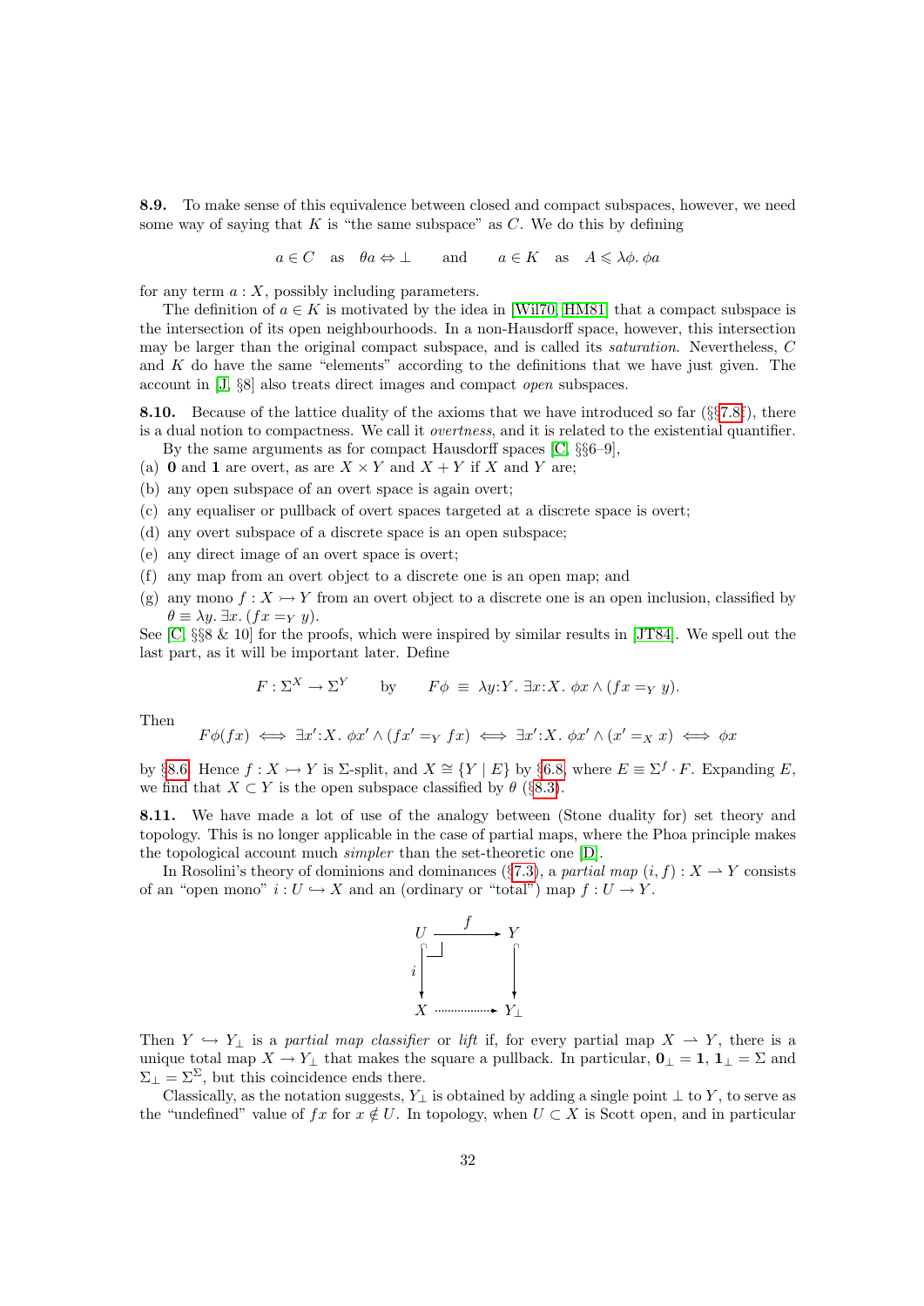**8.9.** To make sense of this equivalence between closed and compact subspaces, however, we need some way of saying that $K$ is "the same subspace" as $C$. We do this by defining

$$a \in C \quad \text{as} \quad \theta a \Leftrightarrow \bot \qquad \text{and} \qquad a \in K \quad \text{as} \quad A \leqslant \lambda\phi.\, \phi a$$

for any term $a : X$, possibly including parameters.

The definition of $a \in K$ is motivated by the idea in [Wil70, HM81] that a compact subspace is the intersection of its open neighbourhoods. In a non-Hausdorff space, however, this intersection may be larger than the original compact subspace, and is called its *saturation*. Nevertheless, $C$ and $K$ do have the same "elements" according to the definitions that we have just given. The account in [J, §8] also treats direct images and compact *open* subspaces.

**8.10.** Because of the lattice duality of the axioms that we have introduced so far (§§7.8f), there is a dual notion to compactness. We call it *overtness*, and it is related to the existential quantifier.

By the same arguments as for compact Hausdorff spaces [C, §§6–9],

(a) $\mathbf{0}$ and $\mathbf{1}$ are overt, as are $X \times Y$ and $X + Y$ if $X$ and $Y$ are;
(b) any open subspace of an overt space is again overt;
(c) any equaliser or pullback of overt spaces targeted at a discrete space is overt;
(d) any overt subspace of a discrete space is an open subspace;
(e) any direct image of an overt space is overt;
(f) any map from an overt object to a discrete one is an open map; and
(g) any mono $f : X \rightarrowtail Y$ from an overt object to a discrete one is an open inclusion, classified by $\theta \equiv \lambda y.\, \exists x.\, (fx =_Y y)$.

See [C, §§8 & 10] for the proofs, which were inspired by similar results in [JT84]. We spell out the last part, as it will be important later. Define

$$F : \Sigma^X \to \Sigma^Y \qquad \text{by} \qquad F\phi \;\equiv\; \lambda y{:}Y.\, \exists x{:}X.\, \phi x \wedge (fx =_Y y).$$

Then

$$F\phi(fx) \iff \exists x'{:}X.\, \phi x' \wedge (fx' =_Y fx) \iff \exists x'{:}X.\, \phi x' \wedge (x' =_X x) \iff \phi x$$

by §8.6. Hence $f : X \rightarrowtail Y$ is $\Sigma$-split, and $X \cong \{Y \mid E\}$ by §6.8, where $E \equiv \Sigma^f \cdot F$. Expanding $E$, we find that $X \subset Y$ is the open subspace classified by $\theta$ (§8.3).

**8.11.** We have made a lot of use of the analogy between (Stone duality for) set theory and topology. This is no longer applicable in the case of partial maps, where the Phoa principle makes the topological account much *simpler* than the set-theoretic one [D].

In Rosolini's theory of dominions and dominances (§7.3), a *partial map* $(i, f) : X \rightharpoonup Y$ consists of an "open mono" $i : U \hookrightarrow X$ and an (ordinary or "total") map $f : U \to Y$.

$$\begin{array}{ccc} U & \xrightarrow{\;f\;} & Y \\ {\scriptstyle i}\big\downarrow & \lrcorner & \big\downarrow \\ X & \dashrightarrow & Y_\bot \end{array}$$

Then $Y \hookrightarrow Y_\bot$ is a *partial map classifier* or *lift* if, for every partial map $X \rightharpoonup Y$, there is a unique total map $X \to Y_\bot$ that makes the square a pullback. In particular, $\mathbf{0}_\bot = \mathbf{1}$, $\mathbf{1}_\bot = \Sigma$ and $\Sigma_\bot = \Sigma^\Sigma$, but this coincidence ends there.

Classically, as the notation suggests, $Y_\bot$ is obtained by adding a single point $\bot$ to $Y$, to serve as the "undefined" value of $fx$ for $x \notin U$. In topology, when $U \subset X$ is Scott open, and in particular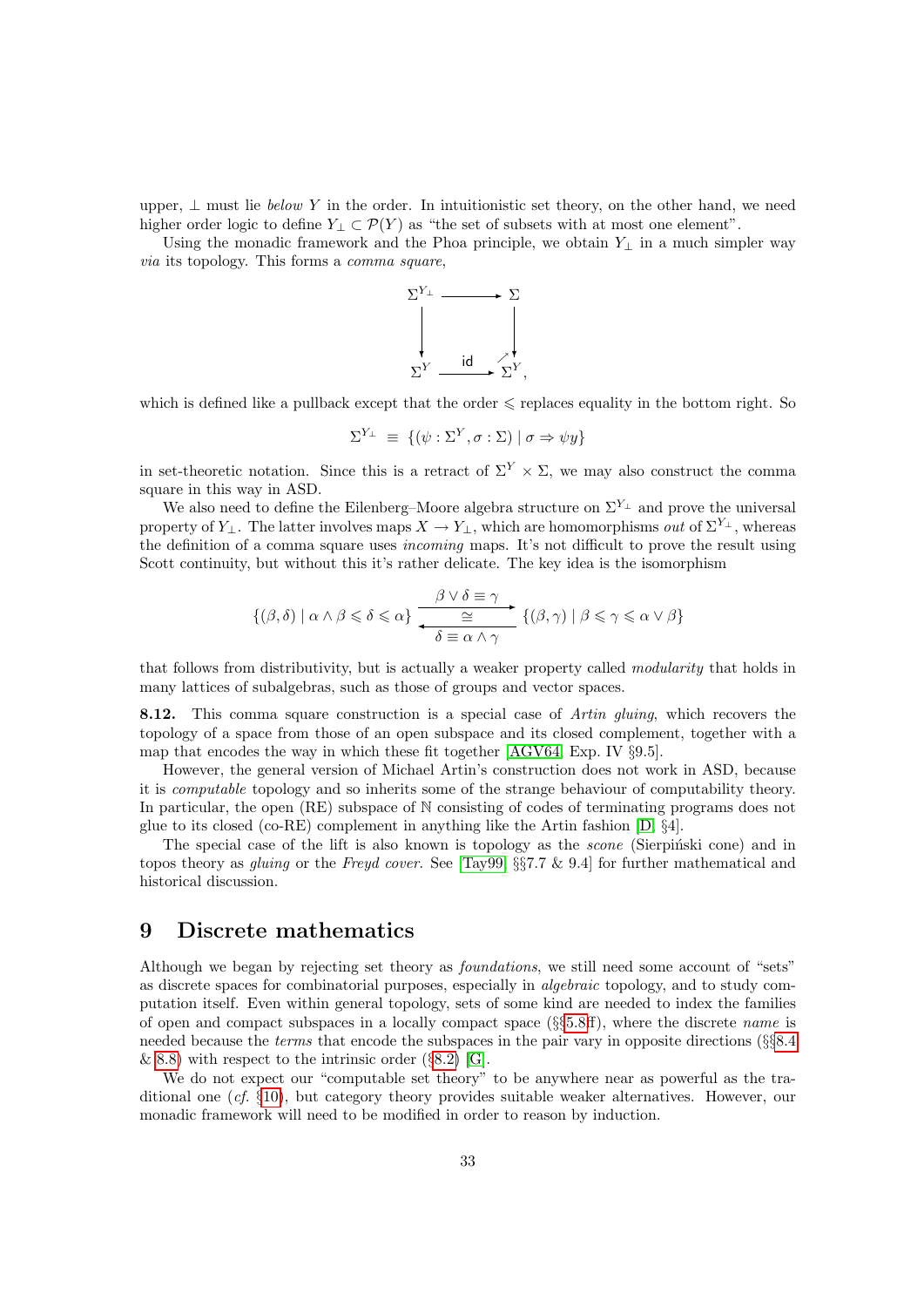upper, $\bot$ must lie *below* $Y$ in the order. In intuitionistic set theory, on the other hand, we need higher order logic to define $Y_\bot \subset \mathcal{P}(Y)$ as "the set of subsets with at most one element".

Using the monadic framework and the Phoa principle, we obtain $Y_\bot$ in a much simpler way *via* its topology. This forms a *comma square*,

$$\begin{array}{ccc} \Sigma^{Y_\bot} & \longrightarrow & \Sigma \\ \Big\downarrow & & \Big\downarrow \\ \Sigma^Y & \xrightarrow{\ \mathsf{id}\ } \nearrow & \Sigma^Y, \end{array}$$

which is defined like a pullback except that the order $\leqslant$ replaces equality in the bottom right. So

$$\Sigma^{Y_\bot} \;\equiv\; \{(\psi : \Sigma^Y, \sigma : \Sigma) \mid \sigma \Rightarrow \psi y\}$$

in set-theoretic notation. Since this is a retract of $\Sigma^Y \times \Sigma$, we may also construct the comma square in this way in ASD.

We also need to define the Eilenberg–Moore algebra structure on $\Sigma^{Y_\bot}$ and prove the universal property of $Y_\bot$. The latter involves maps $X \to Y_\bot$, which are homomorphisms *out* of $\Sigma^{Y_\bot}$, whereas the definition of a comma square uses *incoming* maps. It's not difficult to prove the result using Scott continuity, but without this it's rather delicate. The key idea is the isomorphism

$$\{(\beta, \delta) \mid \alpha \wedge \beta \leqslant \delta \leqslant \alpha\} \underset{\delta \equiv \alpha \wedge \gamma}{\overset{\beta \vee \delta \equiv \gamma}{\underset{\longleftarrow}{\overset{\longrightarrow}{\cong}}}} \{(\beta, \gamma) \mid \beta \leqslant \gamma \leqslant \alpha \vee \beta\}$$

that follows from distributivity, but is actually a weaker property called *modularity* that holds in many lattices of subalgebras, such as those of groups and vector spaces.

**8.12.** This comma square construction is a special case of *Artin gluing*, which recovers the topology of a space from those of an open subspace and its closed complement, together with a map that encodes the way in which these fit together [AGV64, Exp. IV §9.5].

However, the general version of Michael Artin's construction does not work in ASD, because it is *computable* topology and so inherits some of the strange behaviour of computability theory. In particular, the open (RE) subspace of $\mathbb{N}$ consisting of codes of terminating programs does not glue to its closed (co-RE) complement in anything like the Artin fashion [D, §4].

The special case of the lift is also known is topology as the *scone* (Sierpiński cone) and in topos theory as *gluing* or the *Freyd cover*. See [Tay99, §§7.7 & 9.4] for further mathematical and historical discussion.

# 9 Discrete mathematics

Although we began by rejecting set theory as *foundations*, we still need some account of "sets" as discrete spaces for combinatorial purposes, especially in *algebraic* topology, and to study computation itself. Even within general topology, sets of some kind are needed to index the families of open and compact subspaces in a locally compact space (§§5.8ff), where the discrete *name* is needed because the *terms* that encode the subspaces in the pair vary in opposite directions (§§8.4 & 8.8) with respect to the intrinsic order (§8.2) [G].

We do not expect our "computable set theory" to be anywhere near as powerful as the traditional one (*cf.* §10), but category theory provides suitable weaker alternatives. However, our monadic framework will need to be modified in order to reason by induction.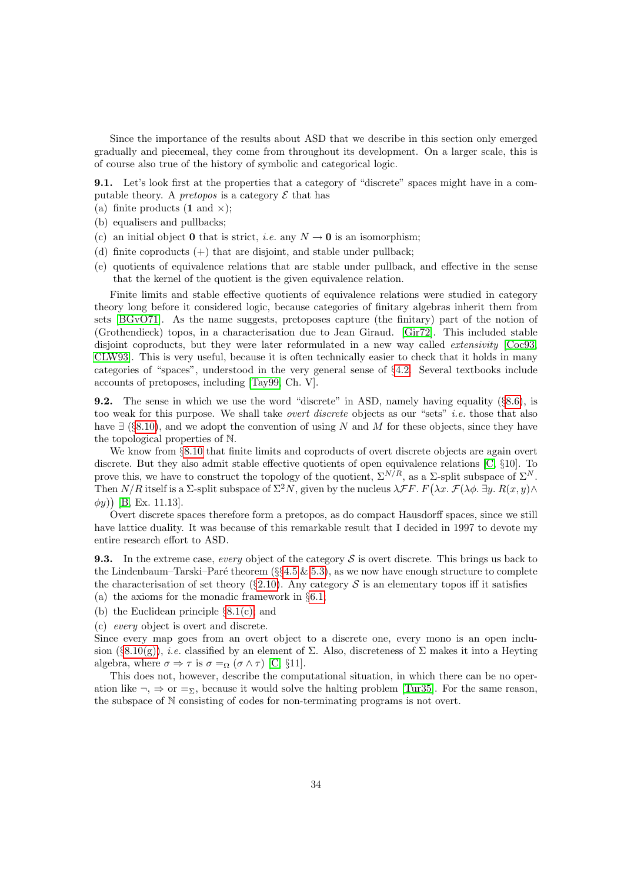Since the importance of the results about ASD that we describe in this section only emerged gradually and piecemeal, they come from throughout its development. On a larger scale, this is of course also true of the history of symbolic and categorical logic.

**9.1.** Let's look first at the properties that a category of "discrete" spaces might have in a computable theory. A *pretopos* is a category $\mathcal{E}$ that has

(a) finite products ($\mathbf{1}$ and $\times$);

(b) equalisers and pullbacks;

(c) an initial object $\mathbf{0}$ that is strict, *i.e.* any $N \to \mathbf{0}$ is an isomorphism;

(d) finite coproducts ($+$) that are disjoint, and stable under pullback;

(e) quotients of equivalence relations that are stable under pullback, and effective in the sense that the kernel of the quotient is the given equivalence relation.

Finite limits and stable effective quotients of equivalence relations were studied in category theory long before it considered logic, because categories of finitary algebras inherit them from sets [BGvO71]. As the name suggests, pretoposes capture (the finitary) part of the notion of (Grothendieck) topos, in a characterisation due to Jean Giraud. [Gir72]. This included stable disjoint coproducts, but they were later reformulated in a new way called *extensivity* [Coc93, CLW93]. This is very useful, because it is often technically easier to check that it holds in many categories of "spaces", understood in the very general sense of §4.2. Several textbooks include accounts of pretoposes, including [Tay99, Ch. V].

**9.2.** The sense in which we use the word "discrete" in ASD, namely having equality (§8.6), is too weak for this purpose. We shall take *overt discrete* objects as our "sets" *i.e.* those that also have $\exists$ (§8.10), and we adopt the convention of using $N$ and $M$ for these objects, since they have the topological properties of $\mathbb{N}$.

We know from §8.10 that finite limits and coproducts of overt discrete objects are again overt discrete. But they also admit stable effective quotients of open equivalence relations [C, §10]. To prove this, we have to construct the topology of the quotient, $\Sigma^{N/R}$, as a $\Sigma$-split subspace of $\Sigma^N$. Then $N/R$ itself is a $\Sigma$-split subspace of $\Sigma^2 N$, given by the nucleus $\lambda\mathcal{F}F.\, F\big(\lambda x.\, \mathcal{F}(\lambda\phi.\, \exists y.\, R(x,y) \wedge \phi y)\big)$ [B, Ex. 11.13].

Overt discrete spaces therefore form a pretopos, as do compact Hausdorff spaces, since we still have lattice duality. It was because of this remarkable result that I decided in 1997 to devote my entire research effort to ASD.

**9.3.** In the extreme case, *every* object of the category $\mathcal{S}$ is overt discrete. This brings us back to the Lindenbaum–Tarski–Paré theorem (§§4.5 & 5.3), as we now have enough structure to complete the characterisation of set theory (§2.10). Any category $\mathcal{S}$ is an elementary topos iff it satisfies

(a) the axioms for the monadic framework in §6.1,

(b) the Euclidean principle §8.1(c), and

(c) *every* object is overt and discrete.

Since every map goes from an overt object to a discrete one, every mono is an open inclusion (§8.10(g)), *i.e.* classified by an element of $\Sigma$. Also, discreteness of $\Sigma$ makes it into a Heyting algebra, where $\sigma \Rightarrow \tau$ is $\sigma =_\Omega (\sigma \wedge \tau)$ [C, §11].

This does not, however, describe the computational situation, in which there can be no operation like $\neg$, $\Rightarrow$ or $=_\Sigma$, because it would solve the halting problem [Tur35]. For the same reason, the subspace of $\mathbb{N}$ consisting of codes for non-terminating programs is not overt.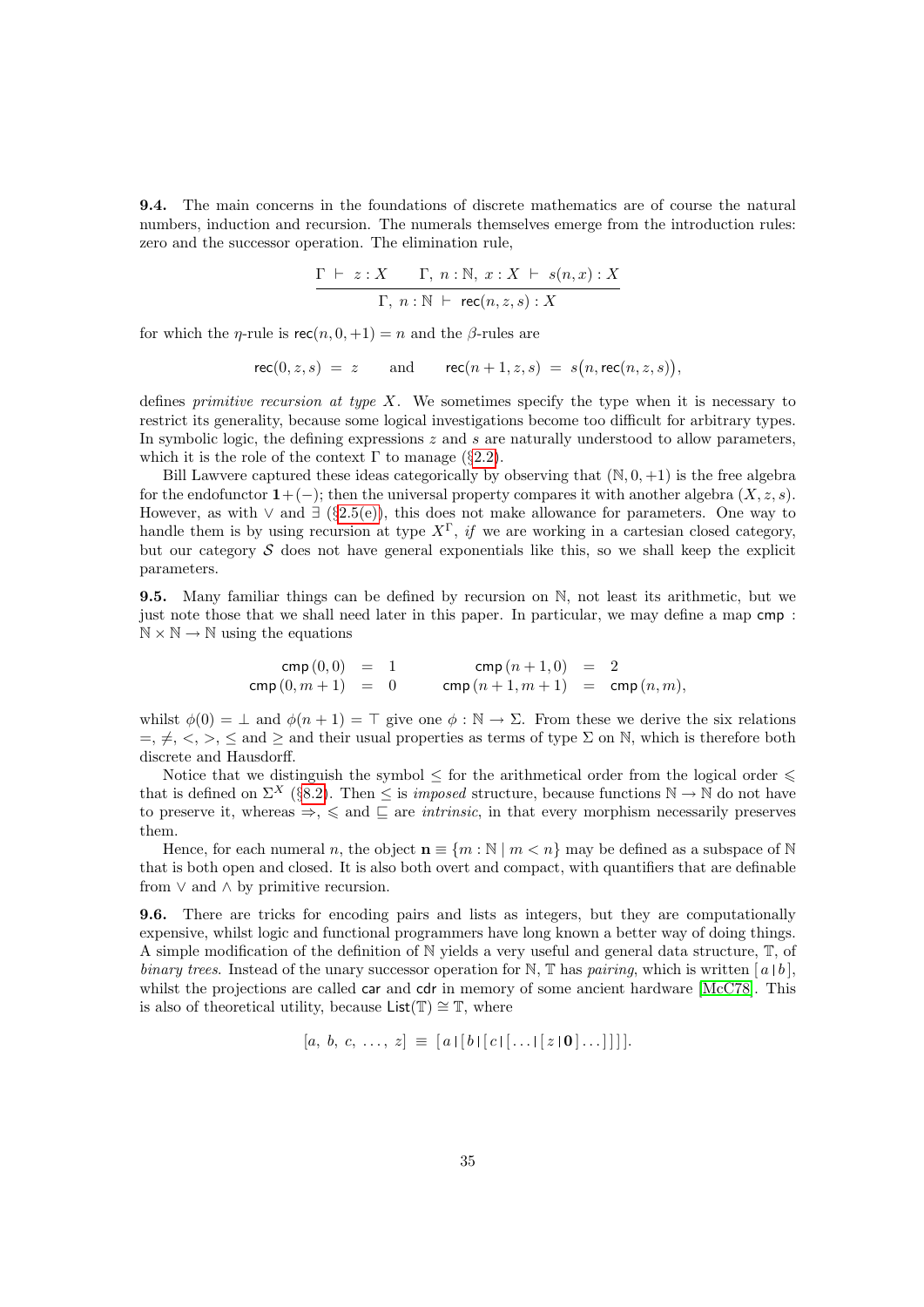**9.4.** The main concerns in the foundations of discrete mathematics are of course the natural numbers, induction and recursion. The numerals themselves emerge from the introduction rules: zero and the successor operation. The elimination rule,

$$\frac{\Gamma \vdash z : X \qquad \Gamma,\ n:\mathbb{N},\ x:X \vdash s(n,x):X}{\Gamma,\ n:\mathbb{N} \vdash \mathsf{rec}(n,z,s):X}$$

for which the $\eta$-rule is $\mathsf{rec}(n,0,+1)=n$ and the $\beta$-rules are

$$\mathsf{rec}(0,z,s) \;=\; z \qquad \text{and} \qquad \mathsf{rec}(n+1,z,s) \;=\; s\big(n, \mathsf{rec}(n,z,s)\big),$$

defines *primitive recursion at type* $X$. We sometimes specify the type when it is necessary to restrict its generality, because some logical investigations become too difficult for arbitrary types. In symbolic logic, the defining expressions $z$ and $s$ are naturally understood to allow parameters, which it is the role of the context $\Gamma$ to manage (§2.2).

Bill Lawvere captured these ideas categorically by observing that $(\mathbb{N},0,+1)$ is the free algebra for the endofunctor $\mathbf{1}+(-)$; then the universal property compares it with another algebra $(X,z,s)$. However, as with $\vee$ and $\exists$ (§2.5(e)), this does not make allowance for parameters. One way to handle them is by using recursion at type $X^\Gamma$, *if* we are working in a cartesian closed category, but our category $\mathcal{S}$ does not have general exponentials like this, so we shall keep the explicit parameters.

**9.5.** Many familiar things can be defined by recursion on $\mathbb{N}$, not least its arithmetic, but we just note those that we shall need later in this paper. In particular, we may define a map $\mathsf{cmp} : \mathbb{N}\times\mathbb{N}\to\mathbb{N}$ using the equations

$$\begin{aligned} \mathsf{cmp}\,(0,0) &= 1 & \qquad \mathsf{cmp}\,(n+1,0) &= 2 \\ \mathsf{cmp}\,(0,m+1) &= 0 & \qquad \mathsf{cmp}\,(n+1,m+1) &= \mathsf{cmp}\,(n,m), \end{aligned}$$

whilst $\phi(0)=\bot$ and $\phi(n+1)=\top$ give one $\phi:\mathbb{N}\to\Sigma$. From these we derive the six relations $=, \neq, <, >, \leq$ and $\geq$ and their usual properties as terms of type $\Sigma$ on $\mathbb{N}$, which is therefore both discrete and Hausdorff.

Notice that we distinguish the symbol $\leq$ for the arithmetical order from the logical order $\leqslant$ that is defined on $\Sigma^X$ (§8.2). Then $\leq$ is *imposed* structure, because functions $\mathbb{N}\to\mathbb{N}$ do not have to preserve it, whereas $\Rightarrow$, $\leqslant$ and $\sqsubseteq$ are *intrinsic*, in that every morphism necessarily preserves them.

Hence, for each numeral $n$, the object $\mathbf{n}\equiv\{m:\mathbb{N}\mid m<n\}$ may be defined as a subspace of $\mathbb{N}$ that is both open and closed. It is also both overt and compact, with quantifiers that are definable from $\vee$ and $\wedge$ by primitive recursion.

**9.6.** There are tricks for encoding pairs and lists as integers, but they are computationally expensive, whilst logic and functional programmers have long known a better way of doing things. A simple modification of the definition of $\mathbb{N}$ yields a very useful and general data structure, $\mathbb{T}$, of *binary trees*. Instead of the unary successor operation for $\mathbb{N}$, $\mathbb{T}$ has *pairing*, which is written $[\,a\,|\,b\,]$, whilst the projections are called $\mathsf{car}$ and $\mathsf{cdr}$ in memory of some ancient hardware [McC78]. This is also of theoretical utility, because $\mathsf{List}(\mathbb{T})\cong\mathbb{T}$, where

$$[a,\ b,\ c,\ \ldots,\ z] \;\equiv\; [\,a\,|\,[\,b\,|\,[\,c\,|\,[\,\ldots\,|\,[\,z\,|\,\mathbf{0}\,]\ldots\,]\,]\,]\,].$$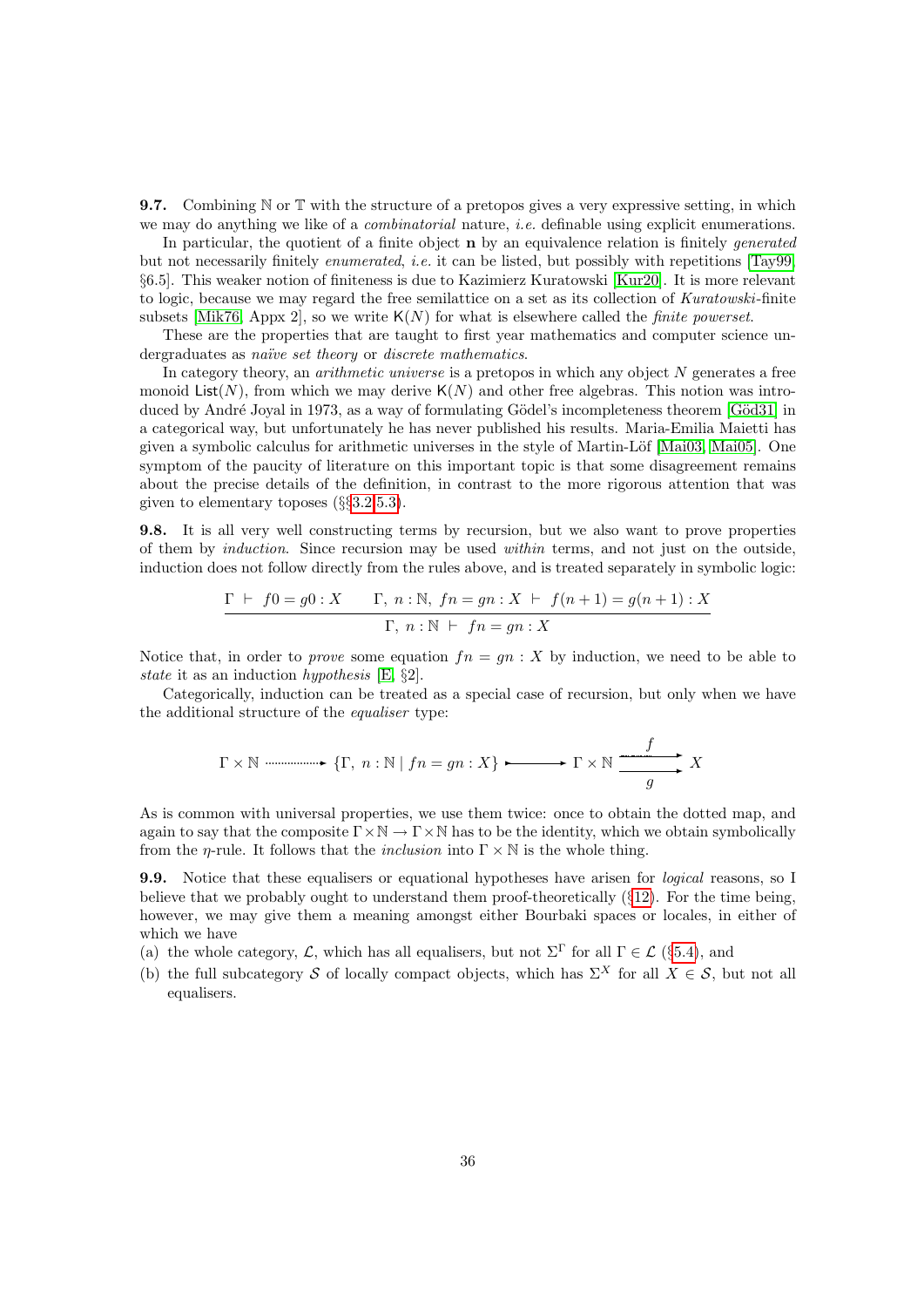**9.7.** Combining $\mathbb{N}$ or $\mathbb{T}$ with the structure of a pretopos gives a very expressive setting, in which we may do anything we like of a *combinatorial* nature, *i.e.* definable using explicit enumerations.

In particular, the quotient of a finite object $\mathbf{n}$ by an equivalence relation is finitely *generated* but not necessarily finitely *enumerated*, *i.e.* it can be listed, but possibly with repetitions [Tay99, §6.5]. This weaker notion of finiteness is due to Kazimierz Kuratowski [Kur20]. It is more relevant to logic, because we may regard the free semilattice on a set as its collection of *Kuratowski*-finite subsets [Mik76, Appx 2], so we write $\mathsf{K}(N)$ for what is elsewhere called the *finite powerset*.

These are the properties that are taught to first year mathematics and computer science undergraduates as *naïve set theory* or *discrete mathematics*.

In category theory, an *arithmetic universe* is a pretopos in which any object $N$ generates a free monoid $\mathsf{List}(N)$, from which we may derive $\mathsf{K}(N)$ and other free algebras. This notion was introduced by André Joyal in 1973, as a way of formulating Gödel's incompleteness theorem [Göd31] in a categorical way, but unfortunately he has never published his results. Maria-Emilia Maietti has given a symbolic calculus for arithmetic universes in the style of Martin-Löf [Mai03, Mai05]. One symptom of the paucity of literature on this important topic is that some disagreement remains about the precise details of the definition, in contrast to the more rigorous attention that was given to elementary toposes (§§3.2, 5.3).

**9.8.** It is all very well constructing terms by recursion, but we also want to prove properties of them by *induction*. Since recursion may be used *within* terms, and not just on the outside, induction does not follow directly from the rules above, and is treated separately in symbolic logic:

$$\frac{\Gamma \ \vdash \ f0 = g0 : X \qquad \Gamma,\ n : \mathbb{N},\ fn = gn : X \ \vdash \ f(n+1) = g(n+1) : X}{\Gamma,\ n : \mathbb{N} \ \vdash \ fn = gn : X}$$

Notice that, in order to *prove* some equation $fn = gn : X$ by induction, we need to be able to *state* it as an induction *hypothesis* [E, §2].

Categorically, induction can be treated as a special case of recursion, but only when we have the additional structure of the *equaliser* type:

$$\Gamma \times \mathbb{N} \dashrightarrow \{\Gamma,\ n : \mathbb{N} \mid fn = gn : X\} \rightarrowtail \Gamma \times \mathbb{N} \underset{g}{\overset{f}{\rightrightarrows}} X$$

As is common with universal properties, we use them twice: once to obtain the dotted map, and again to say that the composite $\Gamma \times \mathbb{N} \to \Gamma \times \mathbb{N}$ has to be the identity, which we obtain symbolically from the $\eta$-rule. It follows that the *inclusion* into $\Gamma \times \mathbb{N}$ is the whole thing.

**9.9.** Notice that these equalisers or equational hypotheses have arisen for *logical* reasons, so I believe that we probably ought to understand them proof-theoretically (§12). For the time being, however, we may give them a meaning amongst either Bourbaki spaces or locales, in either of which we have

(a) the whole category, $\mathcal{L}$, which has all equalisers, but not $\Sigma^\Gamma$ for all $\Gamma \in \mathcal{L}$ (§5.4), and

(b) the full subcategory $\mathcal{S}$ of locally compact objects, which has $\Sigma^X$ for all $X \in \mathcal{S}$, but not all equalisers.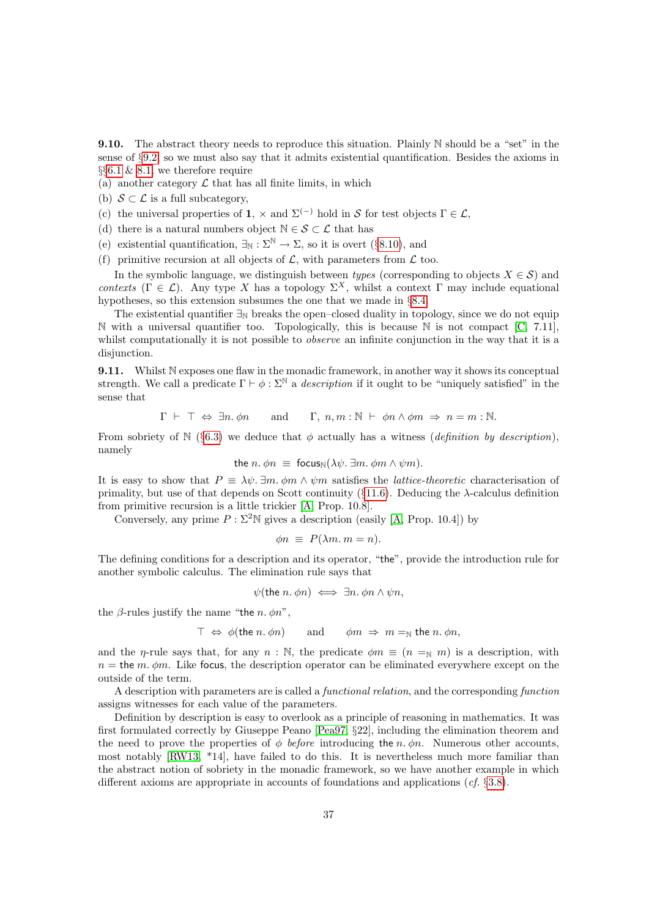**9.10.** The abstract theory needs to reproduce this situation. Plainly $\mathbb{N}$ should be a "set" in the sense of §9.2, so we must also say that it admits existential quantification. Besides the axioms in §§6.1 & 8.1, we therefore require

(a) another category $\mathcal{L}$ that has all finite limits, in which

(b) $\mathcal{S} \subset \mathcal{L}$ is a full subcategory,

(c) the universal properties of $\mathbf{1}$, $\times$ and $\Sigma^{(-)}$ hold in $\mathcal{S}$ for test objects $\Gamma \in \mathcal{L}$,

(d) there is a natural numbers object $\mathbb{N} \in \mathcal{S} \subset \mathcal{L}$ that has

(e) existential quantification, $\exists_{\mathbb{N}} : \Sigma^{\mathbb{N}} \to \Sigma$, so it is overt (§8.10), and

(f) primitive recursion at all objects of $\mathcal{L}$, with parameters from $\mathcal{L}$ too.

In the symbolic language, we distinguish between *types* (corresponding to objects $X \in \mathcal{S}$) and *contexts* ($\Gamma \in \mathcal{L}$). Any type $X$ has a topology $\Sigma^X$, whilst a context $\Gamma$ may include equational hypotheses, so this extension subsumes the one that we made in §8.4.

The existential quantifier $\exists_{\mathbb{N}}$ breaks the open–closed duality in topology, since we do not equip $\mathbb{N}$ with a universal quantifier too. Topologically, this is because $\mathbb{N}$ is not compact [C, 7.11], whilst computationally it is not possible to *observe* an infinite conjunction in the way that it is a disjunction.

**9.11.** Whilst $\mathbb{N}$ exposes one flaw in the monadic framework, in another way it shows its conceptual strength. We call a predicate $\Gamma \vdash \phi : \Sigma^{\mathbb{N}}$ a *description* if it ought to be "uniquely satisfied" in the sense that

$$\Gamma \ \vdash \ \top \ \Leftrightarrow \ \exists n.\, \phi n \qquad \text{and} \qquad \Gamma,\ n, m : \mathbb{N} \ \vdash \ \phi n \wedge \phi m \ \Rightarrow \ n = m : \mathbb{N}.$$

From sobriety of $\mathbb{N}$ (§6.3) we deduce that $\phi$ actually has a witness (*definition by description*), namely

$$\mathsf{the}\ n.\, \phi n \ \equiv \ \mathsf{focus}_{\mathbb{N}}(\lambda\psi.\, \exists m.\, \phi m \wedge \psi m).$$

It is easy to show that $P \equiv \lambda\psi.\, \exists m.\, \phi m \wedge \psi m$ satisfies the *lattice-theoretic* characterisation of primality, but use of that depends on Scott continuity (§11.6). Deducing the $\lambda$-calculus definition from primitive recursion is a little trickier [A, Prop. 10.8].

Conversely, any prime $P : \Sigma^2\mathbb{N}$ gives a description (easily [A, Prop. 10.4]) by

$$\phi n \ \equiv \ P(\lambda m.\, m = n).$$

The defining conditions for a description and its operator, "$\mathsf{the}$", provide the introduction rule for another symbolic calculus. The elimination rule says that

$$\psi(\mathsf{the}\ n.\, \phi n) \ \Longleftrightarrow \ \exists n.\, \phi n \wedge \psi n,$$

the $\beta$-rules justify the name "$\mathsf{the}\ n.\, \phi n$",

$$\top \ \Leftrightarrow \ \phi(\mathsf{the}\ n.\, \phi n) \qquad \text{and} \qquad \phi m \ \Rightarrow \ m =_{\mathbb{N}} \mathsf{the}\ n.\, \phi n,$$

and the $\eta$-rule says that, for any $n : \mathbb{N}$, the predicate $\phi m \equiv (n =_{\mathbb{N}} m)$ is a description, with $n = \mathsf{the}\ m.\, \phi m$. Like $\mathsf{focus}$, the description operator can be eliminated everywhere except on the outside of the term.

A description with parameters are is called a *functional relation*, and the corresponding *function* assigns witnesses for each value of the parameters.

Definition by description is easy to overlook as a principle of reasoning in mathematics. It was first formulated correctly by Giuseppe Peano [Pea97, §22], including the elimination theorem and the need to prove the properties of $\phi$ *before* introducing $\mathsf{the}\ n.\, \phi n$. Numerous other accounts, most notably [RW13, *14], have failed to do this. It is nevertheless much more familiar than the abstract notion of sobriety in the monadic framework, so we have another example in which different axioms are appropriate in accounts of foundations and applications (*cf.* §3.8).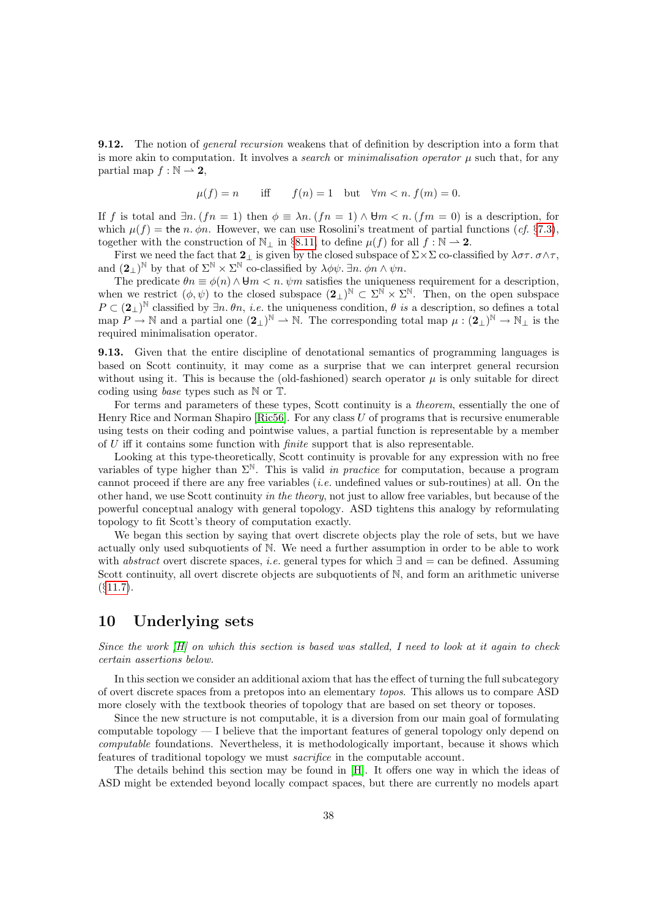**9.12.** The notion of *general recursion* weakens that of definition by description into a form that is more akin to computation. It involves a *search* or *minimalisation operator* $\mu$ such that, for any partial map $f : \mathbb{N} \rightharpoonup \mathbf{2}$,

$$\mu(f) = n \qquad \text{iff} \qquad f(n) = 1 \quad \text{but} \quad \forall m < n.\, f(m) = 0.$$

If $f$ is total and $\exists n.\,(fn = 1)$ then $\phi \equiv \lambda n.\,(fn = 1) \wedge \forall m < n.\,(fm = 0)$ is a description, for which $\mu(f) = \mathsf{the}\; n.\,\phi n$. However, we can use Rosolini's treatment of partial functions (*cf.* §7.3), together with the construction of $\mathbb{N}_\perp$ in §8.11, to define $\mu(f)$ for all $f : \mathbb{N} \rightharpoonup \mathbf{2}$.

First we need the fact that $\mathbf{2}_\perp$ is given by the closed subspace of $\Sigma \times \Sigma$ co-classified by $\lambda\sigma\tau.\,\sigma \wedge \tau$, and $(\mathbf{2}_\perp)^{\mathbb{N}}$ by that of $\Sigma^{\mathbb{N}} \times \Sigma^{\mathbb{N}}$ co-classified by $\lambda\phi\psi.\,\exists n.\,\phi n \wedge \psi n$.

The predicate $\theta n \equiv \phi(n) \wedge \forall m < n.\,\psi m$ satisfies the uniqueness requirement for a description, when we restrict $(\phi, \psi)$ to the closed subspace $(\mathbf{2}_\perp)^{\mathbb{N}} \subset \Sigma^{\mathbb{N}} \times \Sigma^{\mathbb{N}}$. Then, on the open subspace $P \subset (\mathbf{2}_\perp)^{\mathbb{N}}$ classified by $\exists n.\,\theta n$, *i.e.* the uniqueness condition, $\theta$ *is* a description, so defines a total map $P \to \mathbb{N}$ and a partial one $(\mathbf{2}_\perp)^{\mathbb{N}} \rightharpoonup \mathbb{N}$. The corresponding total map $\mu : (\mathbf{2}_\perp)^{\mathbb{N}} \to \mathbb{N}_\perp$ is the required minimalisation operator.

**9.13.** Given that the entire discipline of denotational semantics of programming languages is based on Scott continuity, it may come as a surprise that we can interpret general recursion without using it. This is because the (old-fashioned) search operator $\mu$ is only suitable for direct coding using *base* types such as $\mathbb{N}$ or $\mathbb{T}$.

For terms and parameters of these types, Scott continuity is a *theorem*, essentially the one of Henry Rice and Norman Shapiro [Ric56]. For any class $U$ of programs that is recursive enumerable using tests on their coding and pointwise values, a partial function is representable by a member of $U$ iff it contains some function with *finite* support that is also representable.

Looking at this type-theoretically, Scott continuity is provable for any expression with no free variables of type higher than $\Sigma^{\mathbb{N}}$. This is valid *in practice* for computation, because a program cannot proceed if there are any free variables (*i.e.* undefined values or sub-routines) at all. On the other hand, we use Scott continuity *in the theory*, not just to allow free variables, but because of the powerful conceptual analogy with general topology. ASD tightens this analogy by reformulating topology to fit Scott's theory of computation exactly.

We began this section by saying that overt discrete objects play the role of sets, but we have actually only used subquotients of $\mathbb{N}$. We need a further assumption in order to be able to work with *abstract* overt discrete spaces, *i.e.* general types for which $\exists$ and $=$ can be defined. Assuming Scott continuity, all overt discrete objects are subquotients of $\mathbb{N}$, and form an arithmetic universe (§11.7).

## 10 Underlying sets

*Since the work [H] on which this section is based was stalled, I need to look at it again to check certain assertions below.*

In this section we consider an additional axiom that has the effect of turning the full subcategory of overt discrete spaces from a pretopos into an elementary *topos*. This allows us to compare ASD more closely with the textbook theories of topology that are based on set theory or toposes.

Since the new structure is not computable, it is a diversion from our main goal of formulating computable topology — I believe that the important features of general topology only depend on *computable* foundations. Nevertheless, it is methodologically important, because it shows which features of traditional topology we must *sacrifice* in the computable account.

The details behind this section may be found in [H]. It offers one way in which the ideas of ASD might be extended beyond locally compact spaces, but there are currently no models apart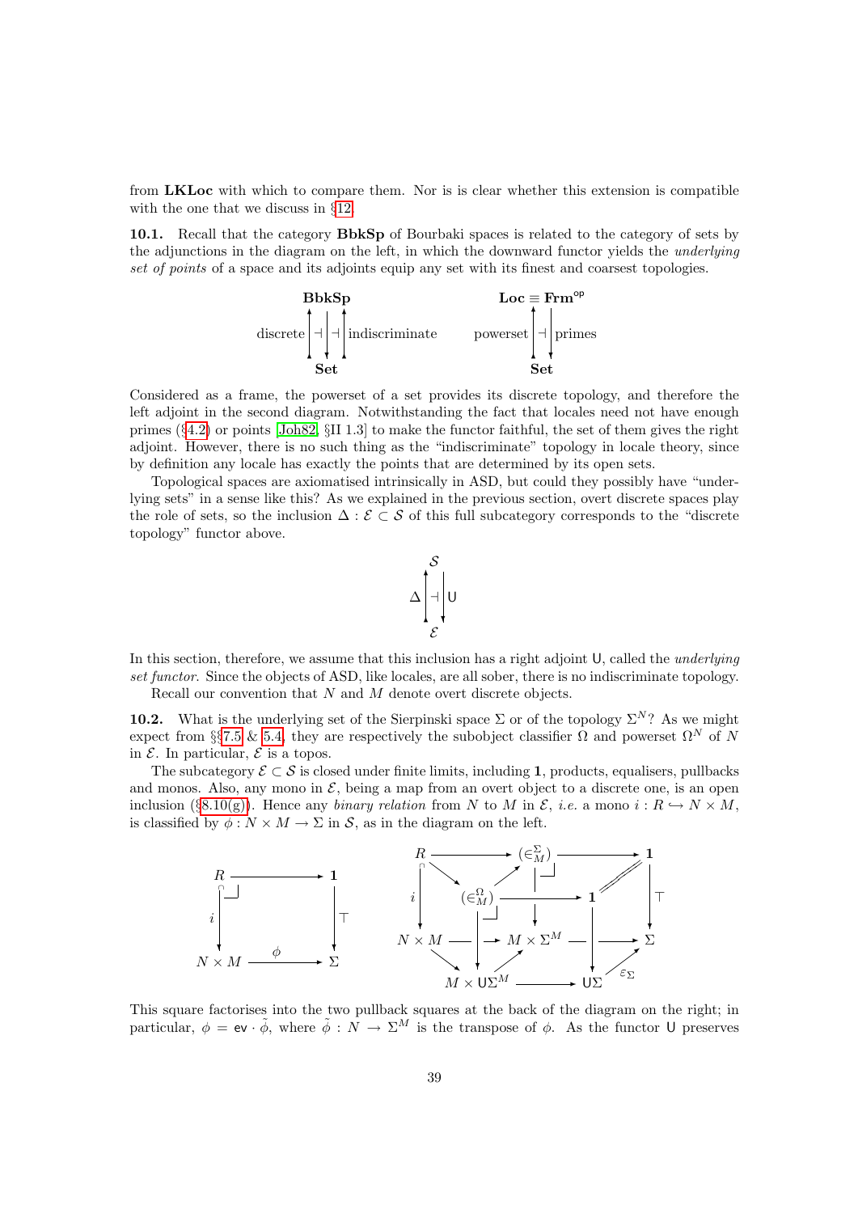from **LKLoc** with which to compare them. Nor is is clear whether this extension is compatible with the one that we discuss in §12.

**10.1.** Recall that the category **BbkSp** of Bourbaki spaces is related to the category of sets by the adjunctions in the diagram on the left, in which the downward functor yields the *underlying set of points* of a space and its adjoints equip any set with its finest and coarsest topologies.

$$\begin{array}{ccc} \textbf{BbkSp} & \qquad & \textbf{Loc} \equiv \textbf{Frm}^{\mathsf{op}} \\ \text{discrete} \uparrow \dashv \downarrow \dashv \uparrow \text{indiscriminate} & \qquad & \text{powerset} \uparrow \dashv \downarrow \text{primes} \\ \textbf{Set} & \qquad & \textbf{Set} \end{array}$$

Considered as a frame, the powerset of a set provides its discrete topology, and therefore the left adjoint in the second diagram. Notwithstanding the fact that locales need not have enough primes (§4.2) or points [Joh82, §II 1.3] to make the functor faithful, the set of them gives the right adjoint. However, there is no such thing as the "indiscriminate" topology in locale theory, since by definition any locale has exactly the points that are determined by its open sets.

Topological spaces are axiomatised intrinsically in ASD, but could they possibly have "underlying sets" in a sense like this? As we explained in the previous section, overt discrete spaces play the role of sets, so the inclusion $\Delta : \mathcal{E} \subset \mathcal{S}$ of this full subcategory corresponds to the "discrete topology" functor above.

$$\begin{array}{c} \mathcal{S} \\ \Delta \uparrow \dashv \downarrow \mathsf{U} \\ \mathcal{E} \end{array}$$

In this section, therefore, we assume that this inclusion has a right adjoint $\mathsf{U}$, called the *underlying set functor*. Since the objects of ASD, like locales, are all sober, there is no indiscriminate topology.

Recall our convention that $N$ and $M$ denote overt discrete objects.

**10.2.** What is the underlying set of the Sierpinski space $\Sigma$ or of the topology $\Sigma^N$? As we might expect from §§7.5 & 5.4, they are respectively the subobject classifier $\Omega$ and powerset $\Omega^N$ of $N$ in $\mathcal{E}$. In particular, $\mathcal{E}$ is a topos.

The subcategory $\mathcal{E} \subset \mathcal{S}$ is closed under finite limits, including $\mathbf{1}$, products, equalisers, pullbacks and monos. Also, any mono in $\mathcal{E}$, being a map from an overt object to a discrete one, is an open inclusion (§8.10(g)). Hence any *binary relation* from $N$ to $M$ in $\mathcal{E}$, *i.e.* a mono $i : R \hookrightarrow N \times M$, is classified by $\phi : N \times M \to \Sigma$ in $\mathcal{S}$, as in the diagram on the left.

$$\begin{array}{ccc} R & \longrightarrow & \mathbf{1} \\ {\scriptstyle i}\big\downarrow & \lrcorner & \big\downarrow{\scriptstyle \top} \\ N \times M & \xrightarrow{\ \phi\ } & \Sigma \end{array}$$

$$\begin{array}{ccccc} R & \longrightarrow & (\in_M^\Sigma) & \longrightarrow & \mathbf{1} \\ & \searrow & \uparrow\ \ \downarrow & & \\ {\scriptstyle i}\downarrow & & (\in_M^\Omega) \longrightarrow \mathbf{1} & & \downarrow{\scriptstyle\top} \\ N \times M & \longrightarrow & M \times \Sigma^M & \longrightarrow & \Sigma \\ & \searrow & \nearrow & & \nwarrow{\scriptstyle \varepsilon_\Sigma} \\ & & M \times \mathsf{U}\Sigma^M & \longrightarrow & \mathsf{U}\Sigma \end{array}$$

This square factorises into the two pullback squares at the back of the diagram on the right; in particular, $\phi = \mathsf{ev} \cdot \tilde{\phi}$, where $\tilde{\phi} : N \to \Sigma^M$ is the transpose of $\phi$. As the functor $\mathsf{U}$ preserves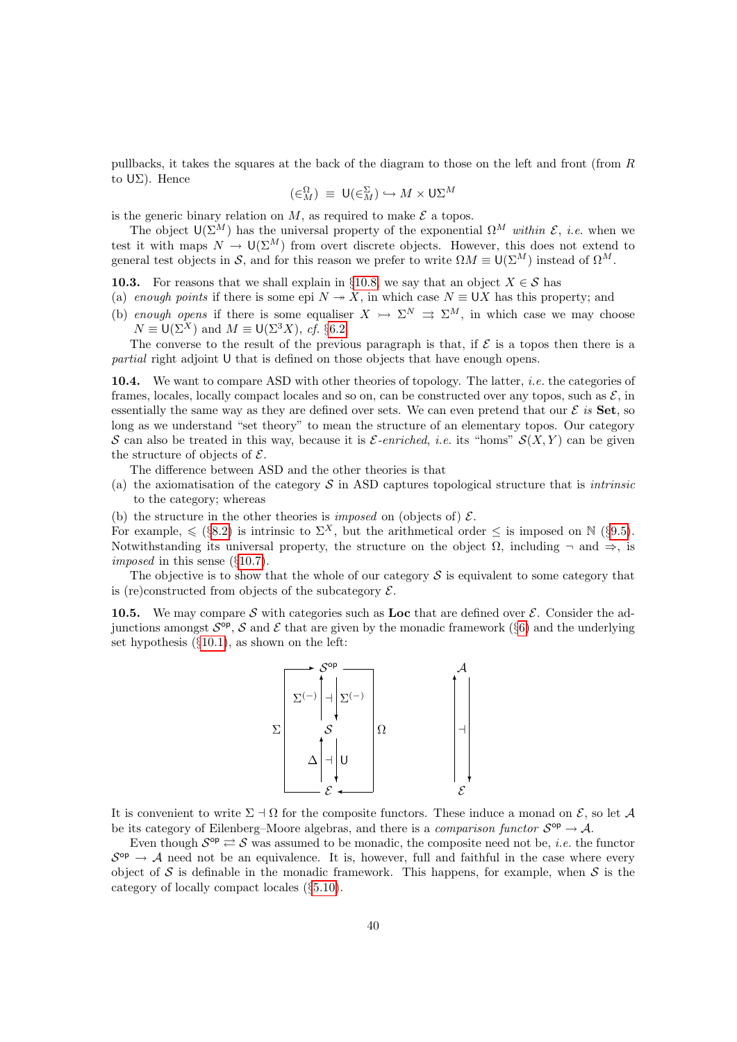pullbacks, it takes the squares at the back of the diagram to those on the left and front (from $R$ to $\mathsf{U}\Sigma$). Hence

$$(\in^{\Omega}_{M}) \;\equiv\; \mathsf{U}(\in^{\Sigma}_{M}) \hookrightarrow M \times \mathsf{U}\Sigma^{M}$$

is the generic binary relation on $M$, as required to make $\mathcal{E}$ a topos.

The object $\mathsf{U}(\Sigma^M)$ has the universal property of the exponential $\Omega^M$ *within* $\mathcal{E}$, *i.e.* when we test it with maps $N \to \mathsf{U}(\Sigma^M)$ from overt discrete objects. However, this does not extend to general test objects in $\mathcal{S}$, and for this reason we prefer to write $\Omega M \equiv \mathsf{U}(\Sigma^M)$ instead of $\Omega^M$.

**10.3.** For reasons that we shall explain in §10.8, we say that an object $X \in \mathcal{S}$ has

(a) *enough points* if there is some epi $N \twoheadrightarrow X$, in which case $N \equiv \mathsf{U}X$ has this property; and

(b) *enough opens* if there is some equaliser $X \rightarrowtail \Sigma^N \rightrightarrows \Sigma^M$, in which case we may choose $N \equiv \mathsf{U}(\Sigma^X)$ and $M \equiv \mathsf{U}(\Sigma^3 X)$, *cf.* §6.2.

The converse to the result of the previous paragraph is that, if $\mathcal{E}$ is a topos then there is a *partial* right adjoint $\mathsf{U}$ that is defined on those objects that have enough opens.

**10.4.** We want to compare ASD with other theories of topology. The latter, *i.e.* the categories of frames, locales, locally compact locales and so on, can be constructed over any topos, such as $\mathcal{E}$, in essentially the same way as they are defined over sets. We can even pretend that our $\mathcal{E}$ *is* **Set**, so long as we understand "set theory" to mean the structure of an elementary topos. Our category $\mathcal{S}$ can also be treated in this way, because it is $\mathcal{E}$*-enriched*, *i.e.* its "homs" $\mathcal{S}(X, Y)$ can be given the structure of objects of $\mathcal{E}$.

The difference between ASD and the other theories is that

(a) the axiomatisation of the category $\mathcal{S}$ in ASD captures topological structure that is *intrinsic* to the category; whereas

(b) the structure in the other theories is *imposed* on (objects of) $\mathcal{E}$.

For example, $\leqslant$ (§8.2) is intrinsic to $\Sigma^X$, but the arithmetical order $\le$ is imposed on $\mathbb{N}$ (§9.5). Notwithstanding its universal property, the structure on the object $\Omega$, including $\neg$ and $\Rightarrow$, is *imposed* in this sense (§10.7).

The objective is to show that the whole of our category $\mathcal{S}$ is equivalent to some category that is (re)constructed from objects of the subcategory $\mathcal{E}$.

**10.5.** We may compare $\mathcal{S}$ with categories such as **Loc** that are defined over $\mathcal{E}$. Consider the adjunctions amongst $\mathcal{S}^{\mathsf{op}}$, $\mathcal{S}$ and $\mathcal{E}$ that are given by the monadic framework (§6) and the underlying set hypothesis (§10.1), as shown on the left:

$$\begin{array}{ccc} & \mathcal{S}^{\mathsf{op}} & \\ & \Sigma^{(-)} \uparrow \dashv \downarrow \Sigma^{(-)} & \\ \Sigma & \mathcal{S} & \Omega \\ & \Delta \uparrow \dashv \downarrow \mathsf{U} & \\ & \mathcal{E} & \end{array} \qquad\qquad \begin{array}{c} \mathcal{A} \\ \uparrow \dashv \downarrow \\ \mathcal{E} \end{array}$$

It is convenient to write $\Sigma \dashv \Omega$ for the composite functors. These induce a monad on $\mathcal{E}$, so let $\mathcal{A}$ be its category of Eilenberg–Moore algebras, and there is a *comparison functor* $\mathcal{S}^{\mathsf{op}} \to \mathcal{A}$.

Even though $\mathcal{S}^{\mathsf{op}} \rightleftarrows \mathcal{S}$ was assumed to be monadic, the composite need not be, *i.e.* the functor $\mathcal{S}^{\mathsf{op}} \to \mathcal{A}$ need not be an equivalence. It is, however, full and faithful in the case where every object of $\mathcal{S}$ is definable in the monadic framework. This happens, for example, when $\mathcal{S}$ is the category of locally compact locales (§5.10).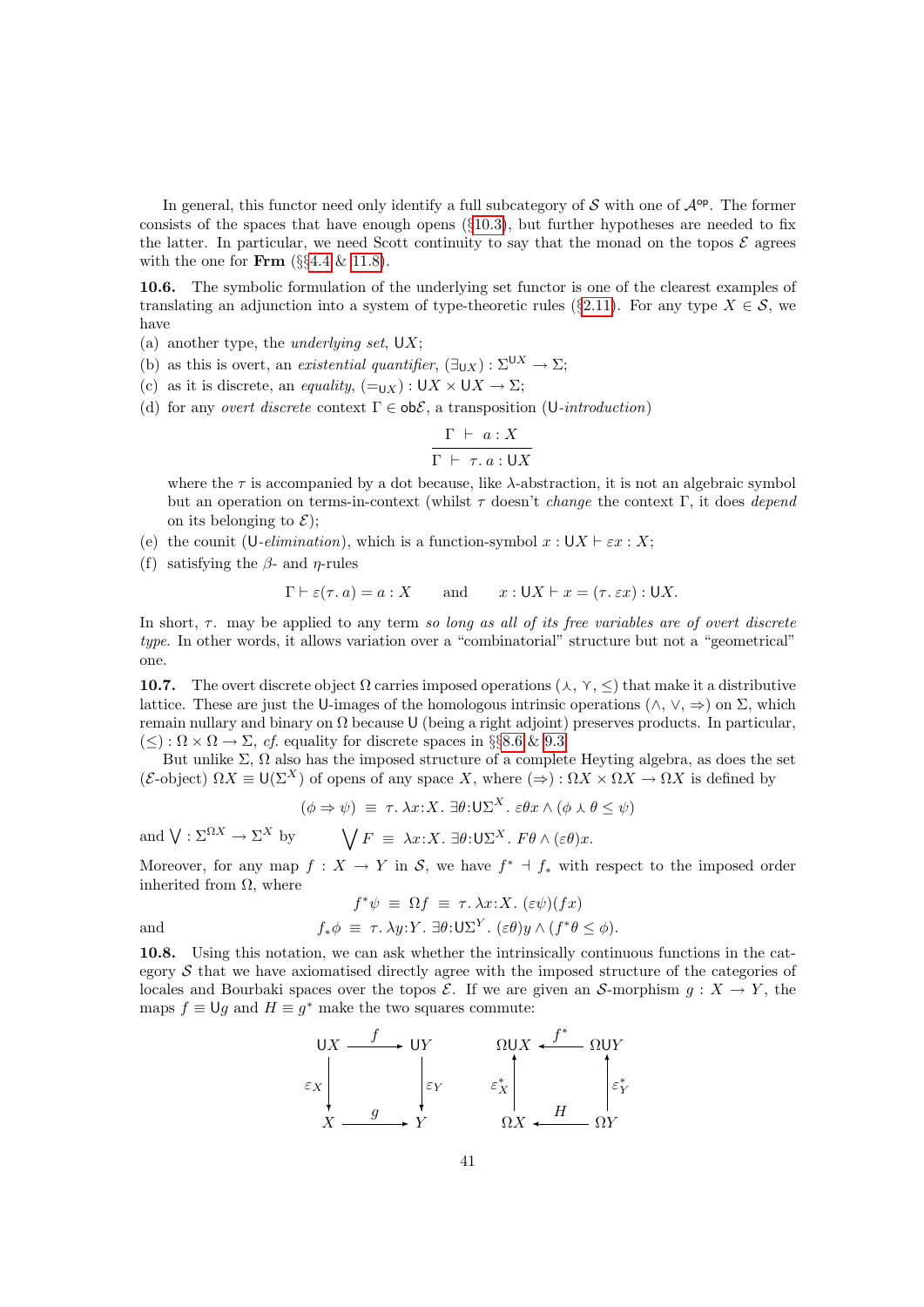In general, this functor need only identify a full subcategory of $\mathcal{S}$ with one of $\mathcal{A}^{\mathsf{op}}$. The former consists of the spaces that have enough opens (§10.3), but further hypotheses are needed to fix the latter. In particular, we need Scott continuity to say that the monad on the topos $\mathcal{E}$ agrees with the one for **Frm** (§§4.4 & 11.8).

**10.6.** The symbolic formulation of the underlying set functor is one of the clearest examples of translating an adjunction into a system of type-theoretic rules (§2.11). For any type $X \in \mathcal{S}$, we have

(a) another type, the *underlying set*, $\mathsf{U}X$;

(b) as this is overt, an *existential quantifier*, $(\exists_{\mathsf{U}X}) : \Sigma^{\mathsf{U}X} \to \Sigma$;

(c) as it is discrete, an *equality*, $(=_{\mathsf{U}X}) : \mathsf{U}X \times \mathsf{U}X \to \Sigma$;

(d) for any *overt discrete* context $\Gamma \in \mathsf{ob}\mathcal{E}$, a transposition ($\mathsf{U}$-*introduction*)

$$\frac{\Gamma \;\vdash\; a : X}{\Gamma \;\vdash\; \tau.\, a : \mathsf{U}X}$$

where the $\tau$ is accompanied by a dot because, like $\lambda$-abstraction, it is not an algebraic symbol but an operation on terms-in-context (whilst $\tau$ doesn't *change* the context $\Gamma$, it does *depend* on its belonging to $\mathcal{E}$);

(e) the counit ($\mathsf{U}$-*elimination*), which is a function-symbol $x : \mathsf{U}X \vdash \varepsilon x : X$;

(f) satisfying the $\beta$- and $\eta$-rules

$$\Gamma \vdash \varepsilon(\tau.\, a) = a : X \qquad \text{and} \qquad x : \mathsf{U}X \vdash x = (\tau.\, \varepsilon x) : \mathsf{U}X.$$

In short, $\tau.$ may be applied to any term *so long as all of its free variables are of overt discrete type*. In other words, it allows variation over a "combinatorial" structure but not a "geometrical" one.

**10.7.** The overt discrete object $\Omega$ carries imposed operations $(\curlywedge, \curlyvee, \leq)$ that make it a distributive lattice. These are just the $\mathsf{U}$-images of the homologous intrinsic operations $(\wedge, \vee, \Rightarrow)$ on $\Sigma$, which remain nullary and binary on $\Omega$ because $\mathsf{U}$ (being a right adjoint) preserves products. In particular, $(\leq) : \Omega \times \Omega \to \Sigma$, *cf.* equality for discrete spaces in §§8.6 & 9.3.

But unlike $\Sigma$, $\Omega$ also has the imposed structure of a complete Heyting algebra, as does the set ($\mathcal{E}$-object) $\Omega X \equiv \mathsf{U}(\Sigma^X)$ of opens of any space $X$, where $(\Rightarrow) : \Omega X \times \Omega X \to \Omega X$ is defined by

$$(\phi \Rightarrow \psi) \;\equiv\; \tau.\, \lambda x{:}X.\; \exists \theta{:}\mathsf{U}\Sigma^X.\; \varepsilon\theta x \wedge (\phi \curlywedge \theta \leq \psi)$$

and $\bigvee : \Sigma^{\Omega X} \to \Sigma^X$ by $\qquad \bigvee F \;\equiv\; \lambda x{:}X.\; \exists \theta{:}\mathsf{U}\Sigma^X.\; F\theta \wedge (\varepsilon\theta)x.$

Moreover, for any map $f : X \to Y$ in $\mathcal{S}$, we have $f^* \dashv f_*$ with respect to the imposed order inherited from $\Omega$, where

$$f^*\psi \;\equiv\; \Omega f \;\equiv\; \tau.\, \lambda x{:}X.\; (\varepsilon\psi)(fx)$$

and

$$f_*\phi \;\equiv\; \tau.\, \lambda y{:}Y.\; \exists \theta{:}\mathsf{U}\Sigma^Y.\; (\varepsilon\theta)y \wedge (f^*\theta \leq \phi).$$

**10.8.** Using this notation, we can ask whether the intrinsically continuous functions in the category $\mathcal{S}$ that we have axiomatised directly agree with the imposed structure of the categories of locales and Bourbaki spaces over the topos $\mathcal{E}$. If we are given an $\mathcal{S}$-morphism $g : X \to Y$, the maps $f \equiv \mathsf{U}g$ and $H \equiv g^*$ make the two squares commute:

$$\begin{array}{ccc} \mathsf{U}X & \xrightarrow{\;f\;} & \mathsf{U}Y \\ {\scriptstyle \varepsilon_X}\downarrow & & \downarrow{\scriptstyle \varepsilon_Y} \\ X & \xrightarrow[\;g\;]{} & Y \end{array} \qquad\qquad \begin{array}{ccc} \Omega\mathsf{U}X & \xleftarrow{\;f^*\;} & \Omega\mathsf{U}Y \\ {\scriptstyle \varepsilon_X^*}\uparrow & & \uparrow{\scriptstyle \varepsilon_Y^*} \\ \Omega X & \xleftarrow[\;H\;]{} & \Omega Y \end{array}$$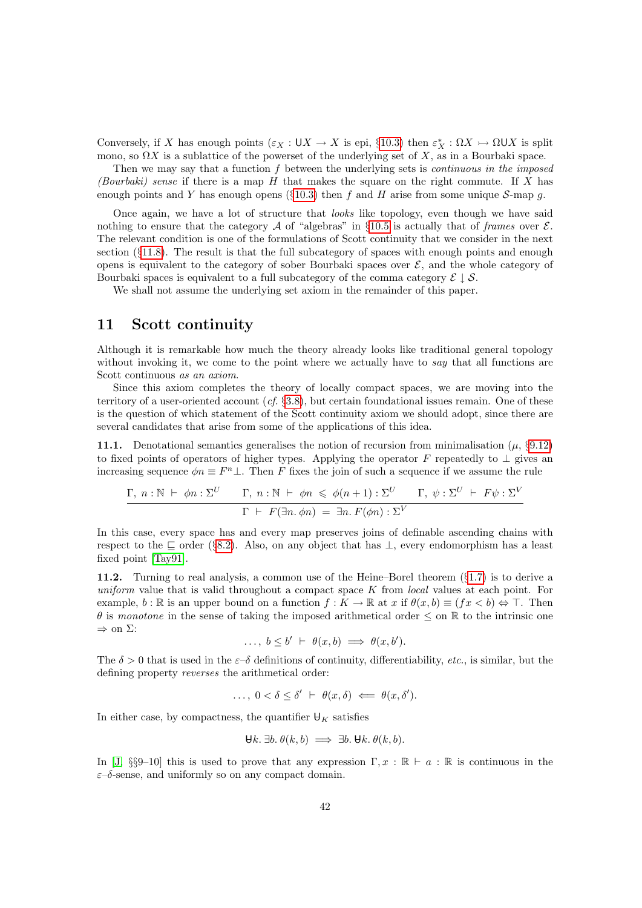Conversely, if $X$ has enough points ($\varepsilon_X : \mathsf{U}X \to X$ is epi, §10.3) then $\varepsilon_X^* : \Omega X \rightarrowtail \Omega\mathsf{U}X$ is split mono, so $\Omega X$ is a sublattice of the powerset of the underlying set of $X$, as in a Bourbaki space.

Then we may say that a function $f$ between the underlying sets is *continuous in the imposed (Bourbaki) sense* if there is a map $H$ that makes the square on the right commute. If $X$ has enough points and $Y$ has enough opens (§10.3) then $f$ and $H$ arise from some unique $\mathcal{S}$-map $g$.

Once again, we have a lot of structure that *looks* like topology, even though we have said nothing to ensure that the category $\mathcal{A}$ of "algebras" in §10.5 is actually that of *frames* over $\mathcal{E}$. The relevant condition is one of the formulations of Scott continuity that we consider in the next section (§11.8). The result is that the full subcategory of spaces with enough points and enough opens is equivalent to the category of sober Bourbaki spaces over $\mathcal{E}$, and the whole category of Bourbaki spaces is equivalent to a full subcategory of the comma category $\mathcal{E} \downarrow \mathcal{S}$.

We shall not assume the underlying set axiom in the remainder of this paper.

## 11 Scott continuity

Although it is remarkable how much the theory already looks like traditional general topology without invoking it, we come to the point where we actually have to *say* that all functions are Scott continuous *as an axiom*.

Since this axiom completes the theory of locally compact spaces, we are moving into the territory of a user-oriented account (*cf.* §3.8), but certain foundational issues remain. One of these is the question of which statement of the Scott continuity axiom we should adopt, since there are several candidates that arise from some of the applications of this idea.

**11.1.** Denotational semantics generalises the notion of recursion from minimalisation ($\mu$, §9.12) to fixed points of operators of higher types. Applying the operator $F$ repeatedly to $\bot$ gives an increasing sequence $\phi n \equiv F^n\bot$. Then $F$ fixes the join of such a sequence if we assume the rule

$$\frac{\Gamma,\ n:\mathbb{N}\ \vdash\ \phi n : \Sigma^U \qquad \Gamma,\ n:\mathbb{N}\ \vdash\ \phi n\ \leqslant\ \phi(n+1) : \Sigma^U \qquad \Gamma,\ \psi : \Sigma^U\ \vdash\ F\psi : \Sigma^V}{\Gamma\ \vdash\ F(\exists n.\, \phi n)\ =\ \exists n.\, F(\phi n) : \Sigma^V}$$

In this case, every space has and every map preserves joins of definable ascending chains with respect to the $\sqsubseteq$ order (§8.2). Also, on any object that has $\bot$, every endomorphism has a least fixed point [Tay91].

**11.2.** Turning to real analysis, a common use of the Heine–Borel theorem (§1.7) is to derive a *uniform* value that is valid throughout a compact space $K$ from *local* values at each point. For example, $b : \mathbb{R}$ is an upper bound on a function $f : K \to \mathbb{R}$ at $x$ if $\theta(x, b) \equiv (fx < b) \Leftrightarrow \top$. Then $\theta$ is *monotone* in the sense of taking the imposed arithmetical order $\leq$ on $\mathbb{R}$ to the intrinsic one $\Rightarrow$ on $\Sigma$:

$$\ldots,\ b \leq b'\ \vdash\ \theta(x, b)\ \Longrightarrow\ \theta(x, b').$$

The $\delta > 0$ that is used in the $\varepsilon$–$\delta$ definitions of continuity, differentiability, *etc.*, is similar, but the defining property *reverses* the arithmetical order:

$$\ldots,\ 0 < \delta \leq \delta'\ \vdash\ \theta(x, \delta)\ \Longleftarrow\ \theta(x, \delta').$$

In either case, by compactness, the quantifier $\forall_K$ satisfies

$$\forall k.\, \exists b.\, \theta(k, b)\ \Longrightarrow\ \exists b.\, \forall k.\, \theta(k, b).$$

In [J, §§9–10] this is used to prove that any expression $\Gamma, x : \mathbb{R} \vdash a : \mathbb{R}$ is continuous in the $\varepsilon$–$\delta$-sense, and uniformly so on any compact domain.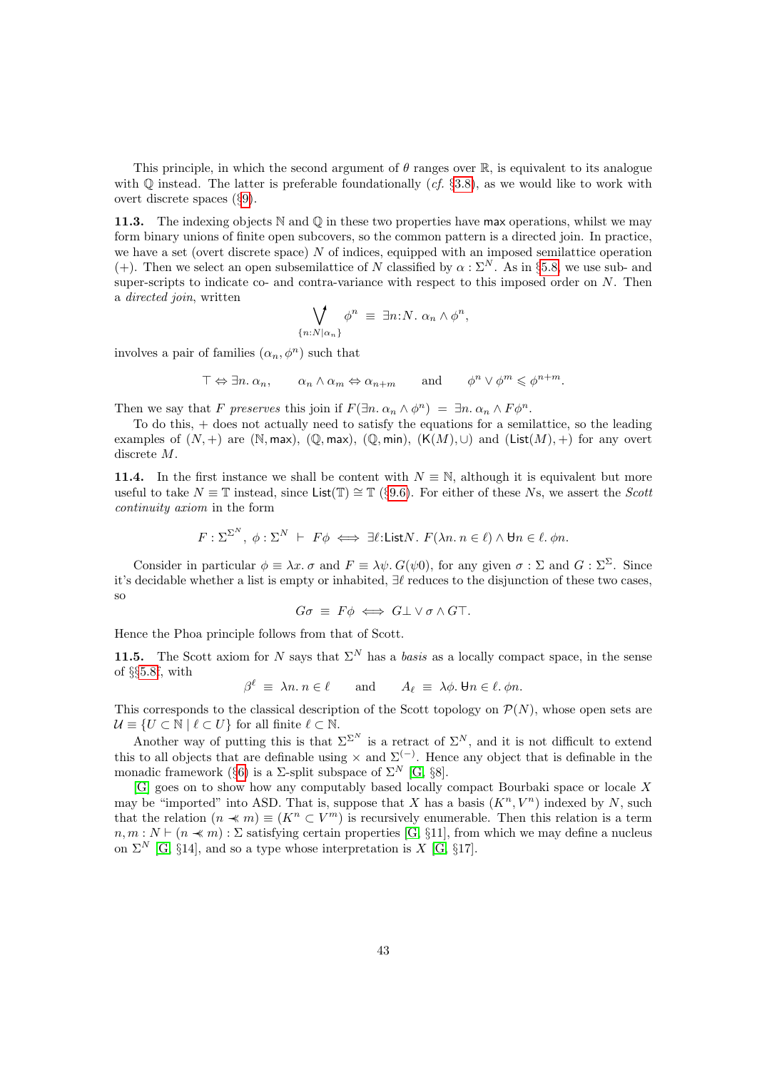This principle, in which the second argument of $\theta$ ranges over $\mathbb{R}$, is equivalent to its analogue with $\mathbb{Q}$ instead. The latter is preferable foundationally (*cf.* §3.8), as we would like to work with overt discrete spaces (§9).

**11.3.** The indexing objects $\mathbb{N}$ and $\mathbb{Q}$ in these two properties have $\mathsf{max}$ operations, whilst we may form binary unions of finite open subcovers, so the common pattern is a directed join. In practice, we have a set (overt discrete space) $N$ of indices, equipped with an imposed semilattice operation $(+)$. Then we select an open subsemilattice of $N$ classified by $\alpha : \Sigma^N$. As in §5.8, we use sub- and super-scripts to indicate co- and contra-variance with respect to this imposed order on $N$. Then a *directed join*, written

$$\bigvee\nolimits^{\uparrow}_{\{n:N \mid \alpha_n\}} \phi^n \;\equiv\; \exists n{:}N.\ \alpha_n \wedge \phi^n,$$

involves a pair of families $(\alpha_n, \phi^n)$ such that

$$\top \Leftrightarrow \exists n.\ \alpha_n, \qquad \alpha_n \wedge \alpha_m \Leftrightarrow \alpha_{n+m} \qquad \text{and} \qquad \phi^n \vee \phi^m \leqslant \phi^{n+m}.$$

Then we say that $F$ *preserves* this join if $F(\exists n.\ \alpha_n \wedge \phi^n) \;=\; \exists n.\ \alpha_n \wedge F\phi^n$.

To do this, $+$ does not actually need to satisfy the equations for a semilattice, so the leading examples of $(N, +)$ are $(\mathbb{N}, \mathsf{max})$, $(\mathbb{Q}, \mathsf{max})$, $(\mathbb{Q}, \mathsf{min})$, $(\mathsf{K}(M), \cup)$ and $(\mathsf{List}(M), +)$ for any overt discrete $M$.

**11.4.** In the first instance we shall be content with $N \equiv \mathbb{N}$, although it is equivalent but more useful to take $N \equiv \mathbb{T}$ instead, since $\mathsf{List}(\mathbb{T}) \cong \mathbb{T}$ (§9.6). For either of these $N$s, we assert the *Scott continuity axiom* in the form

$$F : \Sigma^{\Sigma^N},\ \phi : \Sigma^N \ \vdash\ F\phi \iff \exists \ell{:}\mathsf{List}N.\ F(\lambda n.\ n \in \ell) \wedge \forall n \in \ell.\ \phi n.$$

Consider in particular $\phi \equiv \lambda x.\ \sigma$ and $F \equiv \lambda\psi.\ G(\psi 0)$, for any given $\sigma : \Sigma$ and $G : \Sigma^\Sigma$. Since it's decidable whether a list is empty or inhabited, $\exists\ell$ reduces to the disjunction of these two cases, so

$$G\sigma \;\equiv\; F\phi \iff G\bot \vee \sigma \wedge G\top.$$

Hence the Phoa principle follows from that of Scott.

**11.5.** The Scott axiom for $N$ says that $\Sigma^N$ has a *basis* as a locally compact space, in the sense of §§5.8f, with

$$\beta^\ell \;\equiv\; \lambda n.\ n \in \ell \qquad \text{and} \qquad A_\ell \;\equiv\; \lambda\phi.\ \forall n \in \ell.\ \phi n.$$

This corresponds to the classical description of the Scott topology on $\mathcal{P}(N)$, whose open sets are $\mathcal{U} \equiv \{U \subset \mathbb{N} \mid \ell \subset U\}$ for all finite $\ell \subset \mathbb{N}$.

Another way of putting this is that $\Sigma^{\Sigma^N}$ is a retract of $\Sigma^N$, and it is not difficult to extend this to all objects that are definable using $\times$ and $\Sigma^{(-)}$. Hence any object that is definable in the monadic framework (§6) is a $\Sigma$-split subspace of $\Sigma^N$ [G, §8].

[G] goes on to show how any computably based locally compact Bourbaki space or locale $X$ may be "imported" into ASD. That is, suppose that $X$ has a basis $(K^n, V^n)$ indexed by $N$, such that the relation $(n \prec\!\!\!\!\prec m) \equiv (K^n \subset V^m)$ is recursively enumerable. Then this relation is a term $n, m : N \vdash (n \prec\!\!\!\!\prec m) : \Sigma$ satisfying certain properties [G, §11], from which we may define a nucleus on $\Sigma^N$ [G, §14], and so a type whose interpretation is $X$ [G, §17].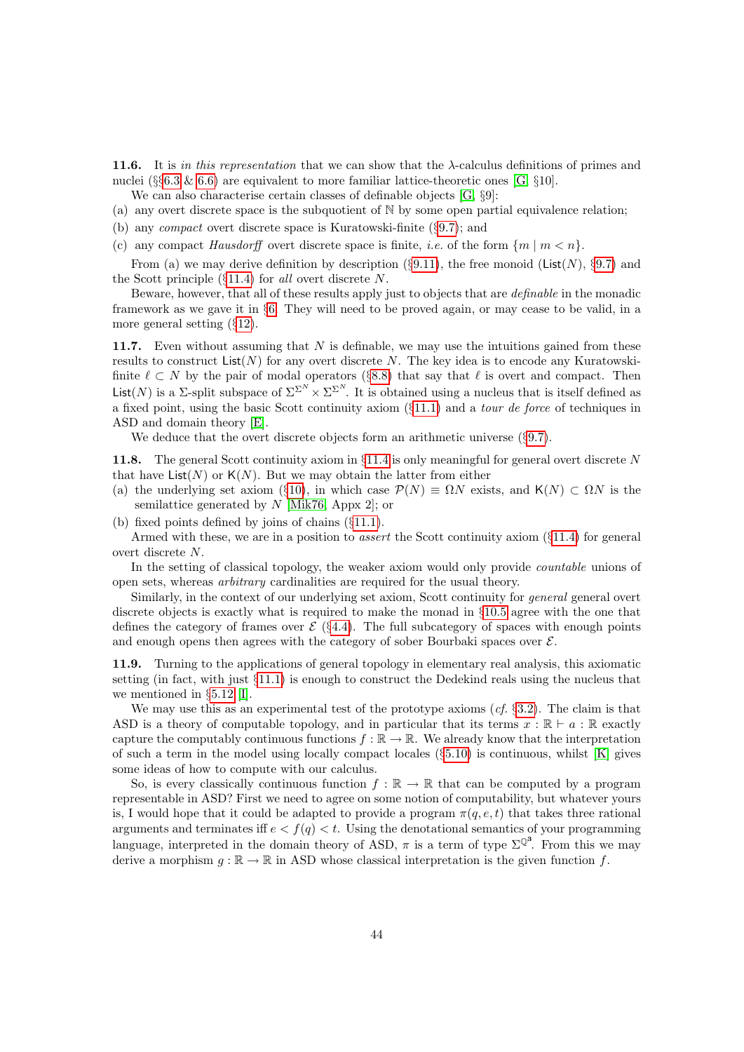**11.6.** It is *in this representation* that we can show that the λ-calculus definitions of primes and nuclei (§§6.3 & 6.6) are equivalent to more familiar lattice-theoretic ones [G, §10].

We can also characterise certain classes of definable objects [G, §9]:

(a) any overt discrete space is the subquotient of $\mathbb{N}$ by some open partial equivalence relation;

(b) any *compact* overt discrete space is Kuratowski-finite (§9.7); and

(c) any compact *Hausdorff* overt discrete space is finite, *i.e.* of the form $\{m \mid m < n\}$.

From (a) we may derive definition by description (§9.11), the free monoid ($\mathsf{List}(N)$, §9.7) and the Scott principle (§11.4) for *all* overt discrete $N$.

Beware, however, that all of these results apply just to objects that are *definable* in the monadic framework as we gave it in §6. They will need to be proved again, or may cease to be valid, in a more general setting (§12).

**11.7.** Even without assuming that $N$ is definable, we may use the intuitions gained from these results to construct $\mathsf{List}(N)$ for any overt discrete $N$. The key idea is to encode any Kuratowski-finite $\ell \subset N$ by the pair of modal operators (§8.8) that say that $\ell$ is overt and compact. Then $\mathsf{List}(N)$ is a $\Sigma$-split subspace of $\Sigma^{\Sigma^N} \times \Sigma^{\Sigma^N}$. It is obtained using a nucleus that is itself defined as a fixed point, using the basic Scott continuity axiom (§11.1) and a *tour de force* of techniques in ASD and domain theory [E].

We deduce that the overt discrete objects form an arithmetic universe (§9.7).

**11.8.** The general Scott continuity axiom in §11.4 is only meaningful for general overt discrete $N$ that have $\mathsf{List}(N)$ or $\mathsf{K}(N)$. But we may obtain the latter from either

(a) the underlying set axiom (§10), in which case $\mathcal{P}(N) \equiv \Omega N$ exists, and $\mathsf{K}(N) \subset \Omega N$ is the semilattice generated by $N$ [Mik76, Appx 2]; or

(b) fixed points defined by joins of chains (§11.1).

Armed with these, we are in a position to *assert* the Scott continuity axiom (§11.4) for general overt discrete $N$.

In the setting of classical topology, the weaker axiom would only provide *countable* unions of open sets, whereas *arbitrary* cardinalities are required for the usual theory.

Similarly, in the context of our underlying set axiom, Scott continuity for *general* general overt discrete objects is exactly what is required to make the monad in §10.5 agree with the one that defines the category of frames over $\mathcal{E}$ (§4.4). The full subcategory of spaces with enough points and enough opens then agrees with the category of sober Bourbaki spaces over $\mathcal{E}$.

**11.9.** Turning to the applications of general topology in elementary real analysis, this axiomatic setting (in fact, with just §11.1) is enough to construct the Dedekind reals using the nucleus that we mentioned in §5.12 [I].

We may use this as an experimental test of the prototype axioms (*cf.* §3.2). The claim is that ASD is a theory of computable topology, and in particular that its terms $x : \mathbb{R} \vdash a : \mathbb{R}$ exactly capture the computably continuous functions $f : \mathbb{R} \to \mathbb{R}$. We already know that the interpretation of such a term in the model using locally compact locales (§5.10) is continuous, whilst [K] gives some ideas of how to compute with our calculus.

So, is every classically continuous function $f : \mathbb{R} \to \mathbb{R}$ that can be computed by a program representable in ASD? First we need to agree on some notion of computability, but whatever yours is, I would hope that it could be adapted to provide a program $\pi(q, e, t)$ that takes three rational arguments and terminates iff $e < f(q) < t$. Using the denotational semantics of your programming language, interpreted in the domain theory of ASD, $\pi$ is a term of type $\Sigma^{\mathbb{Q}^3}$. From this we may derive a morphism $g : \mathbb{R} \to \mathbb{R}$ in ASD whose classical interpretation is the given function $f$.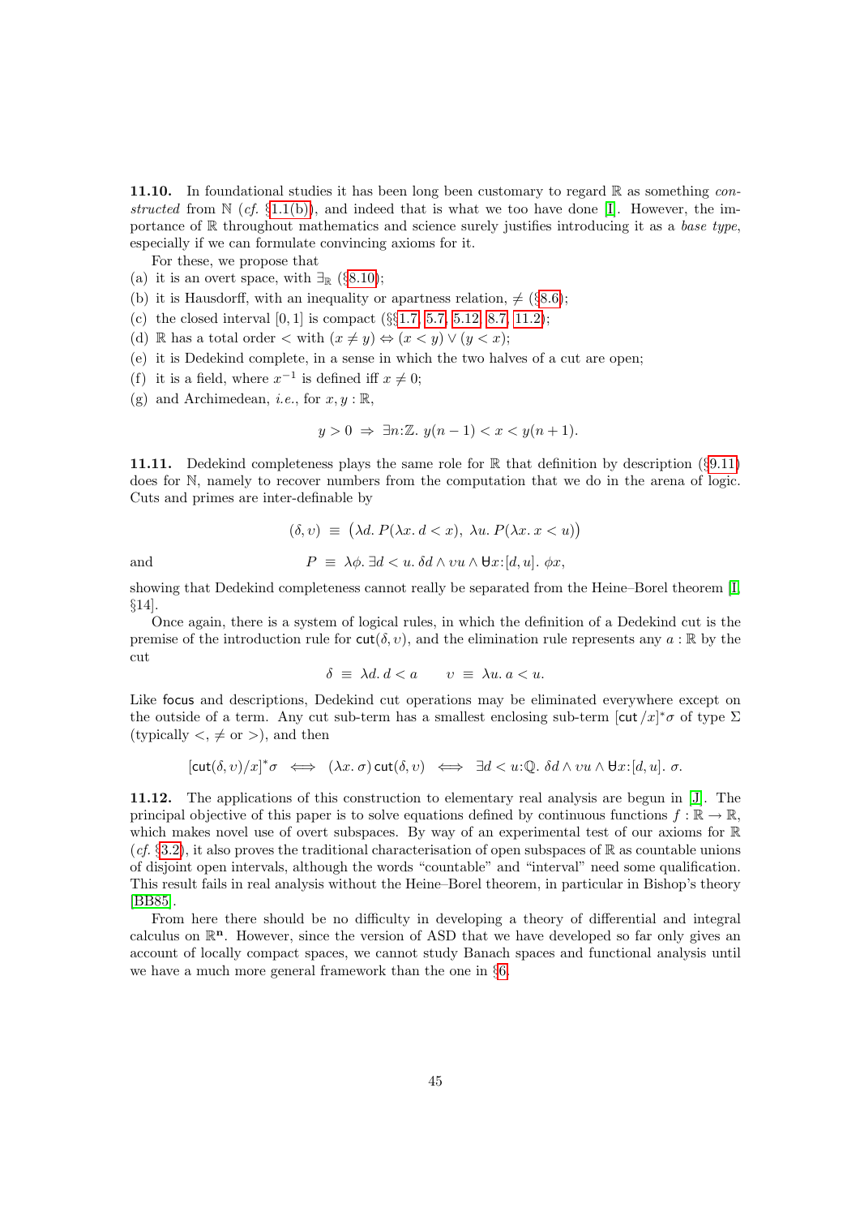**11.10.** In foundational studies it has been long been customary to regard $\mathbb{R}$ as something *constructed* from $\mathbb{N}$ (*cf.* §1.1(b)), and indeed that is what we too have done [I]. However, the importance of $\mathbb{R}$ throughout mathematics and science surely justifies introducing it as a *base type*, especially if we can formulate convincing axioms for it.

For these, we propose that

(a) it is an overt space, with $\exists_{\mathbb{R}}$ (§8.10);
(b) it is Hausdorff, with an inequality or apartness relation, $\neq$ (§8.6);
(c) the closed interval $[0,1]$ is compact (§§1.7, 5.7, 5.12, 8.7, 11.2);
(d) $\mathbb{R}$ has a total order $<$ with $(x \neq y) \Leftrightarrow (x < y) \vee (y < x)$;
(e) it is Dedekind complete, in a sense in which the two halves of a cut are open;
(f) it is a field, where $x^{-1}$ is defined iff $x \neq 0$;
(g) and Archimedean, *i.e.*, for $x, y : \mathbb{R}$,

$$y > 0 \;\Rightarrow\; \exists n{:}\mathbb{Z}.\; y(n-1) < x < y(n+1).$$

**11.11.** Dedekind completeness plays the same role for $\mathbb{R}$ that definition by description (§9.11) does for $\mathbb{N}$, namely to recover numbers from the computation that we do in the arena of logic. Cuts and primes are inter-definable by

$$(\delta, \upsilon) \;\equiv\; \big(\lambda d.\, P(\lambda x.\, d < x),\; \lambda u.\, P(\lambda x.\, x < u)\big)$$

and

$$P \;\equiv\; \lambda\phi.\, \exists d < u.\, \delta d \wedge \upsilon u \wedge \forall x{:}[d,u].\; \phi x,$$

showing that Dedekind completeness cannot really be separated from the Heine–Borel theorem [I, §14].

Once again, there is a system of logical rules, in which the definition of a Dedekind cut is the premise of the introduction rule for $\mathsf{cut}(\delta, \upsilon)$, and the elimination rule represents any $a : \mathbb{R}$ by the cut

$$\delta \;\equiv\; \lambda d.\, d < a \qquad \upsilon \;\equiv\; \lambda u.\, a < u.$$

Like $\mathsf{focus}$ and descriptions, Dedekind cut operations may be eliminated everywhere except on the outside of a term. Any cut sub-term has a smallest enclosing sub-term $[\mathsf{cut}/x]^*\sigma$ of type $\Sigma$ (typically $<$, $\neq$ or $>$), and then

$$[\mathsf{cut}(\delta, \upsilon)/x]^*\sigma \;\iff\; (\lambda x.\, \sigma)\,\mathsf{cut}(\delta, \upsilon) \;\iff\; \exists d < u{:}\mathbb{Q}.\; \delta d \wedge \upsilon u \wedge \forall x{:}[d,u].\; \sigma.$$

**11.12.** The applications of this construction to elementary real analysis are begun in [J]. The principal objective of this paper is to solve equations defined by continuous functions $f : \mathbb{R} \to \mathbb{R}$, which makes novel use of overt subspaces. By way of an experimental test of our axioms for $\mathbb{R}$ (*cf.* §3.2), it also proves the traditional characterisation of open subspaces of $\mathbb{R}$ as countable unions of disjoint open intervals, although the words "countable" and "interval" need some qualification. This result fails in real analysis without the Heine–Borel theorem, in particular in Bishop's theory [BB85].

From here there should be no difficulty in developing a theory of differential and integral calculus on $\mathbb{R}^{\mathbf{n}}$. However, since the version of ASD that we have developed so far only gives an account of locally compact spaces, we cannot study Banach spaces and functional analysis until we have a much more general framework than the one in §6.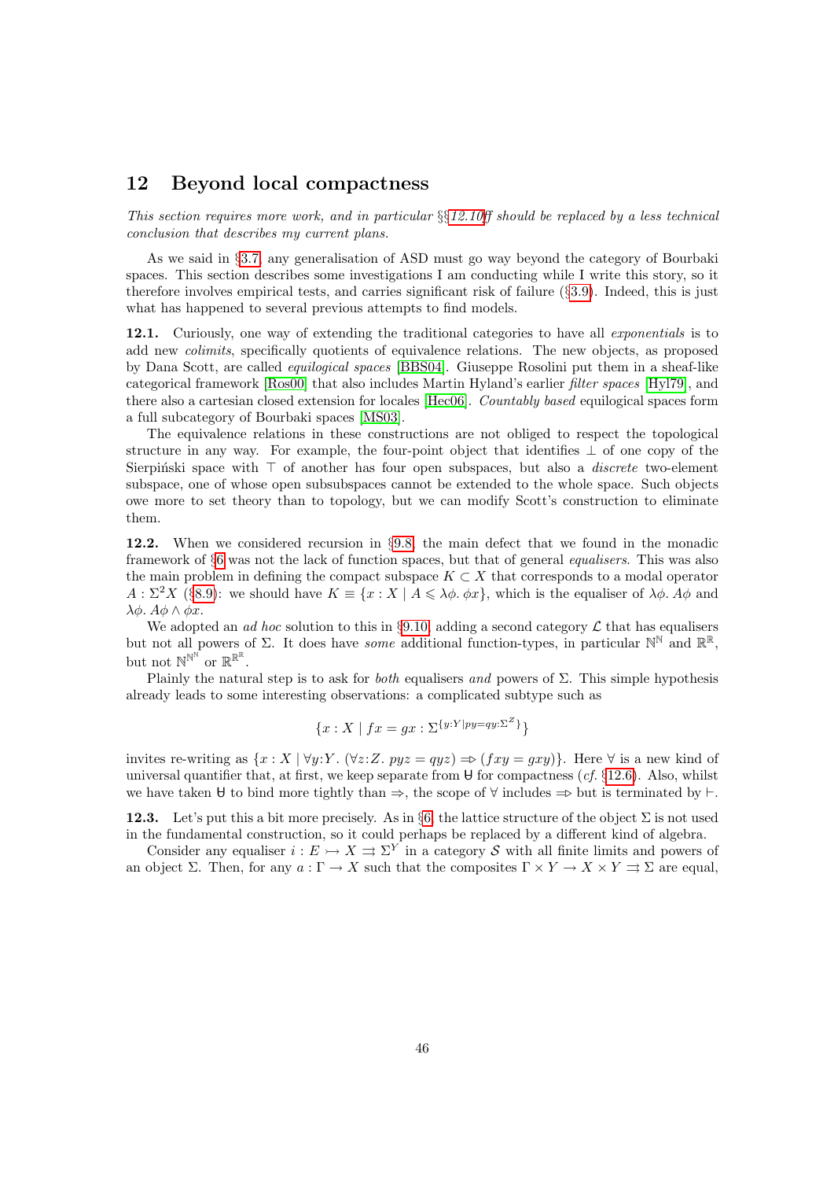## 12 Beyond local compactness

*This section requires more work, and in particular §§12.10ff should be replaced by a less technical conclusion that describes my current plans.*

As we said in §3.7, any generalisation of ASD must go way beyond the category of Bourbaki spaces. This section describes some investigations I am conducting while I write this story, so it therefore involves empirical tests, and carries significant risk of failure (§3.9). Indeed, this is just what has happened to several previous attempts to find models.

**12.1.** Curiously, one way of extending the traditional categories to have all *exponentials* is to add new *colimits*, specifically quotients of equivalence relations. The new objects, as proposed by Dana Scott, are called *equilogical spaces* [BBS04]. Giuseppe Rosolini put them in a sheaf-like categorical framework [Ros00] that also includes Martin Hyland's earlier *filter spaces* [Hyl79], and there also a cartesian closed extension for locales [Hec06]. *Countably based* equilogical spaces form a full subcategory of Bourbaki spaces [MS03].

The equivalence relations in these constructions are not obliged to respect the topological structure in any way. For example, the four-point object that identifies $\bot$ of one copy of the Sierpiński space with $\top$ of another has four open subspaces, but also a *discrete* two-element subspace, one of whose open subsubspaces cannot be extended to the whole space. Such objects owe more to set theory than to topology, but we can modify Scott's construction to eliminate them.

**12.2.** When we considered recursion in §9.8, the main defect that we found in the monadic framework of §6 was not the lack of function spaces, but that of general *equalisers*. This was also the main problem in defining the compact subspace $K \subset X$ that corresponds to a modal operator $A : \Sigma^2 X$ (§8.9): we should have $K \equiv \{x : X \mid A \leqslant \lambda\phi.\, \phi x\}$, which is the equaliser of $\lambda\phi.\, A\phi$ and $\lambda\phi.\, A\phi \wedge \phi x$.

We adopted an *ad hoc* solution to this in §9.10, adding a second category $\mathcal{L}$ that has equalisers but not all powers of $\Sigma$. It does have *some* additional function-types, in particular $\mathbb{N}^{\mathbb{N}}$ and $\mathbb{R}^{\mathbb{R}}$, but not $\mathbb{N}^{\mathbb{N}^{\mathbb{N}}}$ or $\mathbb{R}^{\mathbb{R}^{\mathbb{R}}}$.

Plainly the natural step is to ask for *both* equalisers *and* powers of $\Sigma$. This simple hypothesis already leads to some interesting observations: a complicated subtype such as

$$\{x : X \mid fx = gx : \Sigma^{\{y:Y \mid py = qy : \Sigma^Z\}}\}$$

invites re-writing as $\{x : X \mid \forall y{:}Y.\ (\forall z{:}Z.\ pyz = qyz) \Rrightarrow (fxy = gxy)\}$. Here $\forall$ is a new kind of universal quantifier that, at first, we keep separate from $\forall\!\!\!\!\forall$ for compactness (*cf.* §12.6). Also, whilst we have taken $\forall\!\!\!\!\forall$ to bind more tightly than $\Rightarrow$, the scope of $\forall$ includes $\Rrightarrow$ but is terminated by $\vdash$.

**12.3.** Let's put this a bit more precisely. As in §6, the lattice structure of the object $\Sigma$ is not used in the fundamental construction, so it could perhaps be replaced by a different kind of algebra.

Consider any equaliser $i : E \rightarrowtail X \rightrightarrows \Sigma^Y$ in a category $\mathcal{S}$ with all finite limits and powers of an object $\Sigma$. Then, for any $a : \Gamma \to X$ such that the composites $\Gamma \times Y \to X \times Y \rightrightarrows \Sigma$ are equal,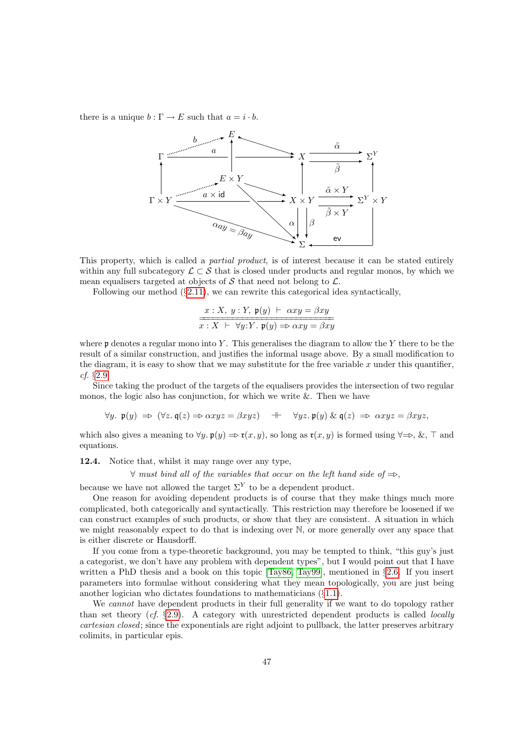there is a unique $b : \Gamma \to E$ such that $a = i \cdot b$.

$$
\begin{array}{ccccccc}
 & & E & & & & \\
\Gamma & \xrightarrow{a} & & & X & \overset{\tilde\alpha}{\underset{\tilde\beta}{\rightrightarrows}} & \Sigma^Y \\
\uparrow & & E \times Y & & \uparrow & & \uparrow \\
\Gamma \times Y & \xrightarrow{a \times \mathsf{id}} & & & X \times Y & \overset{\tilde\alpha \times Y}{\underset{\tilde\beta \times Y}{\rightrightarrows}} & \Sigma^Y \times Y \\
 & \searrow{\scriptstyle \alpha a y = \beta a y} & & & \alpha \downarrow\downarrow \beta & & \downarrow \\
 & & & & \Sigma & \xleftarrow{\mathsf{ev}} & 
\end{array}
$$

This property, which is called a *partial product*, is of interest because it can be stated entirely within any full subcategory $\mathcal{L} \subset \mathcal{S}$ that is closed under products and regular monos, by which we mean equalisers targeted at objects of $\mathcal{S}$ that need not belong to $\mathcal{L}$.

Following our method (§2.11), we can rewrite this categorical idea syntactically,

$$
\frac{x : X,\ y : Y,\ \mathfrak{p}(y)\ \vdash\ \alpha xy = \beta xy}{x : X\ \vdash\ \forall y{:}Y.\ \mathfrak{p}(y) \Rightarrow \alpha xy = \beta xy}
$$

where $\mathfrak{p}$ denotes a regular mono into $Y$. This generalises the diagram to allow the $Y$ there to be the result of a similar construction, and justifies the informal usage above. By a small modification to the diagram, it is easy to show that we may substitute for the free variable $x$ under this quantifier, *cf.* §2.9.

Since taking the product of the targets of the equalisers provides the intersection of two regular monos, the logic also has conjunction, for which we write &. Then we have

$$
\forall y.\ \mathfrak{p}(y)\ \Rightarrow\ (\forall z.\ \mathfrak{q}(z) \Rightarrow \alpha xyz = \beta xyz) \quad \dashv\vdash \quad \forall yz.\ \mathfrak{p}(y)\ \&\ \mathfrak{q}(z)\ \Rightarrow\ \alpha xyz = \beta xyz,
$$

which also gives a meaning to $\forall y.\ \mathfrak{p}(y) \Rightarrow \mathfrak{r}(x, y)$, so long as $\mathfrak{r}(x, y)$ is formed using $\forall\Rightarrow$, &, $\top$ and equations.

**12.4.** Notice that, whilst it may range over any type,

$\forall$ *must bind all of the variables that occur on the left hand side of* $\Rightarrow$,

because we have not allowed the target $\Sigma^Y$ to be a dependent product.

One reason for avoiding dependent products is of course that they make things much more complicated, both categorically and syntactically. This restriction may therefore be loosened if we can construct examples of such products, or show that they are consistent. A situation in which we might reasonably expect to do that is indexing over $\mathbb{N}$, or more generally over any space that is either discrete or Hausdorff.

If you come from a type-theoretic background, you may be tempted to think, "this guy's just a categorist, we don't have any problem with dependent types", but I would point out that I have written a PhD thesis and a book on this topic [Tay86, Tay99], mentioned in §2.6. If you insert parameters into formulae without considering what they mean topologically, you are just being another logician who dictates foundations to mathematicians (§1.1).

We *cannot* have dependent products in their full generality if we want to do topology rather than set theory (*cf.* §2.9). A category with unrestricted dependent products is called *locally cartesian closed*; since the exponentials are right adjoint to pullback, the latter preserves arbitrary colimits, in particular epis.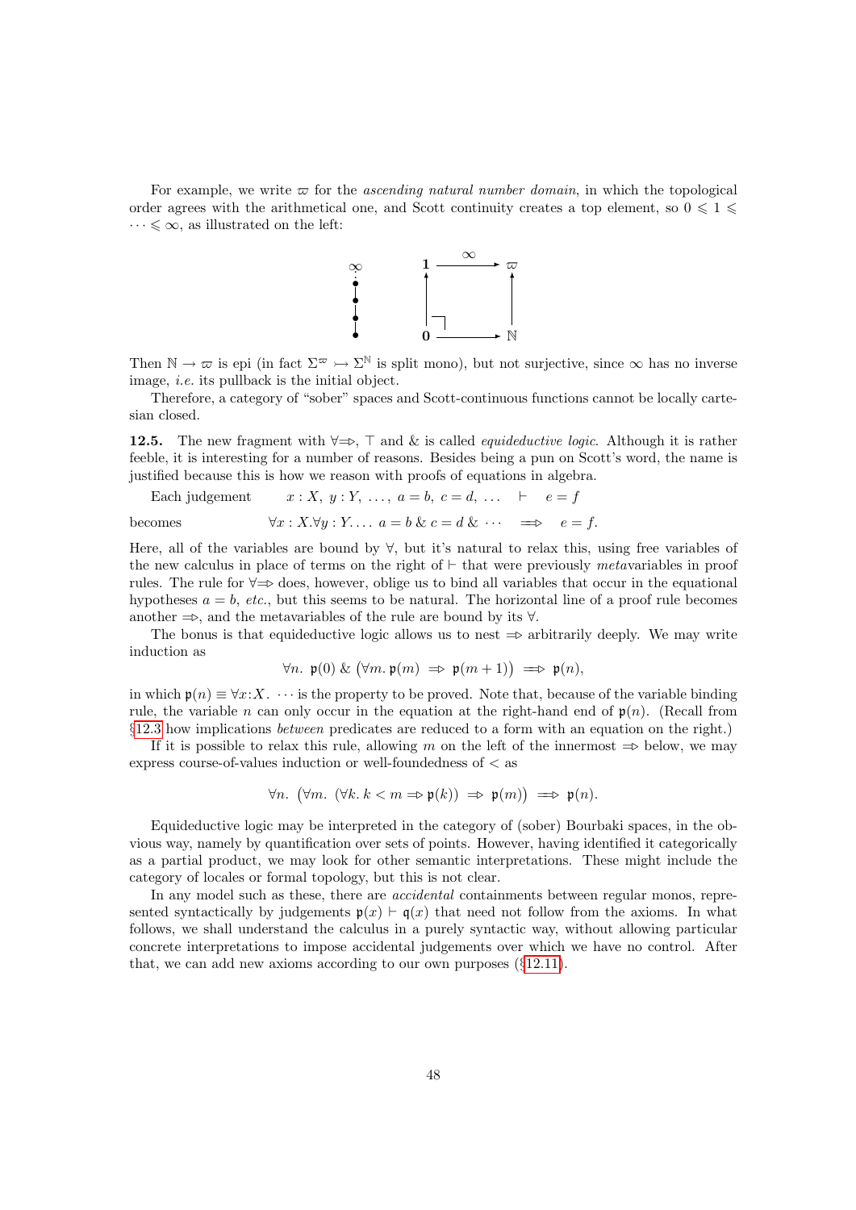For example, we write $\varpi$ for the *ascending natural number domain*, in which the topological order agrees with the arithmetical one, and Scott continuity creates a top element, so $0 \leqslant 1 \leqslant \cdots \leqslant \infty$, as illustrated on the left:

$$\begin{array}{ccc} \mathbf{1} & \xrightarrow{\infty} & \varpi \\ \uparrow & \lrcorner & \uparrow \\ \mathbf{0} & \longrightarrow & \mathbb{N} \end{array}$$

Then $\mathbb{N} \to \varpi$ is epi (in fact $\Sigma^{\varpi} \rightarrowtail \Sigma^{\mathbb{N}}$ is split mono), but not surjective, since $\infty$ has no inverse image, *i.e.* its pullback is the initial object.

Therefore, a category of "sober" spaces and Scott-continuous functions cannot be locally cartesian closed.

**12.5.** The new fragment with $\forall\!\!\Rightarrow$, $\top$ and $\&$ is called *equideductive logic*. Although it is rather feeble, it is interesting for a number of reasons. Besides being a pun on Scott's word, the name is justified because this is how we reason with proofs of equations in algebra.

Each judgement $\qquad x : X,\ y : Y,\ \ldots,\ a = b,\ c = d,\ \ldots \quad \vdash \quad e = f$

becomes $\qquad \forall x : X. \forall y : Y. \ldots\ a = b \,\&\, c = d \,\&\, \cdots \quad \Longrightarrow \quad e = f.$

Here, all of the variables are bound by $\forall$, but it's natural to relax this, using free variables of the new calculus in place of terms on the right of $\vdash$ that were previously *meta*variables in proof rules. The rule for $\forall\!\!\Rightarrow$ does, however, oblige us to bind all variables that occur in the equational hypotheses $a = b$, *etc.*, but this seems to be natural. The horizontal line of a proof rule becomes another $\Rightarrow$, and the metavariables of the rule are bound by its $\forall$.

The bonus is that equideductive logic allows us to nest $\Rightarrow$ arbitrarily deeply. We may write induction as

$$\forall n.\ \mathfrak{p}(0) \,\&\, \big(\forall m.\, \mathfrak{p}(m) \ \Rightarrow\ \mathfrak{p}(m+1)\big) \ \Longrightarrow\ \mathfrak{p}(n),$$

in which $\mathfrak{p}(n) \equiv \forall x{:}X.\ \cdots$ is the property to be proved. Note that, because of the variable binding rule, the variable $n$ can only occur in the equation at the right-hand end of $\mathfrak{p}(n)$. (Recall from §12.3 how implications *between* predicates are reduced to a form with an equation on the right.)

If it is possible to relax this rule, allowing $m$ on the left of the innermost $\Rightarrow$ below, we may express course-of-values induction or well-foundedness of $<$ as

$$\forall n.\ \big(\forall m.\ (\forall k.\, k < m \Rightarrow \mathfrak{p}(k)) \ \Rightarrow\ \mathfrak{p}(m)\big) \ \Longrightarrow\ \mathfrak{p}(n).$$

Equideductive logic may be interpreted in the category of (sober) Bourbaki spaces, in the obvious way, namely by quantification over sets of points. However, having identified it categorically as a partial product, we may look for other semantic interpretations. These might include the category of locales or formal topology, but this is not clear.

In any model such as these, there are *accidental* containments between regular monos, represented syntactically by judgements $\mathfrak{p}(x) \vdash \mathfrak{q}(x)$ that need not follow from the axioms. In what follows, we shall understand the calculus in a purely syntactic way, without allowing particular concrete interpretations to impose accidental judgements over which we have no control. After that, we can add new axioms according to our own purposes (§12.11).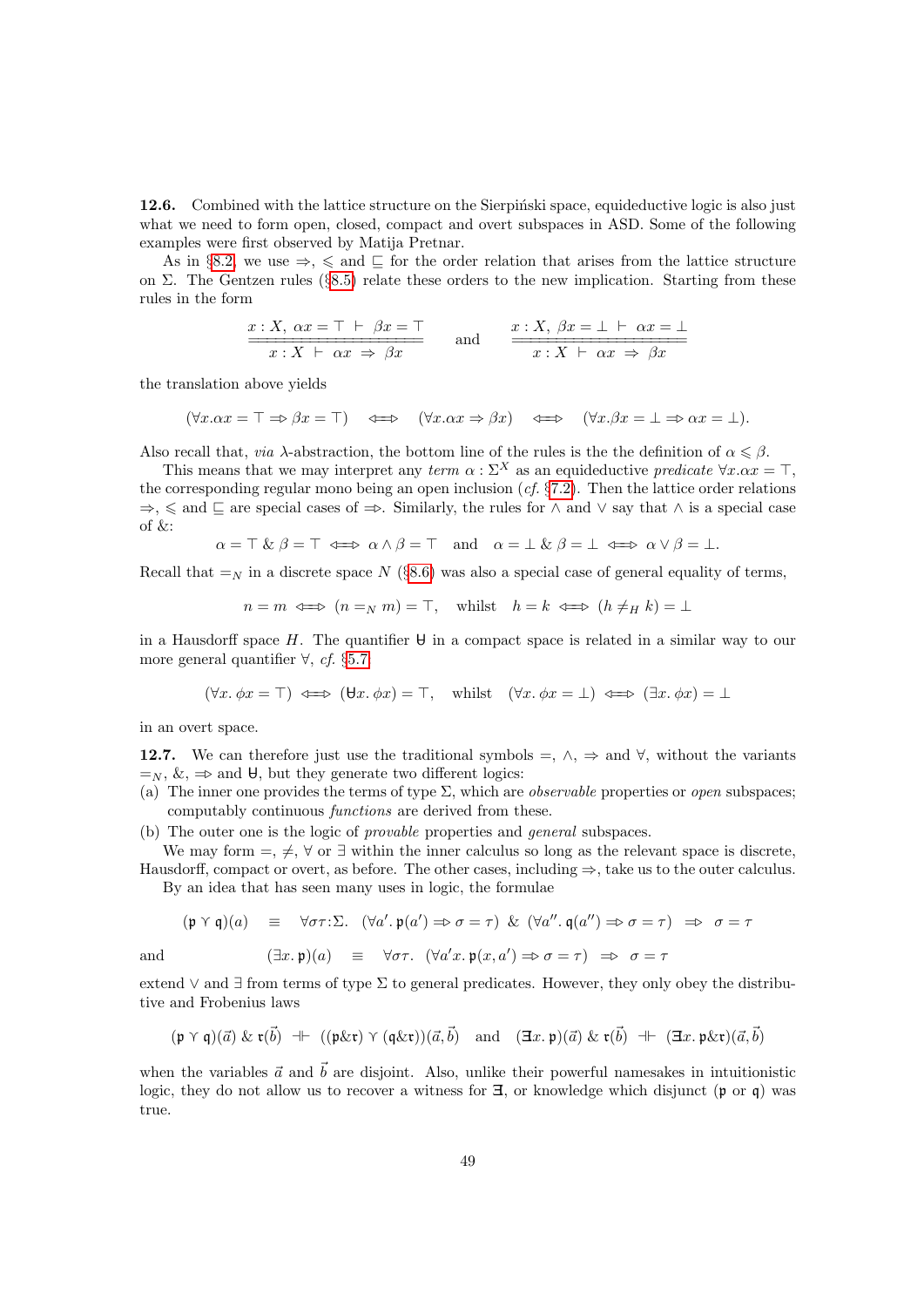**12.6.** Combined with the lattice structure on the Sierpiński space, equideductive logic is also just what we need to form open, closed, compact and overt subspaces in ASD. Some of the following examples were first observed by Matija Pretnar.

As in §8.2, we use $\Rightarrow$, $\leqslant$ and $\sqsubseteq$ for the order relation that arises from the lattice structure on $\Sigma$. The Gentzen rules (§8.5) relate these orders to the new implication. Starting from these rules in the form

$$\frac{x : X,\ \alpha x = \top\ \vdash\ \beta x = \top}{x : X\ \vdash\ \alpha x\ \Rightarrow\ \beta x} \qquad \text{and} \qquad \frac{x : X,\ \beta x = \bot\ \vdash\ \alpha x = \bot}{x : X\ \vdash\ \alpha x\ \Rightarrow\ \beta x}$$

the translation above yields

$$(\forall x. \alpha x = \top \Rrightarrow \beta x = \top) \quad \Longleftrightarrow \quad (\forall x. \alpha x \Rightarrow \beta x) \quad \Longleftrightarrow \quad (\forall x. \beta x = \bot \Rrightarrow \alpha x = \bot).$$

Also recall that, *via* $\lambda$-abstraction, the bottom line of the rules is the the definition of $\alpha \leqslant \beta$.

This means that we may interpret any *term* $\alpha : \Sigma^X$ as an equideductive *predicate* $\forall x. \alpha x = \top$, the corresponding regular mono being an open inclusion (*cf.* §7.2). Then the lattice order relations $\Rightarrow$, $\leqslant$ and $\sqsubseteq$ are special cases of $\Rrightarrow$. Similarly, the rules for $\wedge$ and $\vee$ say that $\wedge$ is a special case of &:

$$\alpha = \top \mathbin{\&} \beta = \top \iff \alpha \wedge \beta = \top \quad \text{and} \quad \alpha = \bot \mathbin{\&} \beta = \bot \iff \alpha \vee \beta = \bot.$$

Recall that $=_N$ in a discrete space $N$ (§8.6) was also a special case of general equality of terms,

$$n = m \iff (n =_N m) = \top, \quad \text{whilst} \quad h = k \iff (h \neq_H k) = \bot$$

in a Hausdorff space $H$. The quantifier $\forall\!\!\!\forall$ in a compact space is related in a similar way to our more general quantifier $\forall$, *cf.* §5.7

$$(\forall x.\ \phi x = \top) \iff (\forall\!\!\!\forall x.\ \phi x) = \top, \quad \text{whilst} \quad (\forall x.\ \phi x = \bot) \iff (\exists x.\ \phi x) = \bot$$

in an overt space.

**12.7.** We can therefore just use the traditional symbols $=$, $\wedge$, $\Rightarrow$ and $\forall$, without the variants $=_N$, &, $\Rrightarrow$ and $\forall\!\!\!\forall$, but they generate two different logics:

(a) The inner one provides the terms of type $\Sigma$, which are *observable* properties or *open* subspaces; computably continuous *functions* are derived from these.

(b) The outer one is the logic of *provable* properties and *general* subspaces.

We may form $=$, $\neq$, $\forall$ or $\exists$ within the inner calculus so long as the relevant space is discrete, Hausdorff, compact or overt, as before. The other cases, including $\Rightarrow$, take us to the outer calculus.

By an idea that has seen many uses in logic, the formulae

$$(\mathfrak{p} \curlyvee \mathfrak{q})(a) \quad \equiv \quad \forall \sigma\tau{:}\Sigma.\ \ (\forall a'.\ \mathfrak{p}(a') \Rrightarrow \sigma = \tau) \ \&\ (\forall a''.\ \mathfrak{q}(a'') \Rrightarrow \sigma = \tau) \ \ \Rrightarrow\ \ \sigma = \tau$$

and

$$(\exists x.\ \mathfrak{p})(a) \quad \equiv \quad \forall \sigma\tau.\ \ (\forall a' x.\ \mathfrak{p}(x, a') \Rrightarrow \sigma = \tau) \ \ \Rrightarrow\ \ \sigma = \tau$$

extend $\vee$ and $\exists$ from terms of type $\Sigma$ to general predicates. However, they only obey the distributive and Frobenius laws

$$(\mathfrak{p} \curlyvee \mathfrak{q})(\vec{a}) \mathbin{\&} \mathfrak{r}(\vec{b}) \ \dashv\vdash\ ((\mathfrak{p}\&\mathfrak{r}) \curlyvee (\mathfrak{q}\&\mathfrak{r}))(\vec{a}, \vec{b}) \quad \text{and} \quad (\exists x.\ \mathfrak{p})(\vec{a}) \mathbin{\&} \mathfrak{r}(\vec{b}) \ \dashv\vdash\ (\exists x.\ \mathfrak{p}\&\mathfrak{r})(\vec{a}, \vec{b})$$

when the variables $\vec{a}$ and $\vec{b}$ are disjoint. Also, unlike their powerful namesakes in intuitionistic logic, they do not allow us to recover a witness for $\exists$, or knowledge which disjunct ($\mathfrak{p}$ or $\mathfrak{q}$) was true.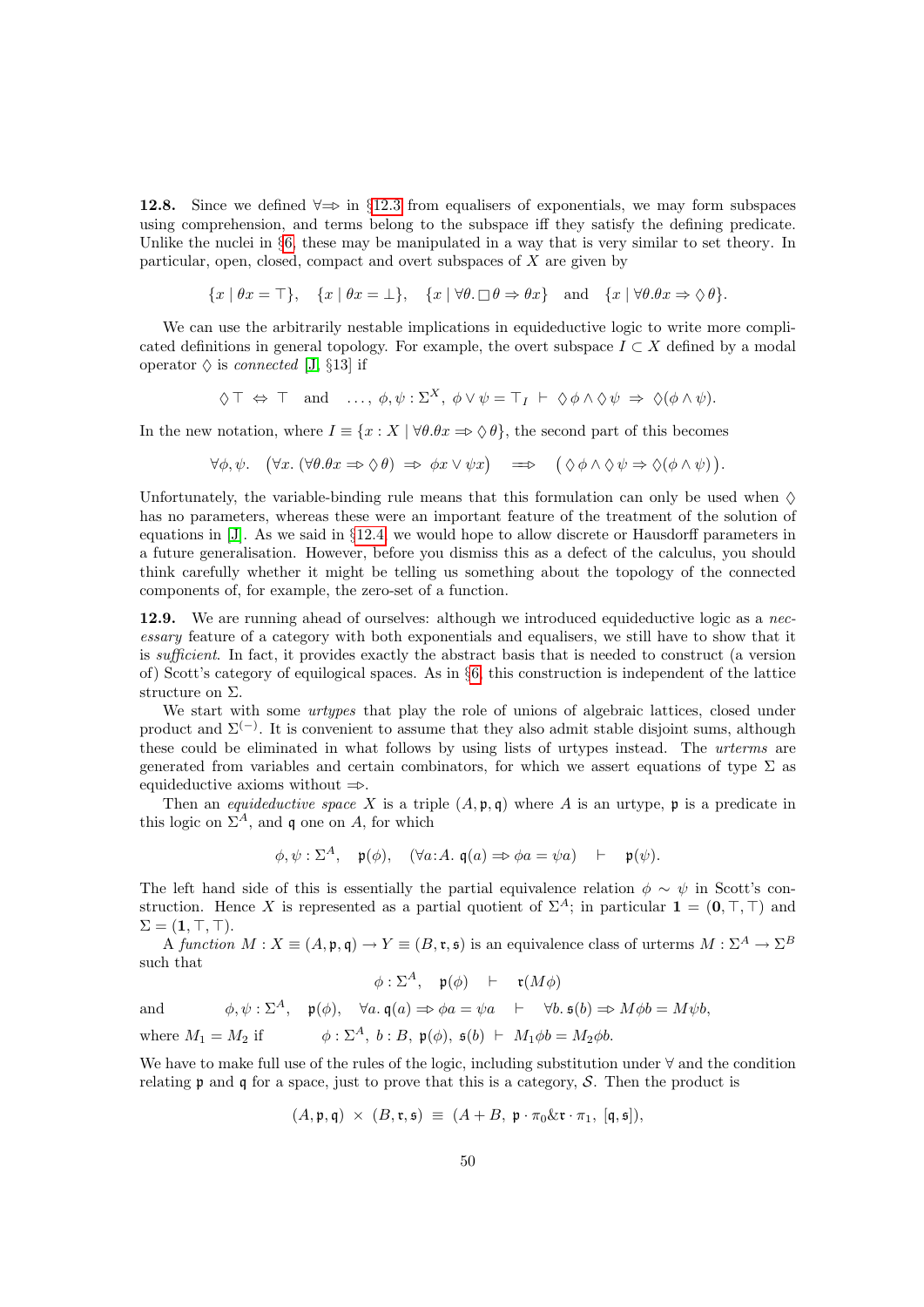**12.8.** Since we defined $\forall\Rightarrow$ in §12.3 from equalisers of exponentials, we may form subspaces using comprehension, and terms belong to the subspace iff they satisfy the defining predicate. Unlike the nuclei in §6, these may be manipulated in a way that is very similar to set theory. In particular, open, closed, compact and overt subspaces of $X$ are given by

$$\{x \mid \theta x = \top\}, \quad \{x \mid \theta x = \bot\}, \quad \{x \mid \forall\theta.\,\Box\,\theta \Rightarrow \theta x\} \quad \text{and} \quad \{x \mid \forall\theta.\theta x \Rightarrow \Diamond\,\theta\}.$$

We can use the arbitrarily nestable implications in equideductive logic to write more complicated definitions in general topology. For example, the overt subspace $I \subset X$ defined by a modal operator $\Diamond$ is *connected* [J, §13] if

$$\Diamond\,\top \;\Leftrightarrow\; \top \quad \text{and} \quad \ldots,\, \phi,\psi : \Sigma^X,\ \phi \vee \psi = \top_I \;\vdash\; \Diamond\,\phi \wedge \Diamond\,\psi \;\Rightarrow\; \Diamond(\phi \wedge \psi).$$

In the new notation, where $I \equiv \{x : X \mid \forall\theta.\theta x \Rightarrow \Diamond\,\theta\}$, the second part of this becomes

$$\forall\phi,\psi. \quad \big(\forall x.\,(\forall\theta.\theta x \Rightarrow \Diamond\,\theta) \;\Rightarrow\; \phi x \vee \psi x\big) \quad \Longrightarrow \quad \big(\,\Diamond\,\phi \wedge \Diamond\,\psi \Rightarrow \Diamond(\phi \wedge \psi)\big).$$

Unfortunately, the variable-binding rule means that this formulation can only be used when $\Diamond$ has no parameters, whereas these were an important feature of the treatment of the solution of equations in [J]. As we said in §12.4, we would hope to allow discrete or Hausdorff parameters in a future generalisation. However, before you dismiss this as a defect of the calculus, you should think carefully whether it might be telling us something about the topology of the connected components of, for example, the zero-set of a function.

**12.9.** We are running ahead of ourselves: although we introduced equideductive logic as a *necessary* feature of a category with both exponentials and equalisers, we still have to show that it is *sufficient*. In fact, it provides exactly the abstract basis that is needed to construct (a version of) Scott's category of equilogical spaces. As in §6, this construction is independent of the lattice structure on $\Sigma$.

We start with some *urtypes* that play the role of unions of algebraic lattices, closed under product and $\Sigma^{(-)}$. It is convenient to assume that they also admit stable disjoint sums, although these could be eliminated in what follows by using lists of urtypes instead. The *urterms* are generated from variables and certain combinators, for which we assert equations of type $\Sigma$ as equideductive axioms without $\Rightarrow$.

Then an *equideductive space* $X$ is a triple $(A, \mathfrak{p}, \mathfrak{q})$ where $A$ is an urtype, $\mathfrak{p}$ is a predicate in this logic on $\Sigma^A$, and $\mathfrak{q}$ one on $A$, for which

$$\phi,\psi : \Sigma^A, \quad \mathfrak{p}(\phi), \quad (\forall a{:}A.\ \mathfrak{q}(a) \Rightarrow \phi a = \psi a) \quad \vdash \quad \mathfrak{p}(\psi).$$

The left hand side of this is essentially the partial equivalence relation $\phi \sim \psi$ in Scott's construction. Hence $X$ is represented as a partial quotient of $\Sigma^A$; in particular $\mathbf{1} = (\mathbf{0}, \top, \top)$ and $\Sigma = (\mathbf{1}, \top, \top)$.

A *function* $M : X \equiv (A, \mathfrak{p}, \mathfrak{q}) \to Y \equiv (B, \mathfrak{r}, \mathfrak{s})$ is an equivalence class of urterms $M : \Sigma^A \to \Sigma^B$ such that

$$\phi : \Sigma^A, \quad \mathfrak{p}(\phi) \quad \vdash \quad \mathfrak{r}(M\phi)$$

and $$\phi,\psi : \Sigma^A, \quad \mathfrak{p}(\phi), \quad \forall a.\ \mathfrak{q}(a) \Rightarrow \phi a = \psi a \quad \vdash \quad \forall b.\ \mathfrak{s}(b) \Rightarrow M\phi b = M\psi b,$$

where $M_1 = M_2$ if $$\phi : \Sigma^A,\ b : B,\ \mathfrak{p}(\phi),\ \mathfrak{s}(b) \ \vdash\ M_1\phi b = M_2\phi b.$$

We have to make full use of the rules of the logic, including substitution under $\forall$ and the condition relating $\mathfrak{p}$ and $\mathfrak{q}$ for a space, just to prove that this is a category, $\mathcal{S}$. Then the product is

$$(A, \mathfrak{p}, \mathfrak{q}) \;\times\; (B, \mathfrak{r}, \mathfrak{s}) \;\equiv\; (A + B,\ \mathfrak{p}\cdot\pi_0 \& \mathfrak{r}\cdot\pi_1,\ [\mathfrak{q}, \mathfrak{s}]),$$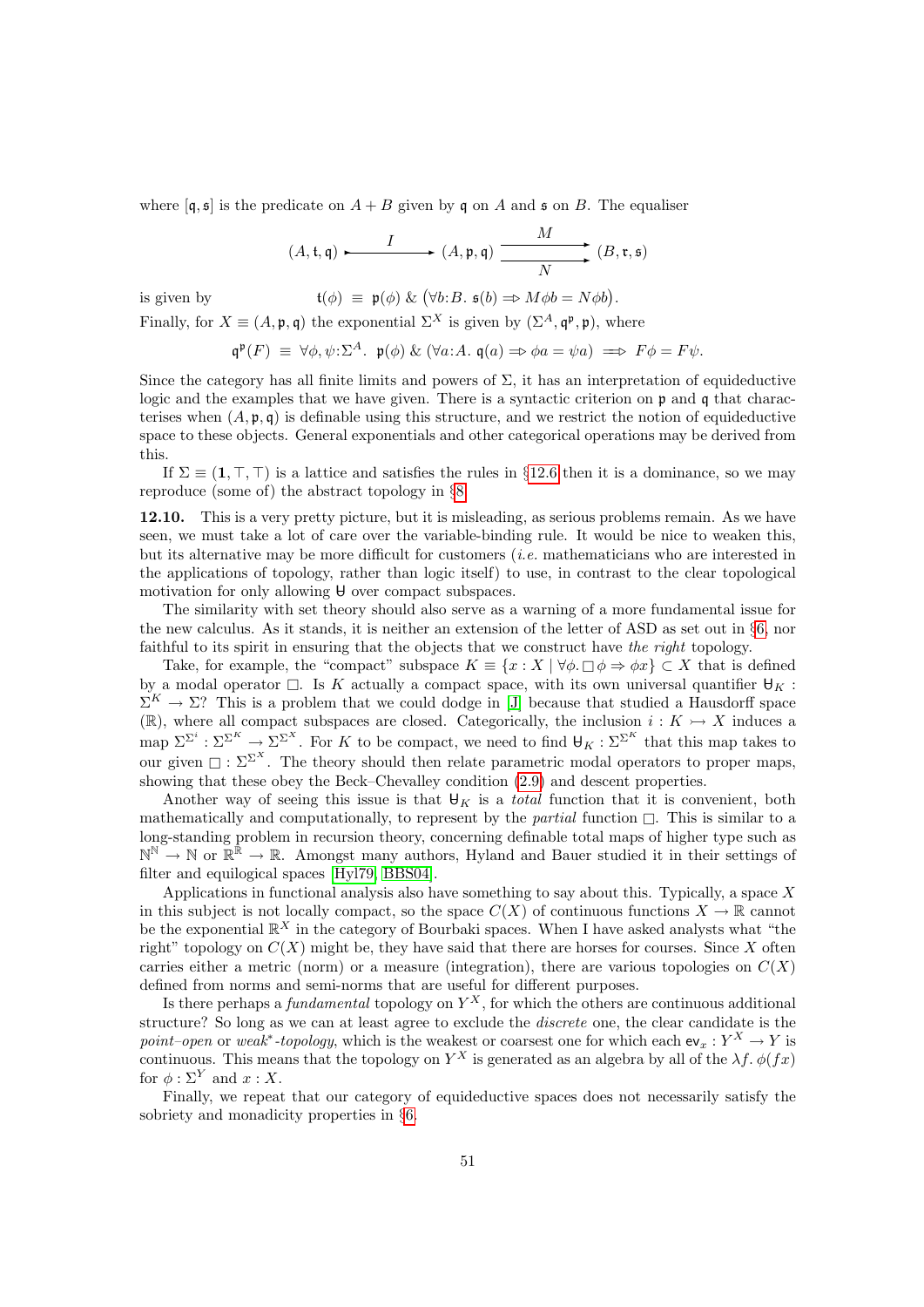where $[\mathfrak{q}, \mathfrak{s}]$ is the predicate on $A + B$ given by $\mathfrak{q}$ on $A$ and $\mathfrak{s}$ on $B$. The equaliser

$$(A, \mathfrak{t}, \mathfrak{q}) \rightarrowtail^{I} (A, \mathfrak{p}, \mathfrak{q}) \overset{M}{\underset{N}{\rightrightarrows}} (B, \mathfrak{r}, \mathfrak{s})$$

is given by
$$\mathfrak{t}(\phi) \;\equiv\; \mathfrak{p}(\phi) \;\&\; \big(\forall b{:}B.\ \mathfrak{s}(b) \Rightarrow M\phi b = N\phi b\big).$$

Finally, for $X \equiv (A, \mathfrak{p}, \mathfrak{q})$ the exponential $\Sigma^X$ is given by $(\Sigma^A, \mathfrak{q}^{\mathfrak{p}}, \mathfrak{p})$, where

$$\mathfrak{q}^{\mathfrak{p}}(F) \;\equiv\; \forall \phi, \psi{:}\Sigma^A.\ \ \mathfrak{p}(\phi) \;\&\; (\forall a{:}A.\ \mathfrak{q}(a) \Rightarrow \phi a = \psi a) \implies F\phi = F\psi.$$

Since the category has all finite limits and powers of $\Sigma$, it has an interpretation of equideductive logic and the examples that we have given. There is a syntactic criterion on $\mathfrak{p}$ and $\mathfrak{q}$ that characterises when $(A, \mathfrak{p}, \mathfrak{q})$ is definable using this structure, and we restrict the notion of equideductive space to these objects. General exponentials and other categorical operations may be derived from this.

If $\Sigma \equiv (\mathbf{1}, \top, \top)$ is a lattice and satisfies the rules in §12.6 then it is a dominance, so we may reproduce (some of) the abstract topology in §8.

**12.10.** This is a very pretty picture, but it is misleading, as serious problems remain. As we have seen, we must take a lot of care over the variable-binding rule. It would be nice to weaken this, but its alternative may be more difficult for customers (*i.e.* mathematicians who are interested in the applications of topology, rather than logic itself) to use, in contrast to the clear topological motivation for only allowing $\forall$ over compact subspaces.

The similarity with set theory should also serve as a warning of a more fundamental issue for the new calculus. As it stands, it is neither an extension of the letter of ASD as set out in §6, nor faithful to its spirit in ensuring that the objects that we construct have *the right* topology.

Take, for example, the "compact" subspace $K \equiv \{x : X \mid \forall \phi.\, \Box\,\phi \Rightarrow \phi x\} \subset X$ that is defined by a modal operator $\Box$. Is $K$ actually a compact space, with its own universal quantifier $\forall_K : \Sigma^K \to \Sigma$? This is a problem that we could dodge in [J] because that studied a Hausdorff space ($\mathbb{R}$), where all compact subspaces are closed. Categorically, the inclusion $i : K \rightarrowtail X$ induces a map $\Sigma^{\Sigma^i} : \Sigma^{\Sigma^K} \to \Sigma^{\Sigma^X}$. For $K$ to be compact, we need to find $\forall_K : \Sigma^{\Sigma^K}$ that this map takes to our given $\Box : \Sigma^{\Sigma^X}$. The theory should then relate parametric modal operators to proper maps, showing that these obey the Beck–Chevalley condition (2.9) and descent properties.

Another way of seeing this issue is that $\forall_K$ is a *total* function that it is convenient, both mathematically and computationally, to represent by the *partial* function $\Box$. This is similar to a long-standing problem in recursion theory, concerning definable total maps of higher type such as $\mathbb{N}^{\mathbb{N}} \to \mathbb{N}$ or $\mathbb{R}^{\mathbb{R}} \to \mathbb{R}$. Amongst many authors, Hyland and Bauer studied it in their settings of filter and equilogical spaces [Hyl79, BBS04].

Applications in functional analysis also have something to say about this. Typically, a space $X$ in this subject is not locally compact, so the space $C(X)$ of continuous functions $X \to \mathbb{R}$ cannot be the exponential $\mathbb{R}^X$ in the category of Bourbaki spaces. When I have asked analysts what "the right" topology on $C(X)$ might be, they have said that there are horses for courses. Since $X$ often carries either a metric (norm) or a measure (integration), there are various topologies on $C(X)$ defined from norms and semi-norms that are useful for different purposes.

Is there perhaps a *fundamental* topology on $Y^X$, for which the others are continuous additional structure? So long as we can at least agree to exclude the *discrete* one, the clear candidate is the *point–open* or *weak\*-topology*, which is the weakest or coarsest one for which each $\mathsf{ev}_x : Y^X \to Y$ is continuous. This means that the topology on $Y^X$ is generated as an algebra by all of the $\lambda f.\ \phi(fx)$ for $\phi : \Sigma^Y$ and $x : X$.

Finally, we repeat that our category of equideductive spaces does not necessarily satisfy the sobriety and monadicity properties in §6.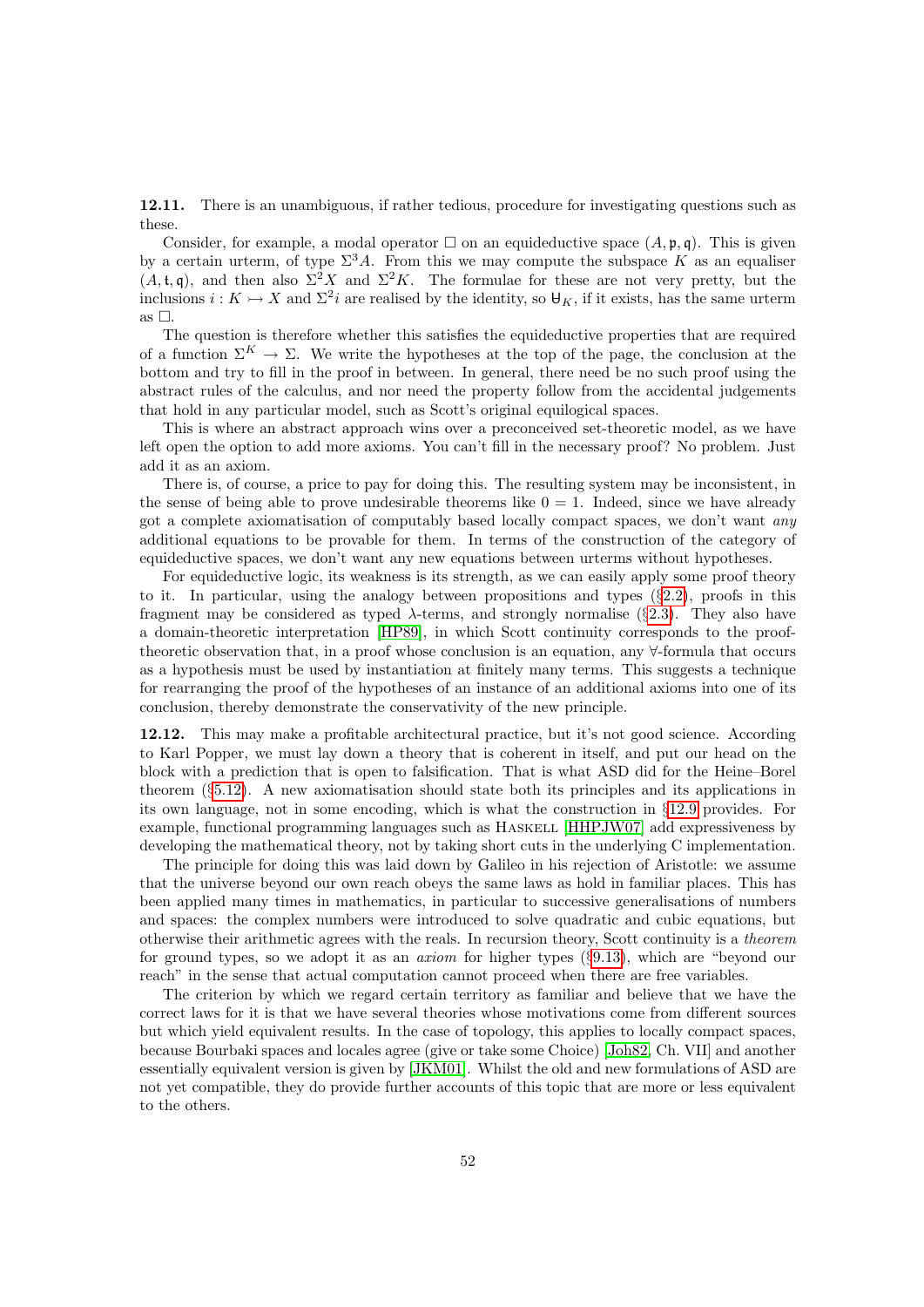**12.11.** There is an unambiguous, if rather tedious, procedure for investigating questions such as these.

Consider, for example, a modal operator $\Box$ on an equideductive space $(A, \mathfrak{p}, \mathfrak{q})$. This is given by a certain urterm, of type $\Sigma^3 A$. From this we may compute the subspace $K$ as an equaliser $(A, \mathfrak{t}, \mathfrak{q})$, and then also $\Sigma^2 X$ and $\Sigma^2 K$. The formulae for these are not very pretty, but the inclusions $i : K \rightarrowtail X$ and $\Sigma^2 i$ are realised by the identity, so $\forall_K$, if it exists, has the same urterm as $\Box$.

The question is therefore whether this satisfies the equideductive properties that are required of a function $\Sigma^K \to \Sigma$. We write the hypotheses at the top of the page, the conclusion at the bottom and try to fill in the proof in between. In general, there need be no such proof using the abstract rules of the calculus, and nor need the property follow from the accidental judgements that hold in any particular model, such as Scott's original equilogical spaces.

This is where an abstract approach wins over a preconceived set-theoretic model, as we have left open the option to add more axioms. You can't fill in the necessary proof? No problem. Just add it as an axiom.

There is, of course, a price to pay for doing this. The resulting system may be inconsistent, in the sense of being able to prove undesirable theorems like $0 = 1$. Indeed, since we have already got a complete axiomatisation of computably based locally compact spaces, we don't want *any* additional equations to be provable for them. In terms of the construction of the category of equideductive spaces, we don't want any new equations between urterms without hypotheses.

For equideductive logic, its weakness is its strength, as we can easily apply some proof theory to it. In particular, using the analogy between propositions and types (§2.2), proofs in this fragment may be considered as typed $\lambda$-terms, and strongly normalise (§2.3). They also have a domain-theoretic interpretation [HP89], in which Scott continuity corresponds to the proof-theoretic observation that, in a proof whose conclusion is an equation, any $\forall$-formula that occurs as a hypothesis must be used by instantiation at finitely many terms. This suggests a technique for rearranging the proof of the hypotheses of an instance of an additional axioms into one of its conclusion, thereby demonstrate the conservativity of the new principle.

**12.12.** This may make a profitable architectural practice, but it's not good science. According to Karl Popper, we must lay down a theory that is coherent in itself, and put our head on the block with a prediction that is open to falsification. That is what ASD did for the Heine–Borel theorem (§5.12). A new axiomatisation should state both its principles and its applications in its own language, not in some encoding, which is what the construction in §12.9 provides. For example, functional programming languages such as Haskell [HHPJW07] add expressiveness by developing the mathematical theory, not by taking short cuts in the underlying C implementation.

The principle for doing this was laid down by Galileo in his rejection of Aristotle: we assume that the universe beyond our own reach obeys the same laws as hold in familiar places. This has been applied many times in mathematics, in particular to successive generalisations of numbers and spaces: the complex numbers were introduced to solve quadratic and cubic equations, but otherwise their arithmetic agrees with the reals. In recursion theory, Scott continuity is a *theorem* for ground types, so we adopt it as an *axiom* for higher types (§9.13), which are "beyond our reach" in the sense that actual computation cannot proceed when there are free variables.

The criterion by which we regard certain territory as familiar and believe that we have the correct laws for it is that we have several theories whose motivations come from different sources but which yield equivalent results. In the case of topology, this applies to locally compact spaces, because Bourbaki spaces and locales agree (give or take some Choice) [Joh82, Ch. VII] and another essentially equivalent version is given by [JKM01]. Whilst the old and new formulations of ASD are not yet compatible, they do provide further accounts of this topic that are more or less equivalent to the others.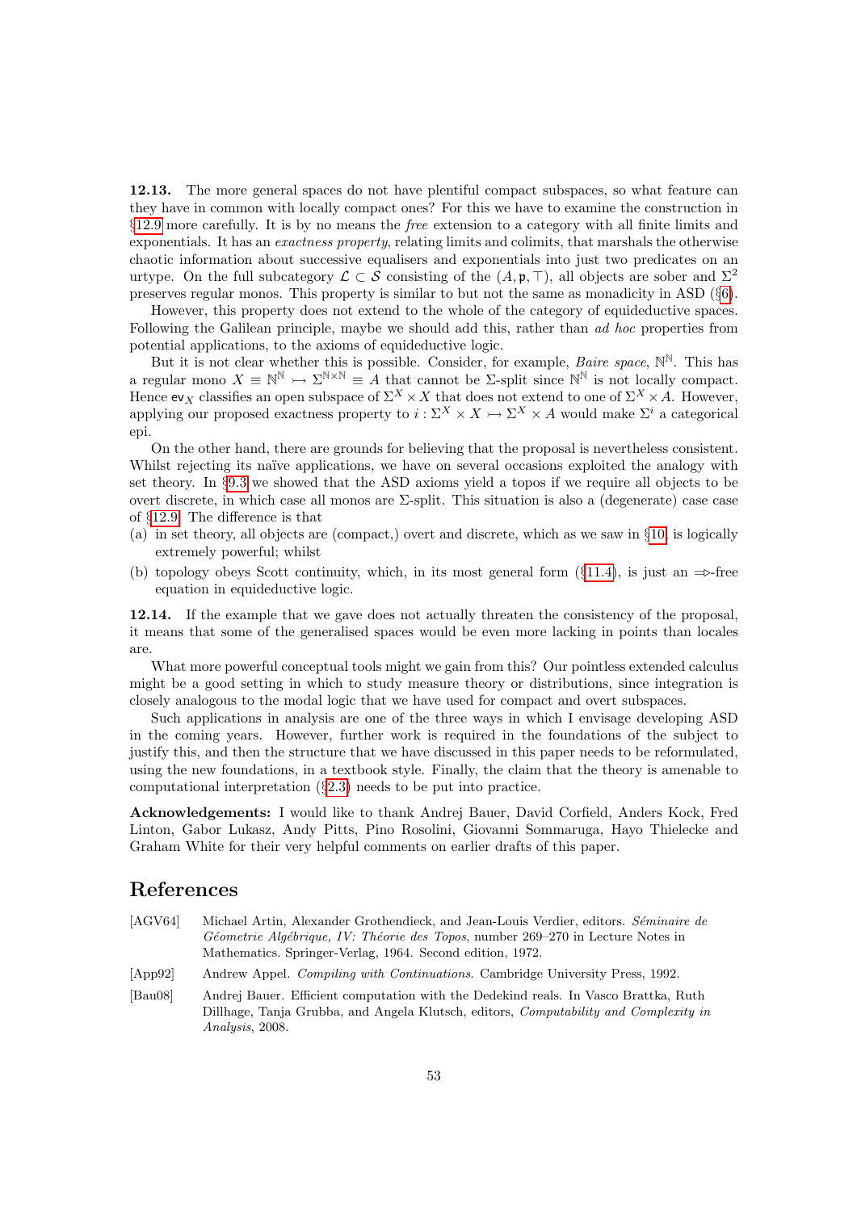**12.13.** The more general spaces do not have plentiful compact subspaces, so what feature can they have in common with locally compact ones? For this we have to examine the construction in §12.9 more carefully. It is by no means the *free* extension to a category with all finite limits and exponentials. It has an *exactness property*, relating limits and colimits, that marshals the otherwise chaotic information about successive equalisers and exponentials into just two predicates on an urtype. On the full subcategory $\mathcal{L} \subset \mathcal{S}$ consisting of the $(A, \mathfrak{p}, \top)$, all objects are sober and $\Sigma^2$ preserves regular monos. This property is similar to but not the same as monadicity in ASD (§6).

However, this property does not extend to the whole of the category of equideductive spaces. Following the Galilean principle, maybe we should add this, rather than *ad hoc* properties from potential applications, to the axioms of equideductive logic.

But it is not clear whether this is possible. Consider, for example, *Baire space*, $\mathbb{N}^{\mathbb{N}}$. This has a regular mono $X \equiv \mathbb{N}^{\mathbb{N}} \rightarrowtail \Sigma^{\mathbb{N}\times\mathbb{N}} \equiv A$ that cannot be $\Sigma$-split since $\mathbb{N}^{\mathbb{N}}$ is not locally compact. Hence $\mathsf{ev}_X$ classifies an open subspace of $\Sigma^X \times X$ that does not extend to one of $\Sigma^X \times A$. However, applying our proposed exactness property to $i : \Sigma^X \times X \rightarrowtail \Sigma^X \times A$ would make $\Sigma^i$ a categorical epi.

On the other hand, there are grounds for believing that the proposal is nevertheless consistent. Whilst rejecting its naïve applications, we have on several occasions exploited the analogy with set theory. In §9.3 we showed that the ASD axioms yield a topos if we require all objects to be overt discrete, in which case all monos are $\Sigma$-split. This situation is also a (degenerate) case case of §12.9. The difference is that

(a) in set theory, all objects are (compact,) overt and discrete, which as we saw in §10, is logically extremely powerful; whilst

(b) topology obeys Scott continuity, which, in its most general form (§11.4), is just an $\Rightarrow\!\!\!\triangleright$-free equation in equideductive logic.

**12.14.** If the example that we gave does not actually threaten the consistency of the proposal, it means that some of the generalised spaces would be even more lacking in points than locales are.

What more powerful conceptual tools might we gain from this? Our pointless extended calculus might be a good setting in which to study measure theory or distributions, since integration is closely analogous to the modal logic that we have used for compact and overt subspaces.

Such applications in analysis are one of the three ways in which I envisage developing ASD in the coming years. However, further work is required in the foundations of the subject to justify this, and then the structure that we have discussed in this paper needs to be reformulated, using the new foundations, in a textbook style. Finally, the claim that the theory is amenable to computational interpretation (§2.3) needs to be put into practice.

**Acknowledgements:** I would like to thank Andrej Bauer, David Corfield, Anders Kock, Fred Linton, Gabor Lukasz, Andy Pitts, Pino Rosolini, Giovanni Sommaruga, Hayo Thielecke and Graham White for their very helpful comments on earlier drafts of this paper.

# References

[AGV64] Michael Artin, Alexander Grothendieck, and Jean-Louis Verdier, editors. *Séminaire de Géometrie Algébrique, IV: Théorie des Topos*, number 269–270 in Lecture Notes in Mathematics. Springer-Verlag, 1964. Second edition, 1972.

[App92] Andrew Appel. *Compiling with Continuations*. Cambridge University Press, 1992.

[Bau08] Andrej Bauer. Efficient computation with the Dedekind reals. In Vasco Brattka, Ruth Dillhage, Tanja Grubba, and Angela Klutsch, editors, *Computability and Complexity in Analysis*, 2008.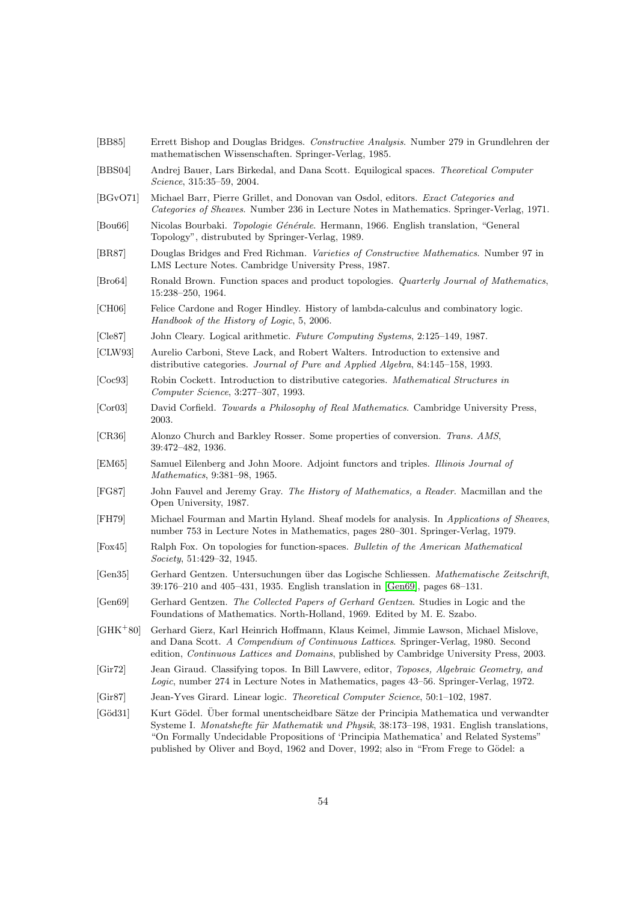[BB85] Errett Bishop and Douglas Bridges. *Constructive Analysis*. Number 279 in Grundlehren der mathematischen Wissenschaften. Springer-Verlag, 1985.

[BBS04] Andrej Bauer, Lars Birkedal, and Dana Scott. Equilogical spaces. *Theoretical Computer Science*, 315:35–59, 2004.

[BGvO71] Michael Barr, Pierre Grillet, and Donovan van Osdol, editors. *Exact Categories and Categories of Sheaves*. Number 236 in Lecture Notes in Mathematics. Springer-Verlag, 1971.

[Bou66] Nicolas Bourbaki. *Topologie Générale*. Hermann, 1966. English translation, "General Topology", distrubuted by Springer-Verlag, 1989.

[BR87] Douglas Bridges and Fred Richman. *Varieties of Constructive Mathematics*. Number 97 in LMS Lecture Notes. Cambridge University Press, 1987.

[Bro64] Ronald Brown. Function spaces and product topologies. *Quarterly Journal of Mathematics*, 15:238–250, 1964.

[CH06] Felice Cardone and Roger Hindley. History of lambda-calculus and combinatory logic. *Handbook of the History of Logic*, 5, 2006.

[Cle87] John Cleary. Logical arithmetic. *Future Computing Systems*, 2:125–149, 1987.

[CLW93] Aurelio Carboni, Steve Lack, and Robert Walters. Introduction to extensive and distributive categories. *Journal of Pure and Applied Algebra*, 84:145–158, 1993.

[Coc93] Robin Cockett. Introduction to distributive categories. *Mathematical Structures in Computer Science*, 3:277–307, 1993.

[Cor03] David Corfield. *Towards a Philosophy of Real Mathematics*. Cambridge University Press, 2003.

[CR36] Alonzo Church and Barkley Rosser. Some properties of conversion. *Trans. AMS*, 39:472–482, 1936.

[EM65] Samuel Eilenberg and John Moore. Adjoint functors and triples. *Illinois Journal of Mathematics*, 9:381–98, 1965.

[FG87] John Fauvel and Jeremy Gray. *The History of Mathematics, a Reader*. Macmillan and the Open University, 1987.

[FH79] Michael Fourman and Martin Hyland. Sheaf models for analysis. In *Applications of Sheaves*, number 753 in Lecture Notes in Mathematics, pages 280–301. Springer-Verlag, 1979.

[Fox45] Ralph Fox. On topologies for function-spaces. *Bulletin of the American Mathematical Society*, 51:429–32, 1945.

[Gen35] Gerhard Gentzen. Untersuchungen über das Logische Schliessen. *Mathematische Zeitschrift*, 39:176–210 and 405–431, 1935. English translation in [Gen69], pages 68–131.

[Gen69] Gerhard Gentzen. *The Collected Papers of Gerhard Gentzen*. Studies in Logic and the Foundations of Mathematics. North-Holland, 1969. Edited by M. E. Szabo.

[GHK+80] Gerhard Gierz, Karl Heinrich Hoffmann, Klaus Keimel, Jimmie Lawson, Michael Mislove, and Dana Scott. *A Compendium of Continuous Lattices*. Springer-Verlag, 1980. Second edition, *Continuous Lattices and Domains*, published by Cambridge University Press, 2003.

[Gir72] Jean Giraud. Classifying topos. In Bill Lawvere, editor, *Toposes, Algebraic Geometry, and Logic*, number 274 in Lecture Notes in Mathematics, pages 43–56. Springer-Verlag, 1972.

[Gir87] Jean-Yves Girard. Linear logic. *Theoretical Computer Science*, 50:1–102, 1987.

[Göd31] Kurt Gödel. Über formal unentscheidbare Sätze der Principia Mathematica und verwandter Systeme I. *Monatshefte für Mathematik und Physik*, 38:173–198, 1931. English translations, "On Formally Undecidable Propositions of 'Principia Mathematica' and Related Systems" published by Oliver and Boyd, 1962 and Dover, 1992; also in "From Frege to Gödel: a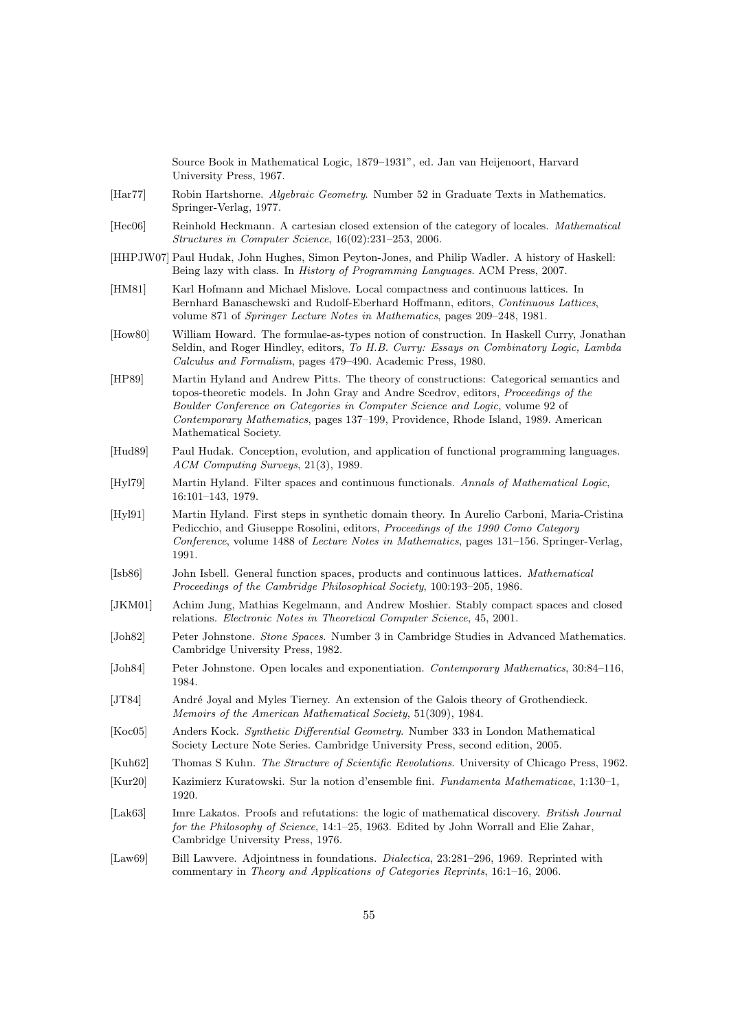Source Book in Mathematical Logic, 1879–1931", ed. Jan van Heijenoort, Harvard University Press, 1967.

[Har77] Robin Hartshorne. *Algebraic Geometry*. Number 52 in Graduate Texts in Mathematics. Springer-Verlag, 1977.

[Hec06] Reinhold Heckmann. A cartesian closed extension of the category of locales. *Mathematical Structures in Computer Science*, 16(02):231–253, 2006.

[HHPJW07] Paul Hudak, John Hughes, Simon Peyton-Jones, and Philip Wadler. A history of Haskell: Being lazy with class. In *History of Programming Languages*. ACM Press, 2007.

[HM81] Karl Hofmann and Michael Mislove. Local compactness and continuous lattices. In Bernhard Banaschewski and Rudolf-Eberhard Hoffmann, editors, *Continuous Lattices*, volume 871 of *Springer Lecture Notes in Mathematics*, pages 209–248, 1981.

[How80] William Howard. The formulae-as-types notion of construction. In Haskell Curry, Jonathan Seldin, and Roger Hindley, editors, *To H.B. Curry: Essays on Combinatory Logic, Lambda Calculus and Formalism*, pages 479–490. Academic Press, 1980.

[HP89] Martin Hyland and Andrew Pitts. The theory of constructions: Categorical semantics and topos-theoretic models. In John Gray and Andre Scedrov, editors, *Proceedings of the Boulder Conference on Categories in Computer Science and Logic*, volume 92 of *Contemporary Mathematics*, pages 137–199, Providence, Rhode Island, 1989. American Mathematical Society.

[Hud89] Paul Hudak. Conception, evolution, and application of functional programming languages. *ACM Computing Surveys*, 21(3), 1989.

[Hyl79] Martin Hyland. Filter spaces and continuous functionals. *Annals of Mathematical Logic*, 16:101–143, 1979.

[Hyl91] Martin Hyland. First steps in synthetic domain theory. In Aurelio Carboni, Maria-Cristina Pedicchio, and Giuseppe Rosolini, editors, *Proceedings of the 1990 Como Category Conference*, volume 1488 of *Lecture Notes in Mathematics*, pages 131–156. Springer-Verlag, 1991.

[Isb86] John Isbell. General function spaces, products and continuous lattices. *Mathematical Proceedings of the Cambridge Philosophical Society*, 100:193–205, 1986.

[JKM01] Achim Jung, Mathias Kegelmann, and Andrew Moshier. Stably compact spaces and closed relations. *Electronic Notes in Theoretical Computer Science*, 45, 2001.

[Joh82] Peter Johnstone. *Stone Spaces*. Number 3 in Cambridge Studies in Advanced Mathematics. Cambridge University Press, 1982.

[Joh84] Peter Johnstone. Open locales and exponentiation. *Contemporary Mathematics*, 30:84–116, 1984.

[JT84] André Joyal and Myles Tierney. An extension of the Galois theory of Grothendieck. *Memoirs of the American Mathematical Society*, 51(309), 1984.

[Koc05] Anders Kock. *Synthetic Differential Geometry*. Number 333 in London Mathematical Society Lecture Note Series. Cambridge University Press, second edition, 2005.

[Kuh62] Thomas S Kuhn. *The Structure of Scientific Revolutions*. University of Chicago Press, 1962.

[Kur20] Kazimierz Kuratowski. Sur la notion d'ensemble fini. *Fundamenta Mathematicae*, 1:130–1, 1920.

[Lak63] Imre Lakatos. Proofs and refutations: the logic of mathematical discovery. *British Journal for the Philosophy of Science*, 14:1–25, 1963. Edited by John Worrall and Elie Zahar, Cambridge University Press, 1976.

[Law69] Bill Lawvere. Adjointness in foundations. *Dialectica*, 23:281–296, 1969. Reprinted with commentary in *Theory and Applications of Categories Reprints*, 16:1–16, 2006.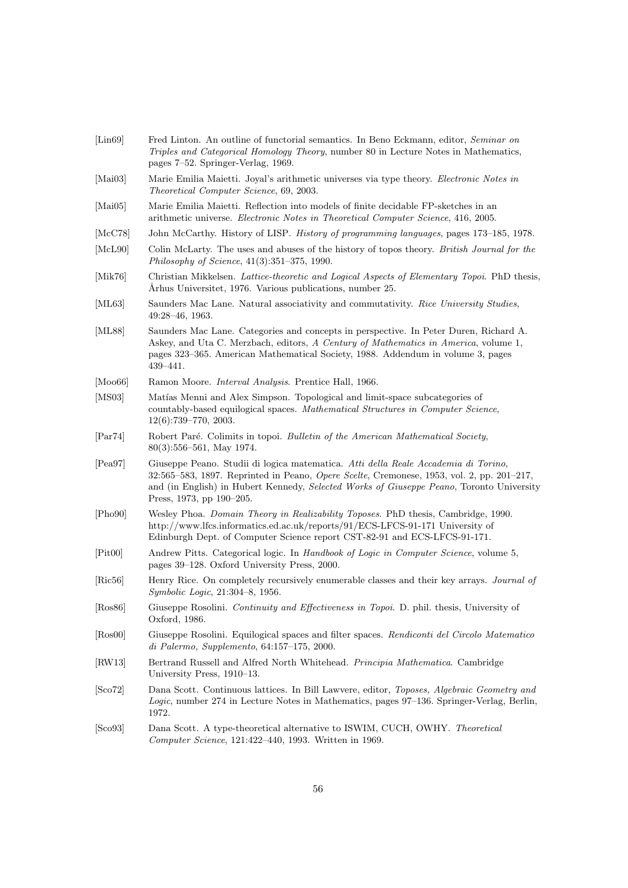[Lin69] Fred Linton. An outline of functorial semantics. In Beno Eckmann, editor, *Seminar on Triples and Categorical Homology Theory*, number 80 in Lecture Notes in Mathematics, pages 7–52. Springer-Verlag, 1969.

[Mai03] Marie Emilia Maietti. Joyal's arithmetic universes via type theory. *Electronic Notes in Theoretical Computer Science*, 69, 2003.

[Mai05] Marie Emilia Maietti. Reflection into models of finite decidable FP-sketches in an arithmetic universe. *Electronic Notes in Theoretical Computer Science*, 416, 2005.

[McC78] John McCarthy. History of LISP. *History of programming languages*, pages 173–185, 1978.

[McL90] Colin McLarty. The uses and abuses of the history of topos theory. *British Journal for the Philosophy of Science*, 41(3):351–375, 1990.

[Mik76] Christian Mikkelsen. *Lattice-theoretic and Logical Aspects of Elementary Topoi*. PhD thesis, Århus Universitet, 1976. Various publications, number 25.

[ML63] Saunders Mac Lane. Natural associativity and commutativity. *Rice University Studies*, 49:28–46, 1963.

[ML88] Saunders Mac Lane. Categories and concepts in perspective. In Peter Duren, Richard A. Askey, and Uta C. Merzbach, editors, *A Century of Mathematics in America*, volume 1, pages 323–365. American Mathematical Society, 1988. Addendum in volume 3, pages 439–441.

[Moo66] Ramon Moore. *Interval Analysis*. Prentice Hall, 1966.

[MS03] Matías Menni and Alex Simpson. Topological and limit-space subcategories of countably-based equilogical spaces. *Mathematical Structures in Computer Science*, 12(6):739–770, 2003.

[Par74] Robert Paré. Colimits in topoi. *Bulletin of the American Mathematical Society*, 80(3):556–561, May 1974.

[Pea97] Giuseppe Peano. Studii di logica matematica. *Atti della Reale Accademia di Torino*, 32:565–583, 1897. Reprinted in Peano, *Opere Scelte*, Cremonese, 1953, vol. 2, pp. 201–217, and (in English) in Hubert Kennedy, *Selected Works of Giuseppe Peano*, Toronto University Press, 1973, pp 190–205.

[Pho90] Wesley Phoa. *Domain Theory in Realizability Toposes*. PhD thesis, Cambridge, 1990. http://www.lfcs.informatics.ed.ac.uk/reports/91/ECS-LFCS-91-171 University of Edinburgh Dept. of Computer Science report CST-82-91 and ECS-LFCS-91-171.

[Pit00] Andrew Pitts. Categorical logic. In *Handbook of Logic in Computer Science*, volume 5, pages 39–128. Oxford University Press, 2000.

[Ric56] Henry Rice. On completely recursively enumerable classes and their key arrays. *Journal of Symbolic Logic*, 21:304–8, 1956.

[Ros86] Giuseppe Rosolini. *Continuity and Effectiveness in Topoi*. D. phil. thesis, University of Oxford, 1986.

[Ros00] Giuseppe Rosolini. Equilogical spaces and filter spaces. *Rendiconti del Circolo Matematico di Palermo, Supplemento*, 64:157–175, 2000.

[RW13] Bertrand Russell and Alfred North Whitehead. *Principia Mathematica*. Cambridge University Press, 1910–13.

[Sco72] Dana Scott. Continuous lattices. In Bill Lawvere, editor, *Toposes, Algebraic Geometry and Logic*, number 274 in Lecture Notes in Mathematics, pages 97–136. Springer-Verlag, Berlin, 1972.

[Sco93] Dana Scott. A type-theoretical alternative to ISWIM, CUCH, OWHY. *Theoretical Computer Science*, 121:422–440, 1993. Written in 1969.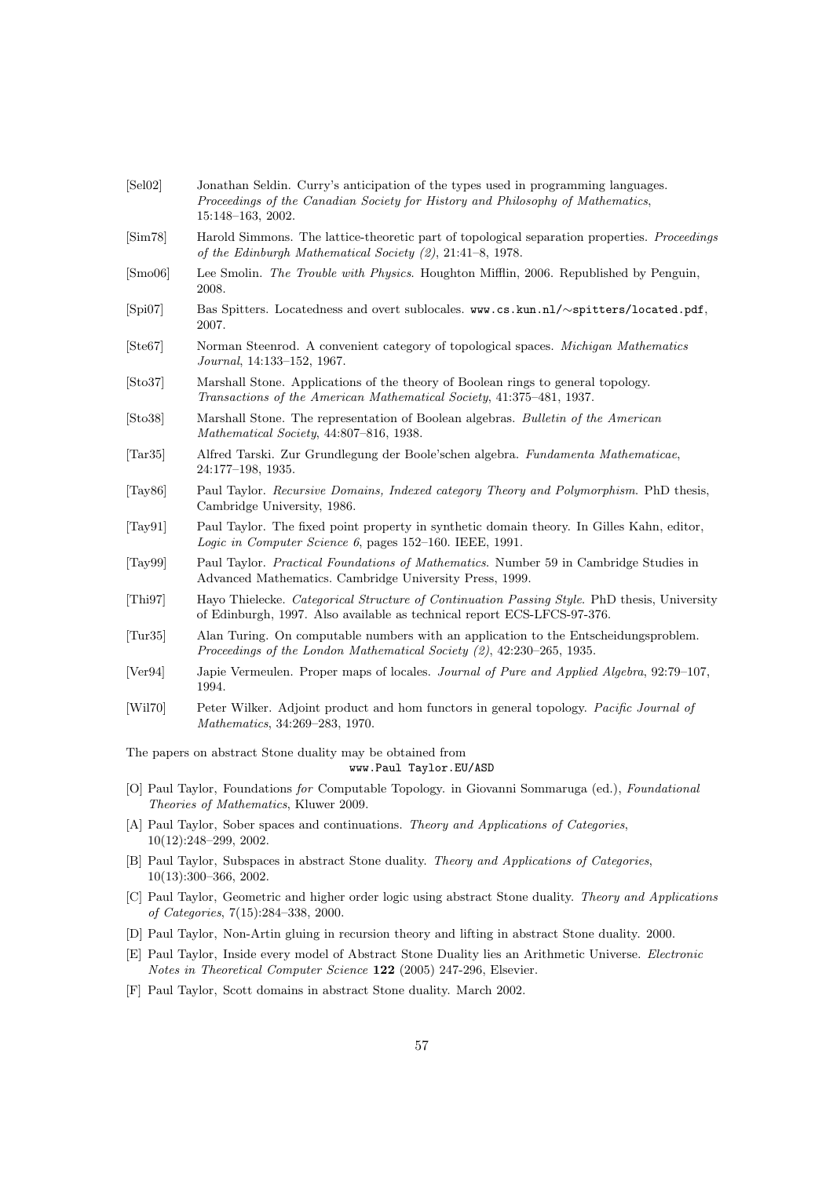[Sel02] Jonathan Seldin. Curry's anticipation of the types used in programming languages. *Proceedings of the Canadian Society for History and Philosophy of Mathematics*, 15:148–163, 2002.

[Sim78] Harold Simmons. The lattice-theoretic part of topological separation properties. *Proceedings of the Edinburgh Mathematical Society (2)*, 21:41–8, 1978.

[Smo06] Lee Smolin. *The Trouble with Physics*. Houghton Mifflin, 2006. Republished by Penguin, 2008.

[Spi07] Bas Spitters. Locatedness and overt sublocales. `www.cs.kun.nl/∼spitters/located.pdf`, 2007.

[Ste67] Norman Steenrod. A convenient category of topological spaces. *Michigan Mathematics Journal*, 14:133–152, 1967.

[Sto37] Marshall Stone. Applications of the theory of Boolean rings to general topology. *Transactions of the American Mathematical Society*, 41:375–481, 1937.

[Sto38] Marshall Stone. The representation of Boolean algebras. *Bulletin of the American Mathematical Society*, 44:807–816, 1938.

[Tar35] Alfred Tarski. Zur Grundlegung der Boole'schen algebra. *Fundamenta Mathematicae*, 24:177–198, 1935.

[Tay86] Paul Taylor. *Recursive Domains, Indexed category Theory and Polymorphism*. PhD thesis, Cambridge University, 1986.

[Tay91] Paul Taylor. The fixed point property in synthetic domain theory. In Gilles Kahn, editor, *Logic in Computer Science 6*, pages 152–160. IEEE, 1991.

[Tay99] Paul Taylor. *Practical Foundations of Mathematics*. Number 59 in Cambridge Studies in Advanced Mathematics. Cambridge University Press, 1999.

[Thi97] Hayo Thielecke. *Categorical Structure of Continuation Passing Style*. PhD thesis, University of Edinburgh, 1997. Also available as technical report ECS-LFCS-97-376.

[Tur35] Alan Turing. On computable numbers with an application to the Entscheidungsproblem. *Proceedings of the London Mathematical Society (2)*, 42:230–265, 1935.

[Ver94] Japie Vermeulen. Proper maps of locales. *Journal of Pure and Applied Algebra*, 92:79–107, 1994.

[Wil70] Peter Wilker. Adjoint product and hom functors in general topology. *Pacific Journal of Mathematics*, 34:269–283, 1970.

The papers on abstract Stone duality may be obtained from
`www.Paul Taylor.EU/ASD`

[O] Paul Taylor, Foundations *for* Computable Topology. in Giovanni Sommaruga (ed.), *Foundational Theories of Mathematics*, Kluwer 2009.

[A] Paul Taylor, Sober spaces and continuations. *Theory and Applications of Categories*, 10(12):248–299, 2002.

[B] Paul Taylor, Subspaces in abstract Stone duality. *Theory and Applications of Categories*, 10(13):300–366, 2002.

[C] Paul Taylor, Geometric and higher order logic using abstract Stone duality. *Theory and Applications of Categories*, 7(15):284–338, 2000.

[D] Paul Taylor, Non-Artin gluing in recursion theory and lifting in abstract Stone duality. 2000.

[E] Paul Taylor, Inside every model of Abstract Stone Duality lies an Arithmetic Universe. *Electronic Notes in Theoretical Computer Science* **122** (2005) 247-296, Elsevier.

[F] Paul Taylor, Scott domains in abstract Stone duality. March 2002.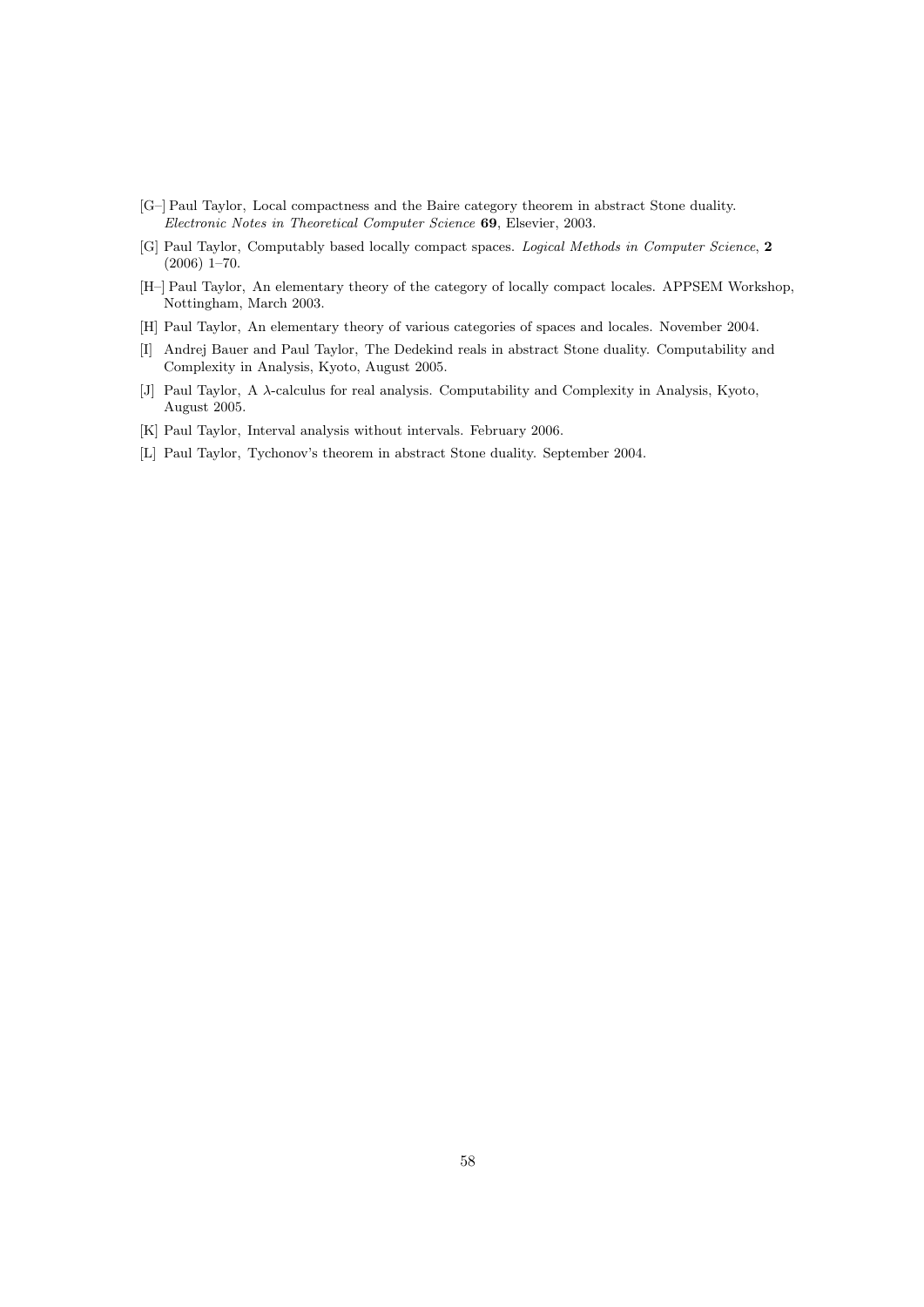[G–] Paul Taylor, Local compactness and the Baire category theorem in abstract Stone duality. *Electronic Notes in Theoretical Computer Science* **69**, Elsevier, 2003.

[G] Paul Taylor, Computably based locally compact spaces. *Logical Methods in Computer Science*, **2** (2006) 1–70.

[H–] Paul Taylor, An elementary theory of the category of locally compact locales. APPSEM Workshop, Nottingham, March 2003.

[H] Paul Taylor, An elementary theory of various categories of spaces and locales. November 2004.

[I] Andrej Bauer and Paul Taylor, The Dedekind reals in abstract Stone duality. Computability and Complexity in Analysis, Kyoto, August 2005.

[J] Paul Taylor, A $\lambda$-calculus for real analysis. Computability and Complexity in Analysis, Kyoto, August 2005.

[K] Paul Taylor, Interval analysis without intervals. February 2006.

[L] Paul Taylor, Tychonov's theorem in abstract Stone duality. September 2004.